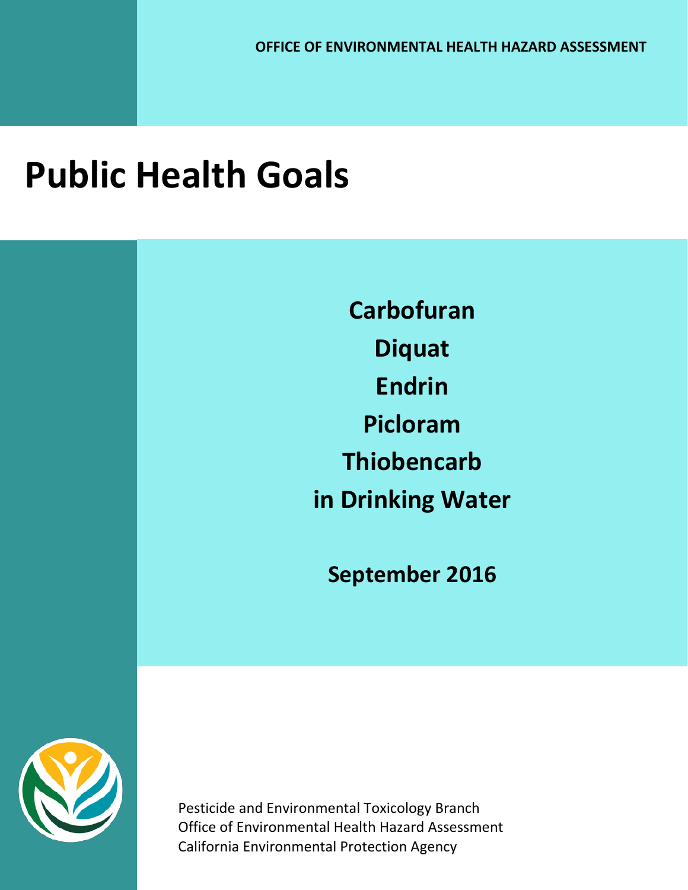OFFICE OF ENVIRONMENTAL HEALTH HAZARD ASSESSMENT

# Public Health Goals

**Carbofuran**

**Diquat**

**Endrin**

**Picloram**

**Thiobencarb**

**in Drinking Water**

**September 2016**

Pesticide and Environmental Toxicology Branch
Office of Environmental Health Hazard Assessment
California Environmental Protection Agency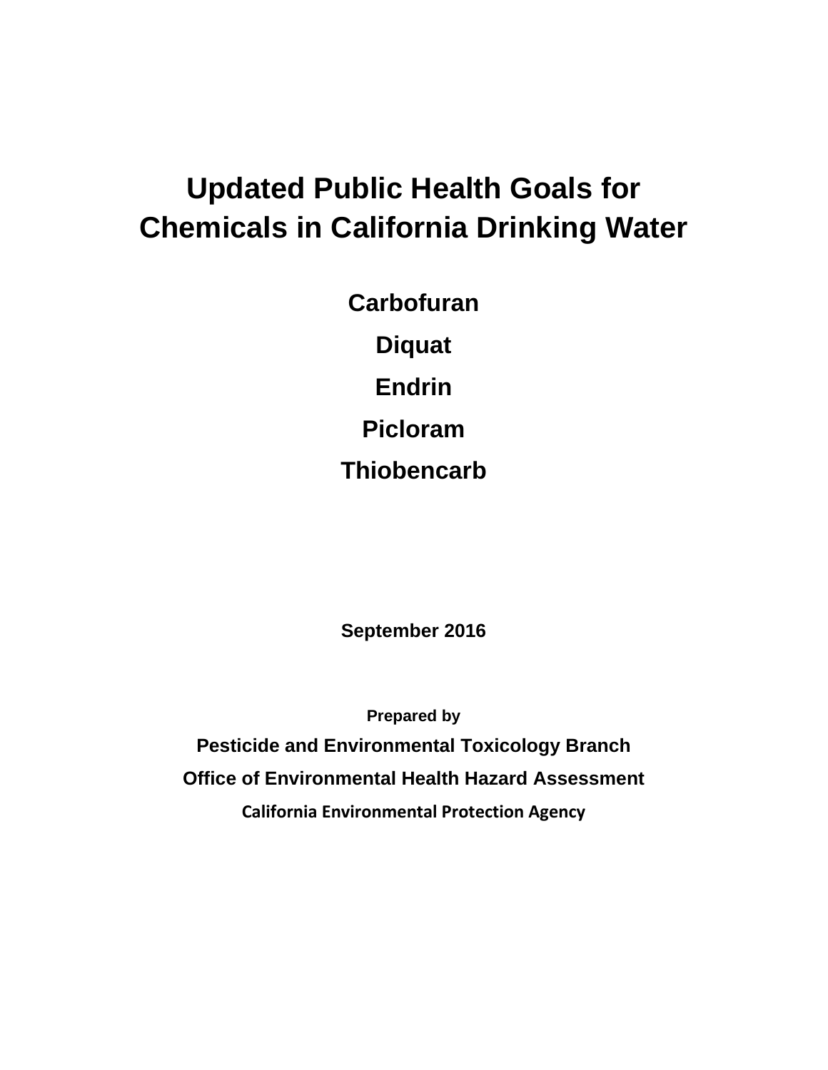# Updated Public Health Goals for Chemicals in California Drinking Water

**Carbofuran**

**Diquat**

**Endrin**

**Picloram**

**Thiobencarb**

**September 2016**

**Prepared by**

**Pesticide and Environmental Toxicology Branch**

**Office of Environmental Health Hazard Assessment**

**California Environmental Protection Agency**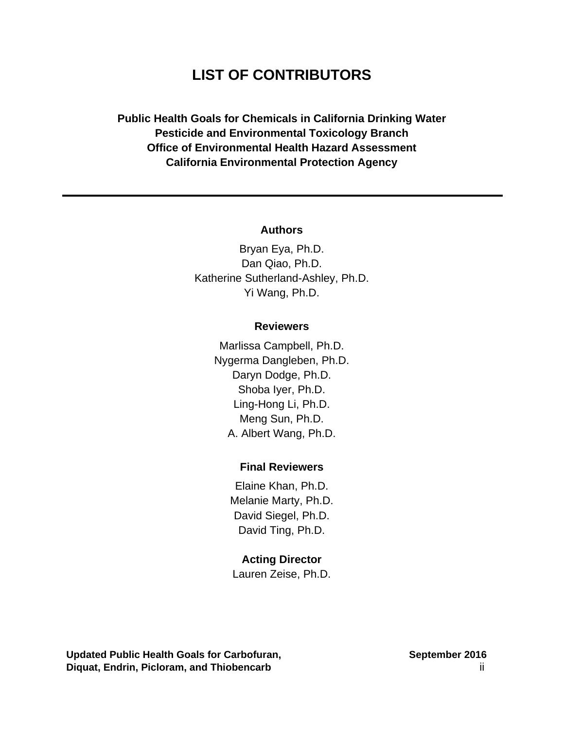# LIST OF CONTRIBUTORS

**Public Health Goals for Chemicals in California Drinking Water**
**Pesticide and Environmental Toxicology Branch**
**Office of Environmental Health Hazard Assessment**
**California Environmental Protection Agency**

---

**Authors**

Bryan Eya, Ph.D.
Dan Qiao, Ph.D.
Katherine Sutherland-Ashley, Ph.D.
Yi Wang, Ph.D.

**Reviewers**

Marlissa Campbell, Ph.D.
Nygerma Dangleben, Ph.D.
Daryn Dodge, Ph.D.
Shoba Iyer, Ph.D.
Ling-Hong Li, Ph.D.
Meng Sun, Ph.D.
A. Albert Wang, Ph.D.

**Final Reviewers**

Elaine Khan, Ph.D.
Melanie Marty, Ph.D.
David Siegel, Ph.D.
David Ting, Ph.D.

**Acting Director**

Lauren Zeise, Ph.D.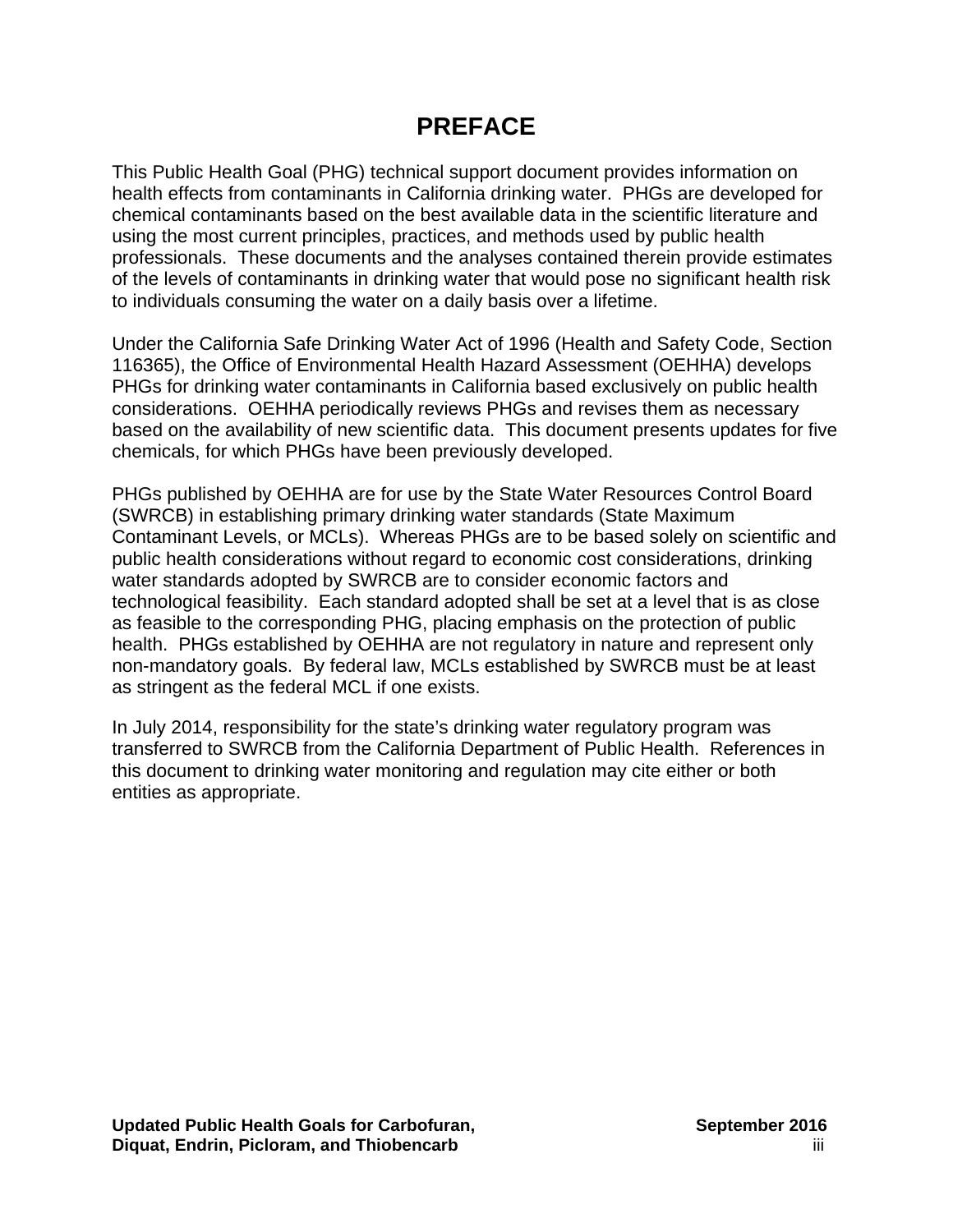# PREFACE

This Public Health Goal (PHG) technical support document provides information on health effects from contaminants in California drinking water. PHGs are developed for chemical contaminants based on the best available data in the scientific literature and using the most current principles, practices, and methods used by public health professionals. These documents and the analyses contained therein provide estimates of the levels of contaminants in drinking water that would pose no significant health risk to individuals consuming the water on a daily basis over a lifetime.

Under the California Safe Drinking Water Act of 1996 (Health and Safety Code, Section 116365), the Office of Environmental Health Hazard Assessment (OEHHA) develops PHGs for drinking water contaminants in California based exclusively on public health considerations. OEHHA periodically reviews PHGs and revises them as necessary based on the availability of new scientific data. This document presents updates for five chemicals, for which PHGs have been previously developed.

PHGs published by OEHHA are for use by the State Water Resources Control Board (SWRCB) in establishing primary drinking water standards (State Maximum Contaminant Levels, or MCLs). Whereas PHGs are to be based solely on scientific and public health considerations without regard to economic cost considerations, drinking water standards adopted by SWRCB are to consider economic factors and technological feasibility. Each standard adopted shall be set at a level that is as close as feasible to the corresponding PHG, placing emphasis on the protection of public health. PHGs established by OEHHA are not regulatory in nature and represent only non-mandatory goals. By federal law, MCLs established by SWRCB must be at least as stringent as the federal MCL if one exists.

In July 2014, responsibility for the state's drinking water regulatory program was transferred to SWRCB from the California Department of Public Health. References in this document to drinking water monitoring and regulation may cite either or both entities as appropriate.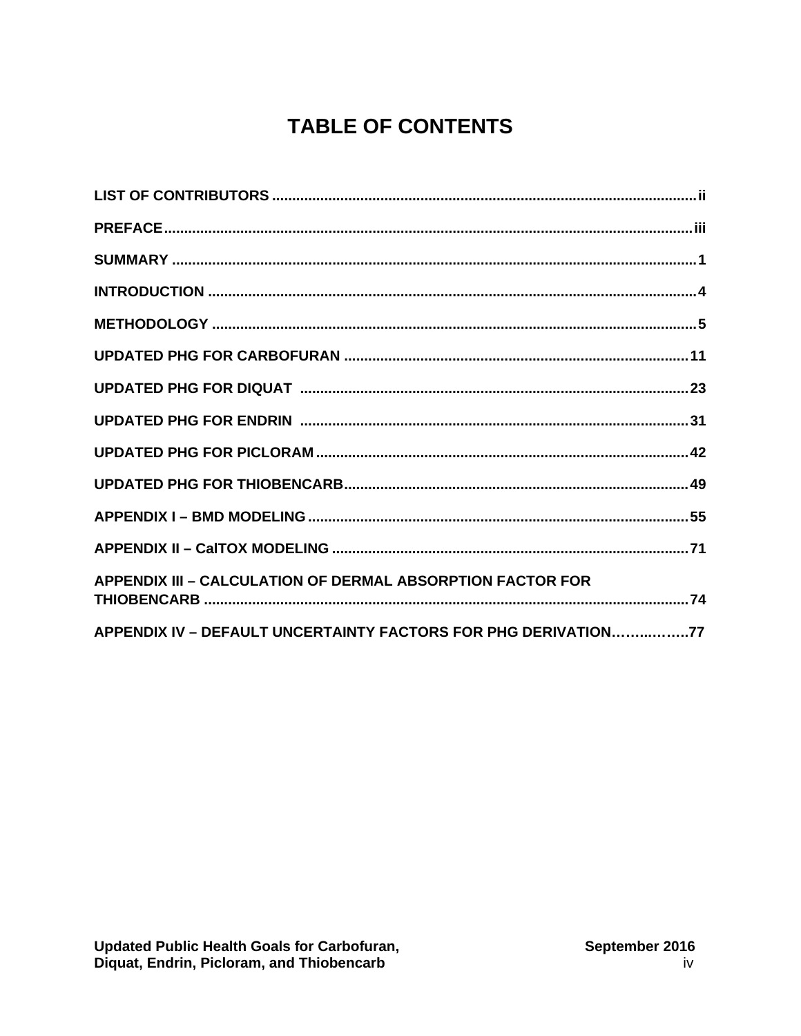# TABLE OF CONTENTS

**LIST OF CONTRIBUTORS** ........................................................................................................ ii

**PREFACE** ................................................................................................................................ iii

**SUMMARY** ................................................................................................................................ 1

**INTRODUCTION** ...................................................................................................................... 4

**METHODOLOGY** ...................................................................................................................... 5

**UPDATED PHG FOR CARBOFURAN** .................................................................................... 11

**UPDATED PHG FOR DIQUAT** ................................................................................................ 23

**UPDATED PHG FOR ENDRIN** ................................................................................................ 31

**UPDATED PHG FOR PICLORAM** ............................................................................................ 42

**UPDATED PHG FOR THIOBENCARB** ..................................................................................... 49

**APPENDIX I – BMD MODELING** .............................................................................................. 55

**APPENDIX II – CalTOX MODELING** ........................................................................................ 71

**APPENDIX III – CALCULATION OF DERMAL ABSORPTION FACTOR FOR THIOBENCARB** ........................................................................................................................ 74

**APPENDIX IV – DEFAULT UNCERTAINTY FACTORS FOR PHG DERIVATION**……..……..77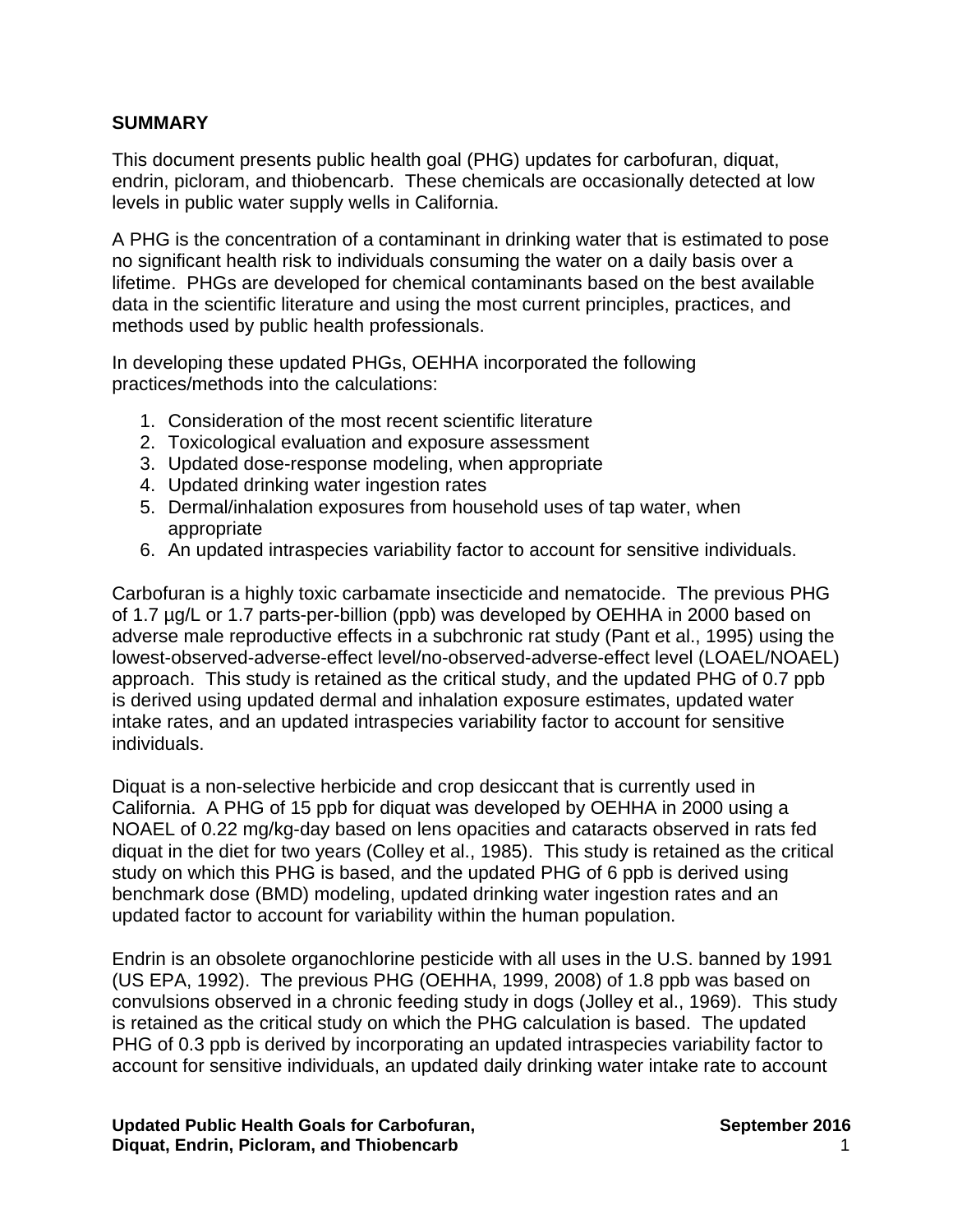## SUMMARY

This document presents public health goal (PHG) updates for carbofuran, diquat, endrin, picloram, and thiobencarb. These chemicals are occasionally detected at low levels in public water supply wells in California.

A PHG is the concentration of a contaminant in drinking water that is estimated to pose no significant health risk to individuals consuming the water on a daily basis over a lifetime. PHGs are developed for chemical contaminants based on the best available data in the scientific literature and using the most current principles, practices, and methods used by public health professionals.

In developing these updated PHGs, OEHHA incorporated the following practices/methods into the calculations:

1. Consideration of the most recent scientific literature
2. Toxicological evaluation and exposure assessment
3. Updated dose-response modeling, when appropriate
4. Updated drinking water ingestion rates
5. Dermal/inhalation exposures from household uses of tap water, when appropriate
6. An updated intraspecies variability factor to account for sensitive individuals.

Carbofuran is a highly toxic carbamate insecticide and nematocide. The previous PHG of 1.7 µg/L or 1.7 parts-per-billion (ppb) was developed by OEHHA in 2000 based on adverse male reproductive effects in a subchronic rat study (Pant et al., 1995) using the lowest-observed-adverse-effect level/no-observed-adverse-effect level (LOAEL/NOAEL) approach. This study is retained as the critical study, and the updated PHG of 0.7 ppb is derived using updated dermal and inhalation exposure estimates, updated water intake rates, and an updated intraspecies variability factor to account for sensitive individuals.

Diquat is a non-selective herbicide and crop desiccant that is currently used in California. A PHG of 15 ppb for diquat was developed by OEHHA in 2000 using a NOAEL of 0.22 mg/kg-day based on lens opacities and cataracts observed in rats fed diquat in the diet for two years (Colley et al., 1985). This study is retained as the critical study on which this PHG is based, and the updated PHG of 6 ppb is derived using benchmark dose (BMD) modeling, updated drinking water ingestion rates and an updated factor to account for variability within the human population.

Endrin is an obsolete organochlorine pesticide with all uses in the U.S. banned by 1991 (US EPA, 1992). The previous PHG (OEHHA, 1999, 2008) of 1.8 ppb was based on convulsions observed in a chronic feeding study in dogs (Jolley et al., 1969). This study is retained as the critical study on which the PHG calculation is based. The updated PHG of 0.3 ppb is derived by incorporating an updated intraspecies variability factor to account for sensitive individuals, an updated daily drinking water intake rate to account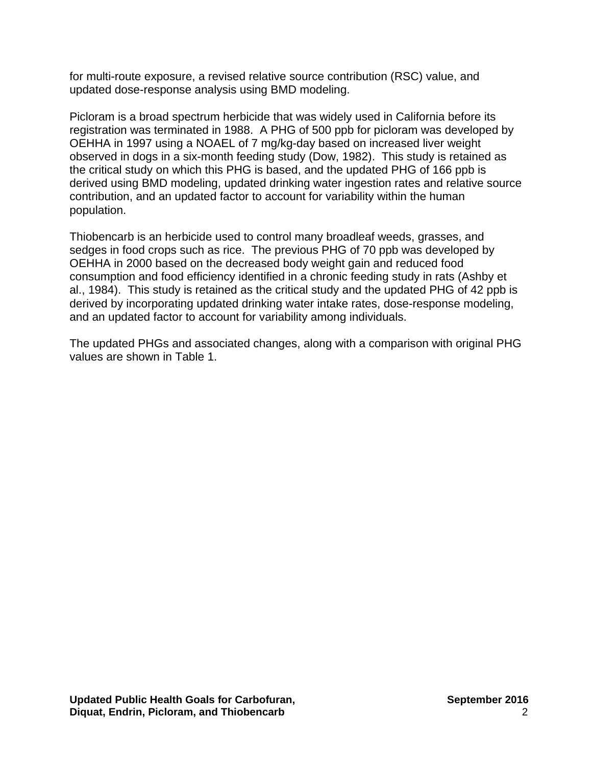for multi-route exposure, a revised relative source contribution (RSC) value, and updated dose-response analysis using BMD modeling.

Picloram is a broad spectrum herbicide that was widely used in California before its registration was terminated in 1988. A PHG of 500 ppb for picloram was developed by OEHHA in 1997 using a NOAEL of 7 mg/kg-day based on increased liver weight observed in dogs in a six-month feeding study (Dow, 1982). This study is retained as the critical study on which this PHG is based, and the updated PHG of 166 ppb is derived using BMD modeling, updated drinking water ingestion rates and relative source contribution, and an updated factor to account for variability within the human population.

Thiobencarb is an herbicide used to control many broadleaf weeds, grasses, and sedges in food crops such as rice. The previous PHG of 70 ppb was developed by OEHHA in 2000 based on the decreased body weight gain and reduced food consumption and food efficiency identified in a chronic feeding study in rats (Ashby et al., 1984). This study is retained as the critical study and the updated PHG of 42 ppb is derived by incorporating updated drinking water intake rates, dose-response modeling, and an updated factor to account for variability among individuals.

The updated PHGs and associated changes, along with a comparison with original PHG values are shown in Table 1.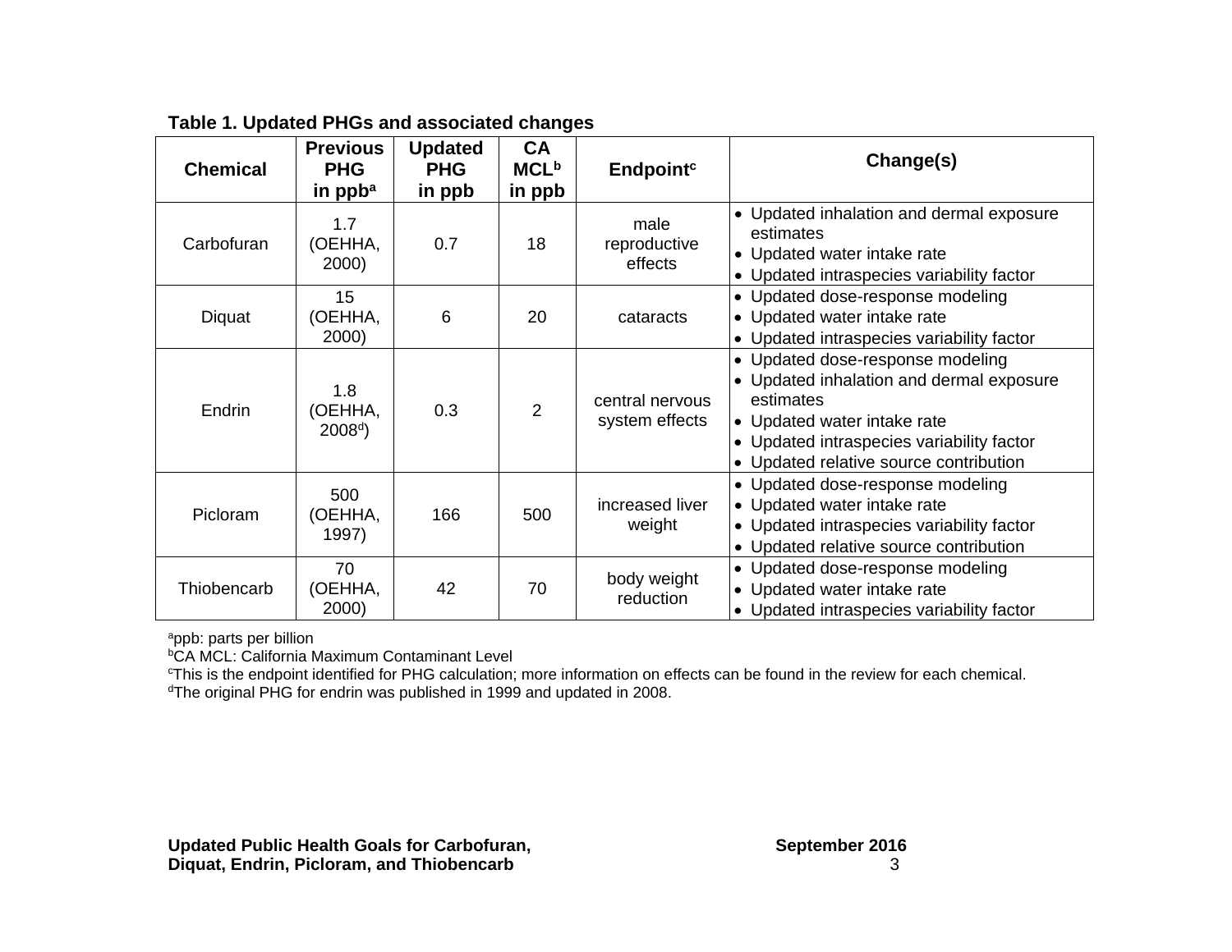**Table 1. Updated PHGs and associated changes**

| Chemical | Previous PHG in ppb[a] | Updated PHG in ppb | CA MCL[b] in ppb | Endpoint[c] | Change(s) |
|---|---|---|---|---|---|
| Carbofuran | 1.7 (OEHHA, 2000) | 0.7 | 18 | male reproductive effects | • Updated inhalation and dermal exposure estimates<br>• Updated water intake rate<br>• Updated intraspecies variability factor |
| Diquat | 15 (OEHHA, 2000) | 6 | 20 | cataracts | • Updated dose-response modeling<br>• Updated water intake rate<br>• Updated intraspecies variability factor |
| Endrin | 1.8 (OEHHA, 2008[d]) | 0.3 | 2 | central nervous system effects | • Updated dose-response modeling<br>• Updated inhalation and dermal exposure estimates<br>• Updated water intake rate<br>• Updated intraspecies variability factor<br>• Updated relative source contribution |
| Picloram | 500 (OEHHA, 1997) | 166 | 500 | increased liver weight | • Updated dose-response modeling<br>• Updated water intake rate<br>• Updated intraspecies variability factor<br>• Updated relative source contribution |
| Thiobencarb | 70 (OEHHA, 2000) | 42 | 70 | body weight reduction | • Updated dose-response modeling<br>• Updated water intake rate<br>• Updated intraspecies variability factor |

[a]ppb: parts per billion
[b]CA MCL: California Maximum Contaminant Level
[c]This is the endpoint identified for PHG calculation; more information on effects can be found in the review for each chemical.
[d]The original PHG for endrin was published in 1999 and updated in 2008.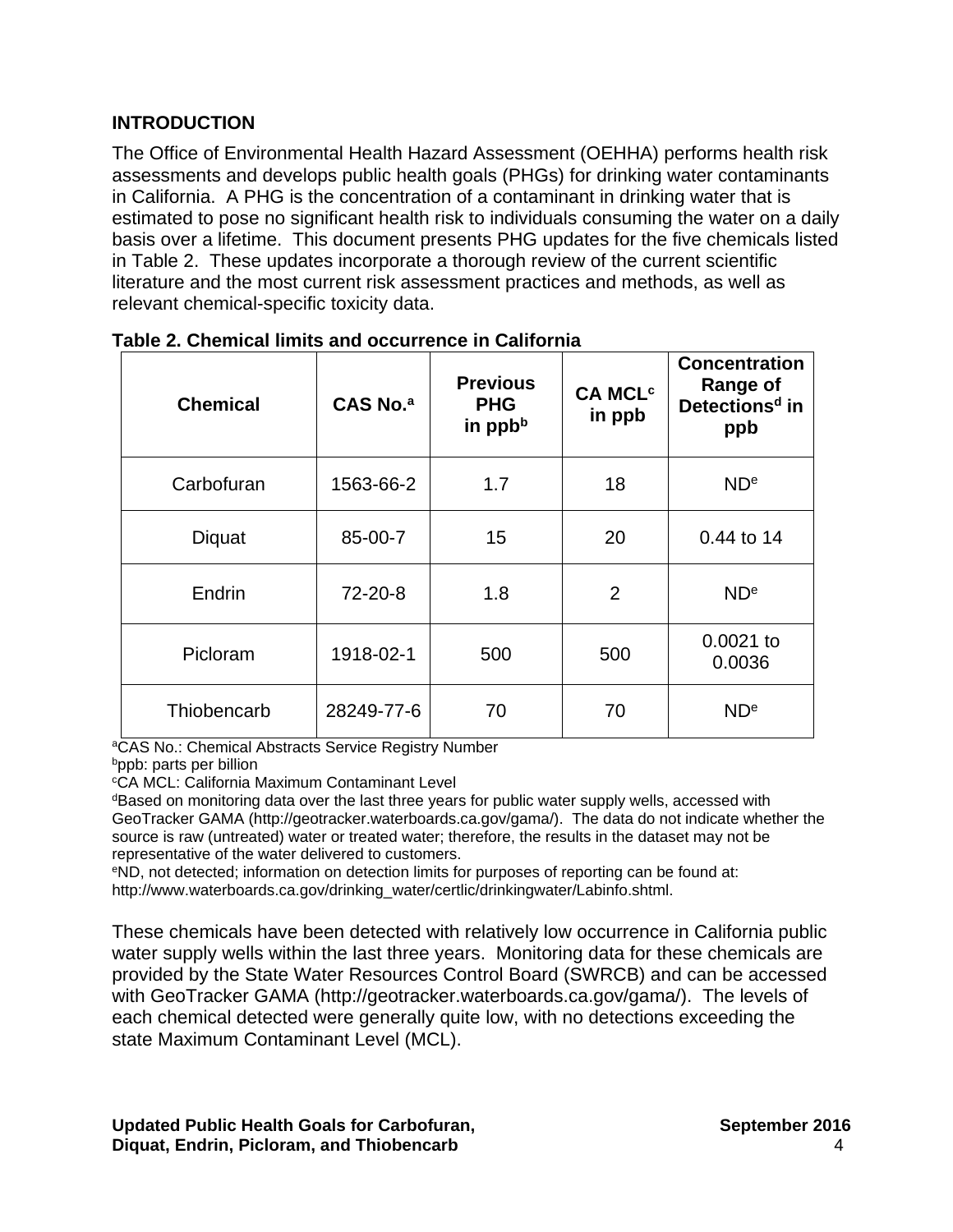## INTRODUCTION

The Office of Environmental Health Hazard Assessment (OEHHA) performs health risk assessments and develops public health goals (PHGs) for drinking water contaminants in California. A PHG is the concentration of a contaminant in drinking water that is estimated to pose no significant health risk to individuals consuming the water on a daily basis over a lifetime. This document presents PHG updates for the five chemicals listed in Table 2. These updates incorporate a thorough review of the current scientific literature and the most current risk assessment practices and methods, as well as relevant chemical-specific toxicity data.

**Table 2. Chemical limits and occurrence in California**

| Chemical | CAS No.[a] | Previous PHG in ppb[b] | CA MCL[c] in ppb | Concentration Range of Detections[d] in ppb |
|---|---|---|---|---|
| Carbofuran | 1563-66-2 | 1.7 | 18 | ND[e] |
| Diquat | 85-00-7 | 15 | 20 | 0.44 to 14 |
| Endrin | 72-20-8 | 1.8 | 2 | ND[e] |
| Picloram | 1918-02-1 | 500 | 500 | 0.0021 to 0.0036 |
| Thiobencarb | 28249-77-6 | 70 | 70 | ND[e] |

[a]CAS No.: Chemical Abstracts Service Registry Number
[b]ppb: parts per billion
[c]CA MCL: California Maximum Contaminant Level
[d]Based on monitoring data over the last three years for public water supply wells, accessed with GeoTracker GAMA (http://geotracker.waterboards.ca.gov/gama/). The data do not indicate whether the source is raw (untreated) water or treated water; therefore, the results in the dataset may not be representative of the water delivered to customers.
[e]ND, not detected; information on detection limits for purposes of reporting can be found at: http://www.waterboards.ca.gov/drinking_water/certlic/drinkingwater/Labinfo.shtml.

These chemicals have been detected with relatively low occurrence in California public water supply wells within the last three years. Monitoring data for these chemicals are provided by the State Water Resources Control Board (SWRCB) and can be accessed with GeoTracker GAMA (http://geotracker.waterboards.ca.gov/gama/). The levels of each chemical detected were generally quite low, with no detections exceeding the state Maximum Contaminant Level (MCL).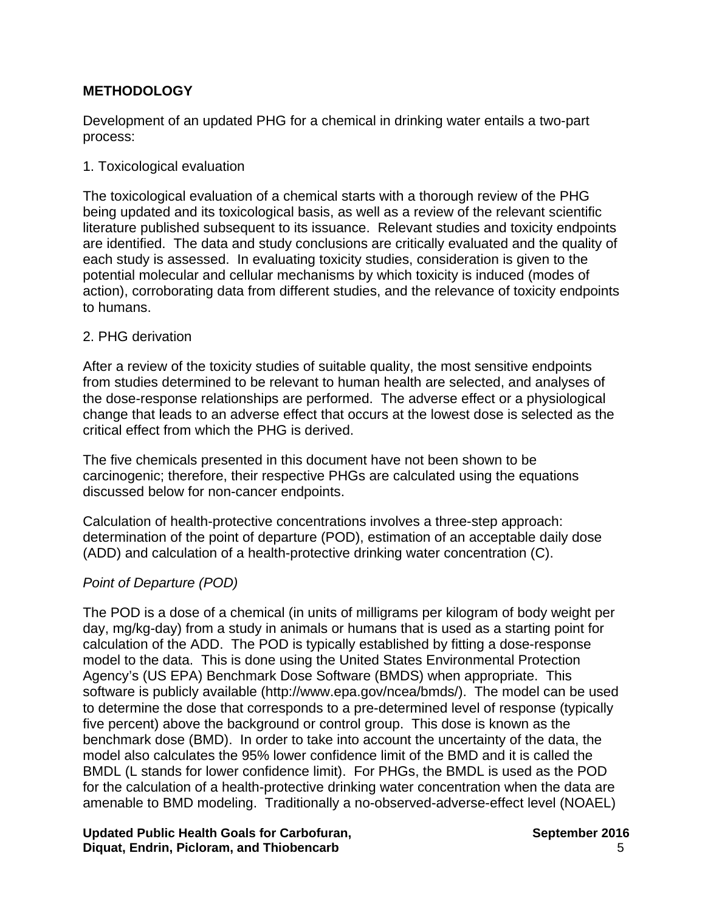## METHODOLOGY

Development of an updated PHG for a chemical in drinking water entails a two-part process:

1. Toxicological evaluation

The toxicological evaluation of a chemical starts with a thorough review of the PHG being updated and its toxicological basis, as well as a review of the relevant scientific literature published subsequent to its issuance. Relevant studies and toxicity endpoints are identified. The data and study conclusions are critically evaluated and the quality of each study is assessed. In evaluating toxicity studies, consideration is given to the potential molecular and cellular mechanisms by which toxicity is induced (modes of action), corroborating data from different studies, and the relevance of toxicity endpoints to humans.

2. PHG derivation

After a review of the toxicity studies of suitable quality, the most sensitive endpoints from studies determined to be relevant to human health are selected, and analyses of the dose-response relationships are performed. The adverse effect or a physiological change that leads to an adverse effect that occurs at the lowest dose is selected as the critical effect from which the PHG is derived.

The five chemicals presented in this document have not been shown to be carcinogenic; therefore, their respective PHGs are calculated using the equations discussed below for non-cancer endpoints.

Calculation of health-protective concentrations involves a three-step approach: determination of the point of departure (POD), estimation of an acceptable daily dose (ADD) and calculation of a health-protective drinking water concentration (C).

*Point of Departure (POD)*

The POD is a dose of a chemical (in units of milligrams per kilogram of body weight per day, mg/kg-day) from a study in animals or humans that is used as a starting point for calculation of the ADD. The POD is typically established by fitting a dose-response model to the data. This is done using the United States Environmental Protection Agency's (US EPA) Benchmark Dose Software (BMDS) when appropriate. This software is publicly available (http://www.epa.gov/ncea/bmds/). The model can be used to determine the dose that corresponds to a pre-determined level of response (typically five percent) above the background or control group. This dose is known as the benchmark dose (BMD). In order to take into account the uncertainty of the data, the model also calculates the 95% lower confidence limit of the BMD and it is called the BMDL (L stands for lower confidence limit). For PHGs, the BMDL is used as the POD for the calculation of a health-protective drinking water concentration when the data are amenable to BMD modeling. Traditionally a no-observed-adverse-effect level (NOAEL)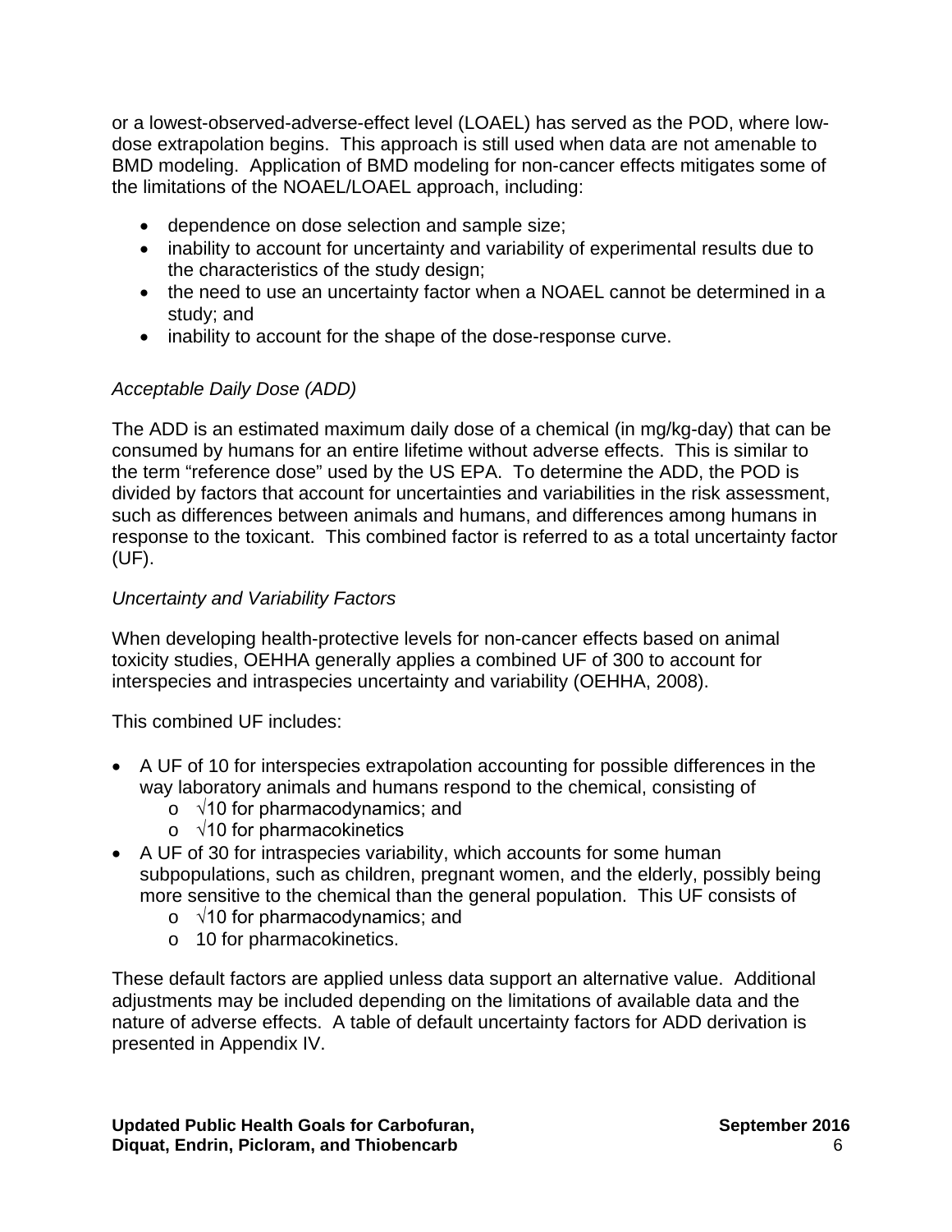or a lowest-observed-adverse-effect level (LOAEL) has served as the POD, where low-dose extrapolation begins. This approach is still used when data are not amenable to BMD modeling. Application of BMD modeling for non-cancer effects mitigates some of the limitations of the NOAEL/LOAEL approach, including:

- dependence on dose selection and sample size;
- inability to account for uncertainty and variability of experimental results due to the characteristics of the study design;
- the need to use an uncertainty factor when a NOAEL cannot be determined in a study; and
- inability to account for the shape of the dose-response curve.

*Acceptable Daily Dose (ADD)*

The ADD is an estimated maximum daily dose of a chemical (in mg/kg-day) that can be consumed by humans for an entire lifetime without adverse effects. This is similar to the term "reference dose" used by the US EPA. To determine the ADD, the POD is divided by factors that account for uncertainties and variabilities in the risk assessment, such as differences between animals and humans, and differences among humans in response to the toxicant. This combined factor is referred to as a total uncertainty factor (UF).

*Uncertainty and Variability Factors*

When developing health-protective levels for non-cancer effects based on animal toxicity studies, OEHHA generally applies a combined UF of 300 to account for interspecies and intraspecies uncertainty and variability (OEHHA, 2008).

This combined UF includes:

- A UF of 10 for interspecies extrapolation accounting for possible differences in the way laboratory animals and humans respond to the chemical, consisting of
  - $\sqrt{10}$ for pharmacodynamics; and
  - $\sqrt{10}$ for pharmacokinetics
- A UF of 30 for intraspecies variability, which accounts for some human subpopulations, such as children, pregnant women, and the elderly, possibly being more sensitive to the chemical than the general population. This UF consists of
  - $\sqrt{10}$ for pharmacodynamics; and
  - 10 for pharmacokinetics.

These default factors are applied unless data support an alternative value. Additional adjustments may be included depending on the limitations of available data and the nature of adverse effects. A table of default uncertainty factors for ADD derivation is presented in Appendix IV.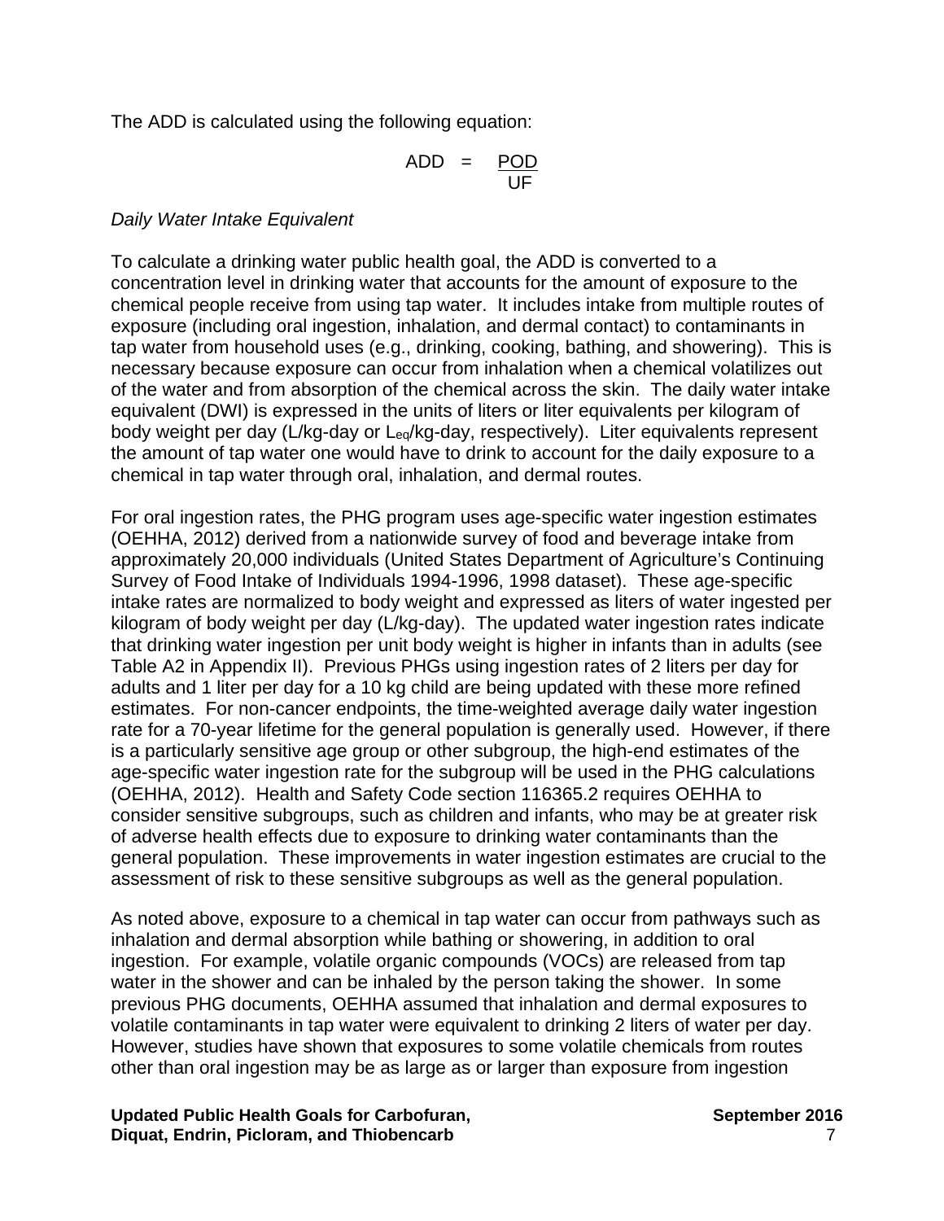The ADD is calculated using the following equation:

$$ADD = \frac{POD}{UF}$$

*Daily Water Intake Equivalent*

To calculate a drinking water public health goal, the ADD is converted to a concentration level in drinking water that accounts for the amount of exposure to the chemical people receive from using tap water. It includes intake from multiple routes of exposure (including oral ingestion, inhalation, and dermal contact) to contaminants in tap water from household uses (e.g., drinking, cooking, bathing, and showering). This is necessary because exposure can occur from inhalation when a chemical volatilizes out of the water and from absorption of the chemical across the skin. The daily water intake equivalent (DWI) is expressed in the units of liters or liter equivalents per kilogram of body weight per day (L/kg-day or $L_{eq}$/kg-day, respectively). Liter equivalents represent the amount of tap water one would have to drink to account for the daily exposure to a chemical in tap water through oral, inhalation, and dermal routes.

For oral ingestion rates, the PHG program uses age-specific water ingestion estimates (OEHHA, 2012) derived from a nationwide survey of food and beverage intake from approximately 20,000 individuals (United States Department of Agriculture's Continuing Survey of Food Intake of Individuals 1994-1996, 1998 dataset). These age-specific intake rates are normalized to body weight and expressed as liters of water ingested per kilogram of body weight per day (L/kg-day). The updated water ingestion rates indicate that drinking water ingestion per unit body weight is higher in infants than in adults (see Table A2 in Appendix II). Previous PHGs using ingestion rates of 2 liters per day for adults and 1 liter per day for a 10 kg child are being updated with these more refined estimates. For non-cancer endpoints, the time-weighted average daily water ingestion rate for a 70-year lifetime for the general population is generally used. However, if there is a particularly sensitive age group or other subgroup, the high-end estimates of the age-specific water ingestion rate for the subgroup will be used in the PHG calculations (OEHHA, 2012). Health and Safety Code section 116365.2 requires OEHHA to consider sensitive subgroups, such as children and infants, who may be at greater risk of adverse health effects due to exposure to drinking water contaminants than the general population. These improvements in water ingestion estimates are crucial to the assessment of risk to these sensitive subgroups as well as the general population.

As noted above, exposure to a chemical in tap water can occur from pathways such as inhalation and dermal absorption while bathing or showering, in addition to oral ingestion. For example, volatile organic compounds (VOCs) are released from tap water in the shower and can be inhaled by the person taking the shower. In some previous PHG documents, OEHHA assumed that inhalation and dermal exposures to volatile contaminants in tap water were equivalent to drinking 2 liters of water per day. However, studies have shown that exposures to some volatile chemicals from routes other than oral ingestion may be as large as or larger than exposure from ingestion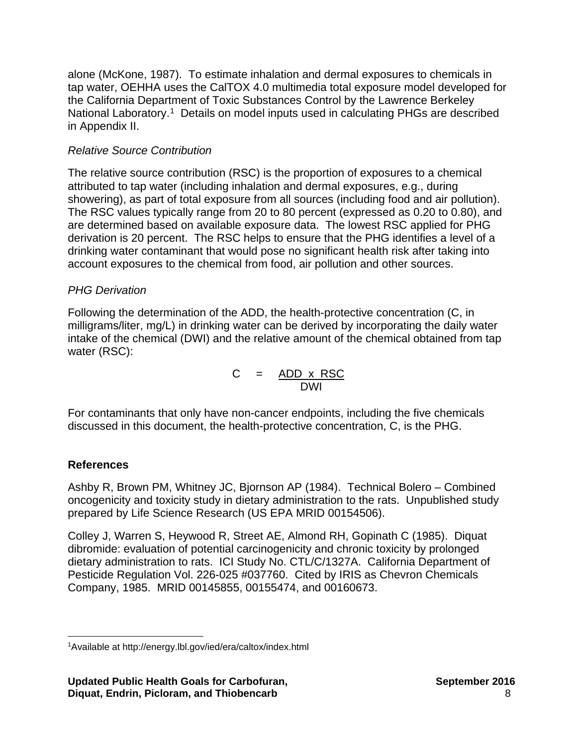alone (McKone, 1987). To estimate inhalation and dermal exposures to chemicals in tap water, OEHHA uses the CalTOX 4.0 multimedia total exposure model developed for the California Department of Toxic Substances Control by the Lawrence Berkeley National Laboratory.[1] Details on model inputs used in calculating PHGs are described in Appendix II.

*Relative Source Contribution*

The relative source contribution (RSC) is the proportion of exposures to a chemical attributed to tap water (including inhalation and dermal exposures, e.g., during showering), as part of total exposure from all sources (including food and air pollution). The RSC values typically range from 20 to 80 percent (expressed as 0.20 to 0.80), and are determined based on available exposure data. The lowest RSC applied for PHG derivation is 20 percent. The RSC helps to ensure that the PHG identifies a level of a drinking water contaminant that would pose no significant health risk after taking into account exposures to the chemical from food, air pollution and other sources.

*PHG Derivation*

Following the determination of the ADD, the health-protective concentration (C, in milligrams/liter, mg/L) in drinking water can be derived by incorporating the daily water intake of the chemical (DWI) and the relative amount of the chemical obtained from tap water (RSC):

$$C = \frac{ADD \times RSC}{DWI}$$

For contaminants that only have non-cancer endpoints, including the five chemicals discussed in this document, the health-protective concentration, C, is the PHG.

**References**

Ashby R, Brown PM, Whitney JC, Bjornson AP (1984). Technical Bolero – Combined oncogenicity and toxicity study in dietary administration to the rats. Unpublished study prepared by Life Science Research (US EPA MRID 00154506).

Colley J, Warren S, Heywood R, Street AE, Almond RH, Gopinath C (1985). Diquat dibromide: evaluation of potential carcinogenicity and chronic toxicity by prolonged dietary administration to rats. ICI Study No. CTL/C/1327A. California Department of Pesticide Regulation Vol. 226-025 #037760. Cited by IRIS as Chevron Chemicals Company, 1985. MRID 00145855, 00155474, and 00160673.

---

[1]Available at http://energy.lbl.gov/ied/era/caltox/index.html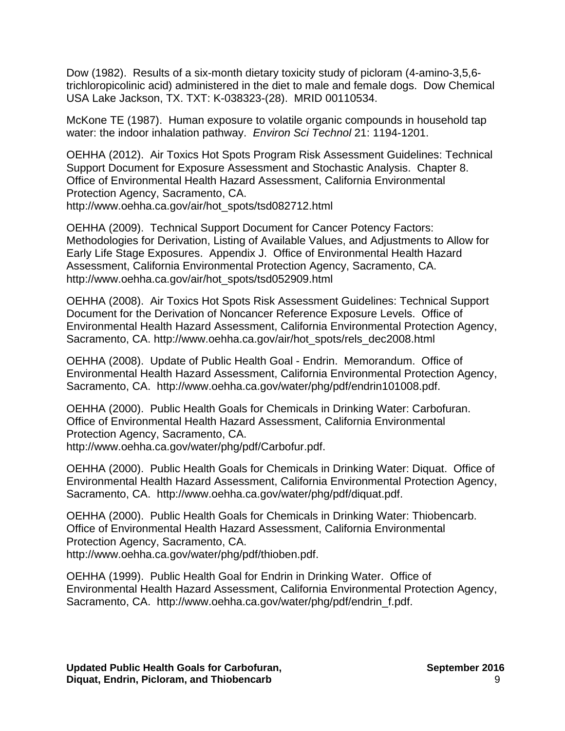Dow (1982). Results of a six-month dietary toxicity study of picloram (4-amino-3,5,6-trichloropicolinic acid) administered in the diet to male and female dogs. Dow Chemical USA Lake Jackson, TX. TXT: K-038323-(28). MRID 00110534.

McKone TE (1987). Human exposure to volatile organic compounds in household tap water: the indoor inhalation pathway. *Environ Sci Technol* 21: 1194-1201.

OEHHA (2012). Air Toxics Hot Spots Program Risk Assessment Guidelines: Technical Support Document for Exposure Assessment and Stochastic Analysis. Chapter 8. Office of Environmental Health Hazard Assessment, California Environmental Protection Agency, Sacramento, CA. http://www.oehha.ca.gov/air/hot_spots/tsd082712.html

OEHHA (2009). Technical Support Document for Cancer Potency Factors: Methodologies for Derivation, Listing of Available Values, and Adjustments to Allow for Early Life Stage Exposures. Appendix J. Office of Environmental Health Hazard Assessment, California Environmental Protection Agency, Sacramento, CA. http://www.oehha.ca.gov/air/hot_spots/tsd052909.html

OEHHA (2008). Air Toxics Hot Spots Risk Assessment Guidelines: Technical Support Document for the Derivation of Noncancer Reference Exposure Levels. Office of Environmental Health Hazard Assessment, California Environmental Protection Agency, Sacramento, CA. http://www.oehha.ca.gov/air/hot_spots/rels_dec2008.html

OEHHA (2008). Update of Public Health Goal - Endrin. Memorandum. Office of Environmental Health Hazard Assessment, California Environmental Protection Agency, Sacramento, CA. http://www.oehha.ca.gov/water/phg/pdf/endrin101008.pdf.

OEHHA (2000). Public Health Goals for Chemicals in Drinking Water: Carbofuran. Office of Environmental Health Hazard Assessment, California Environmental Protection Agency, Sacramento, CA. http://www.oehha.ca.gov/water/phg/pdf/Carbofur.pdf.

OEHHA (2000). Public Health Goals for Chemicals in Drinking Water: Diquat. Office of Environmental Health Hazard Assessment, California Environmental Protection Agency, Sacramento, CA. http://www.oehha.ca.gov/water/phg/pdf/diquat.pdf.

OEHHA (2000). Public Health Goals for Chemicals in Drinking Water: Thiobencarb. Office of Environmental Health Hazard Assessment, California Environmental Protection Agency, Sacramento, CA. http://www.oehha.ca.gov/water/phg/pdf/thioben.pdf.

OEHHA (1999). Public Health Goal for Endrin in Drinking Water. Office of Environmental Health Hazard Assessment, California Environmental Protection Agency, Sacramento, CA. http://www.oehha.ca.gov/water/phg/pdf/endrin_f.pdf.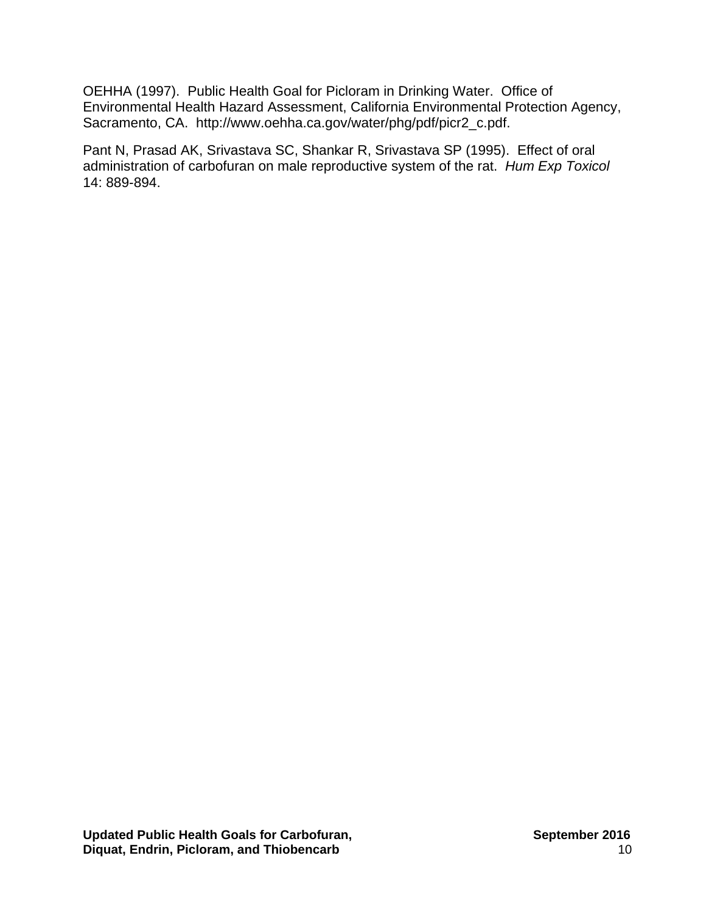OEHHA (1997). Public Health Goal for Picloram in Drinking Water. Office of Environmental Health Hazard Assessment, California Environmental Protection Agency, Sacramento, CA. http://www.oehha.ca.gov/water/phg/pdf/picr2_c.pdf.

Pant N, Prasad AK, Srivastava SC, Shankar R, Srivastava SP (1995). Effect of oral administration of carbofuran on male reproductive system of the rat. *Hum Exp Toxicol* 14: 889-894.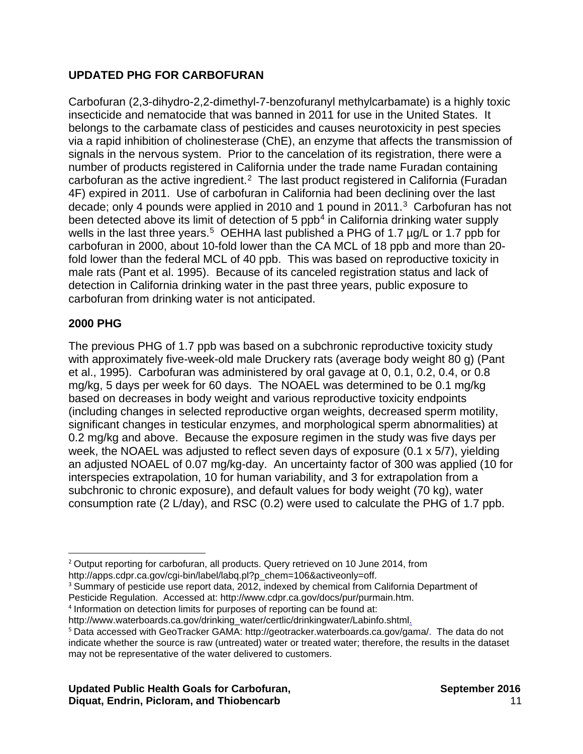## UPDATED PHG FOR CARBOFURAN

Carbofuran (2,3-dihydro-2,2-dimethyl-7-benzofuranyl methylcarbamate) is a highly toxic insecticide and nematocide that was banned in 2011 for use in the United States. It belongs to the carbamate class of pesticides and causes neurotoxicity in pest species via a rapid inhibition of cholinesterase (ChE), an enzyme that affects the transmission of signals in the nervous system. Prior to the cancelation of its registration, there were a number of products registered in California under the trade name Furadan containing carbofuran as the active ingredient.[2] The last product registered in California (Furadan 4F) expired in 2011. Use of carbofuran in California had been declining over the last decade; only 4 pounds were applied in 2010 and 1 pound in 2011.[3] Carbofuran has not been detected above its limit of detection of 5 ppb[4] in California drinking water supply wells in the last three years.[5] OEHHA last published a PHG of 1.7 µg/L or 1.7 ppb for carbofuran in 2000, about 10-fold lower than the CA MCL of 18 ppb and more than 20-fold lower than the federal MCL of 40 ppb. This was based on reproductive toxicity in male rats (Pant et al. 1995). Because of its canceled registration status and lack of detection in California drinking water in the past three years, public exposure to carbofuran from drinking water is not anticipated.

## 2000 PHG

The previous PHG of 1.7 ppb was based on a subchronic reproductive toxicity study with approximately five-week-old male Druckery rats (average body weight 80 g) (Pant et al., 1995). Carbofuran was administered by oral gavage at 0, 0.1, 0.2, 0.4, or 0.8 mg/kg, 5 days per week for 60 days. The NOAEL was determined to be 0.1 mg/kg based on decreases in body weight and various reproductive toxicity endpoints (including changes in selected reproductive organ weights, decreased sperm motility, significant changes in testicular enzymes, and morphological sperm abnormalities) at 0.2 mg/kg and above. Because the exposure regimen in the study was five days per week, the NOAEL was adjusted to reflect seven days of exposure (0.1 x 5/7), yielding an adjusted NOAEL of 0.07 mg/kg-day. An uncertainty factor of 300 was applied (10 for interspecies extrapolation, 10 for human variability, and 3 for extrapolation from a subchronic to chronic exposure), and default values for body weight (70 kg), water consumption rate (2 L/day), and RSC (0.2) were used to calculate the PHG of 1.7 ppb.

---

[2] Output reporting for carbofuran, all products. Query retrieved on 10 June 2014, from http://apps.cdpr.ca.gov/cgi-bin/label/labq.pl?p_chem=106&activeonly=off.

[3] Summary of pesticide use report data, 2012, indexed by chemical from California Department of Pesticide Regulation. Accessed at: http://www.cdpr.ca.gov/docs/pur/purmain.htm.

[4] Information on detection limits for purposes of reporting can be found at: http://www.waterboards.ca.gov/drinking_water/certlic/drinkingwater/Labinfo.shtml.

[5] Data accessed with GeoTracker GAMA: http://geotracker.waterboards.ca.gov/gama/. The data do not indicate whether the source is raw (untreated) water or treated water; therefore, the results in the dataset may not be representative of the water delivered to customers.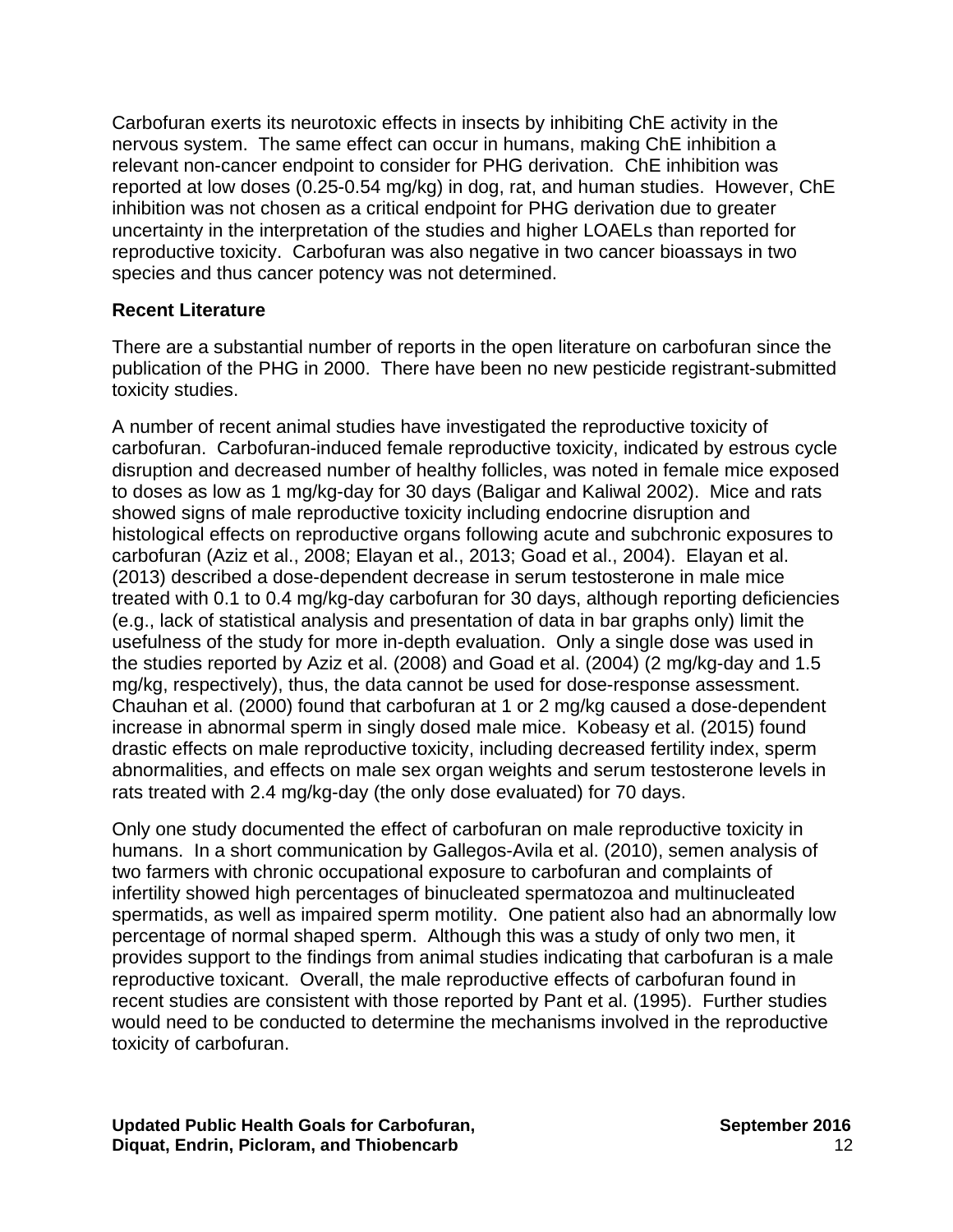Carbofuran exerts its neurotoxic effects in insects by inhibiting ChE activity in the nervous system. The same effect can occur in humans, making ChE inhibition a relevant non-cancer endpoint to consider for PHG derivation. ChE inhibition was reported at low doses (0.25-0.54 mg/kg) in dog, rat, and human studies. However, ChE inhibition was not chosen as a critical endpoint for PHG derivation due to greater uncertainty in the interpretation of the studies and higher LOAELs than reported for reproductive toxicity. Carbofuran was also negative in two cancer bioassays in two species and thus cancer potency was not determined.

**Recent Literature**

There are a substantial number of reports in the open literature on carbofuran since the publication of the PHG in 2000. There have been no new pesticide registrant-submitted toxicity studies.

A number of recent animal studies have investigated the reproductive toxicity of carbofuran. Carbofuran-induced female reproductive toxicity, indicated by estrous cycle disruption and decreased number of healthy follicles, was noted in female mice exposed to doses as low as 1 mg/kg-day for 30 days (Baligar and Kaliwal 2002). Mice and rats showed signs of male reproductive toxicity including endocrine disruption and histological effects on reproductive organs following acute and subchronic exposures to carbofuran (Aziz et al., 2008; Elayan et al., 2013; Goad et al., 2004). Elayan et al. (2013) described a dose-dependent decrease in serum testosterone in male mice treated with 0.1 to 0.4 mg/kg-day carbofuran for 30 days, although reporting deficiencies (e.g., lack of statistical analysis and presentation of data in bar graphs only) limit the usefulness of the study for more in-depth evaluation. Only a single dose was used in the studies reported by Aziz et al. (2008) and Goad et al. (2004) (2 mg/kg-day and 1.5 mg/kg, respectively), thus, the data cannot be used for dose-response assessment. Chauhan et al. (2000) found that carbofuran at 1 or 2 mg/kg caused a dose-dependent increase in abnormal sperm in singly dosed male mice. Kobeasy et al. (2015) found drastic effects on male reproductive toxicity, including decreased fertility index, sperm abnormalities, and effects on male sex organ weights and serum testosterone levels in rats treated with 2.4 mg/kg-day (the only dose evaluated) for 70 days.

Only one study documented the effect of carbofuran on male reproductive toxicity in humans. In a short communication by Gallegos-Avila et al. (2010), semen analysis of two farmers with chronic occupational exposure to carbofuran and complaints of infertility showed high percentages of binucleated spermatozoa and multinucleated spermatids, as well as impaired sperm motility. One patient also had an abnormally low percentage of normal shaped sperm. Although this was a study of only two men, it provides support to the findings from animal studies indicating that carbofuran is a male reproductive toxicant. Overall, the male reproductive effects of carbofuran found in recent studies are consistent with those reported by Pant et al. (1995). Further studies would need to be conducted to determine the mechanisms involved in the reproductive toxicity of carbofuran.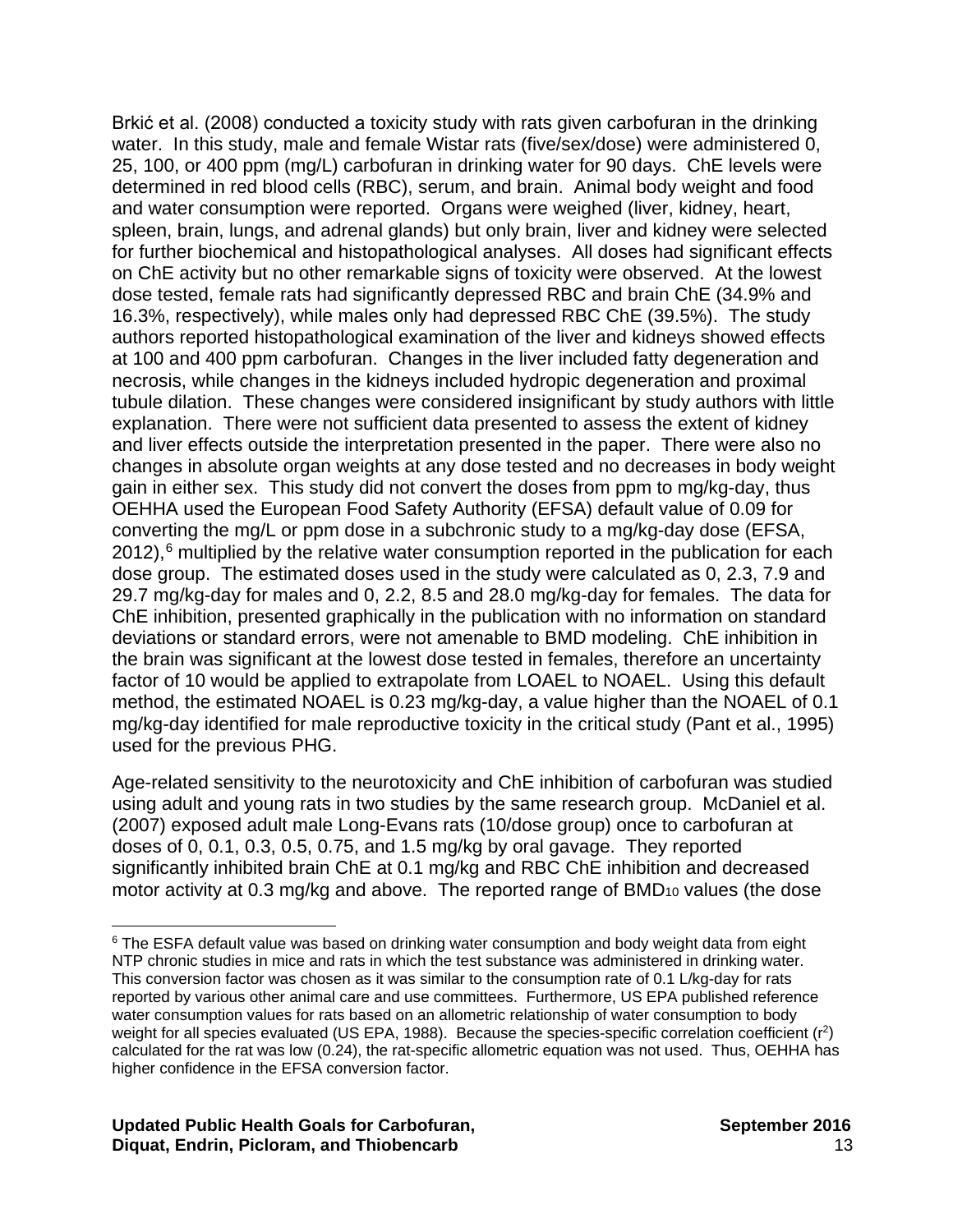Brkić et al. (2008) conducted a toxicity study with rats given carbofuran in the drinking water. In this study, male and female Wistar rats (five/sex/dose) were administered 0, 25, 100, or 400 ppm (mg/L) carbofuran in drinking water for 90 days. ChE levels were determined in red blood cells (RBC), serum, and brain. Animal body weight and food and water consumption were reported. Organs were weighed (liver, kidney, heart, spleen, brain, lungs, and adrenal glands) but only brain, liver and kidney were selected for further biochemical and histopathological analyses. All doses had significant effects on ChE activity but no other remarkable signs of toxicity were observed. At the lowest dose tested, female rats had significantly depressed RBC and brain ChE (34.9% and 16.3%, respectively), while males only had depressed RBC ChE (39.5%). The study authors reported histopathological examination of the liver and kidneys showed effects at 100 and 400 ppm carbofuran. Changes in the liver included fatty degeneration and necrosis, while changes in the kidneys included hydropic degeneration and proximal tubule dilation. These changes were considered insignificant by study authors with little explanation. There were not sufficient data presented to assess the extent of kidney and liver effects outside the interpretation presented in the paper. There were also no changes in absolute organ weights at any dose tested and no decreases in body weight gain in either sex. This study did not convert the doses from ppm to mg/kg-day, thus OEHHA used the European Food Safety Authority (EFSA) default value of 0.09 for converting the mg/L or ppm dose in a subchronic study to a mg/kg-day dose (EFSA, 2012),[6] multiplied by the relative water consumption reported in the publication for each dose group. The estimated doses used in the study were calculated as 0, 2.3, 7.9 and 29.7 mg/kg-day for males and 0, 2.2, 8.5 and 28.0 mg/kg-day for females. The data for ChE inhibition, presented graphically in the publication with no information on standard deviations or standard errors, were not amenable to BMD modeling. ChE inhibition in the brain was significant at the lowest dose tested in females, therefore an uncertainty factor of 10 would be applied to extrapolate from LOAEL to NOAEL. Using this default method, the estimated NOAEL is 0.23 mg/kg-day, a value higher than the NOAEL of 0.1 mg/kg-day identified for male reproductive toxicity in the critical study (Pant et al., 1995) used for the previous PHG.

Age-related sensitivity to the neurotoxicity and ChE inhibition of carbofuran was studied using adult and young rats in two studies by the same research group. McDaniel et al. (2007) exposed adult male Long-Evans rats (10/dose group) once to carbofuran at doses of 0, 0.1, 0.3, 0.5, 0.75, and 1.5 mg/kg by oral gavage. They reported significantly inhibited brain ChE at 0.1 mg/kg and RBC ChE inhibition and decreased motor activity at 0.3 mg/kg and above. The reported range of $BMD_{10}$ values (the dose

[6] The ESFA default value was based on drinking water consumption and body weight data from eight NTP chronic studies in mice and rats in which the test substance was administered in drinking water. This conversion factor was chosen as it was similar to the consumption rate of 0.1 L/kg-day for rats reported by various other animal care and use committees. Furthermore, US EPA published reference water consumption values for rats based on an allometric relationship of water consumption to body weight for all species evaluated (US EPA, 1988). Because the species-specific correlation coefficient ($r^2$) calculated for the rat was low (0.24), the rat-specific allometric equation was not used. Thus, OEHHA has higher confidence in the EFSA conversion factor.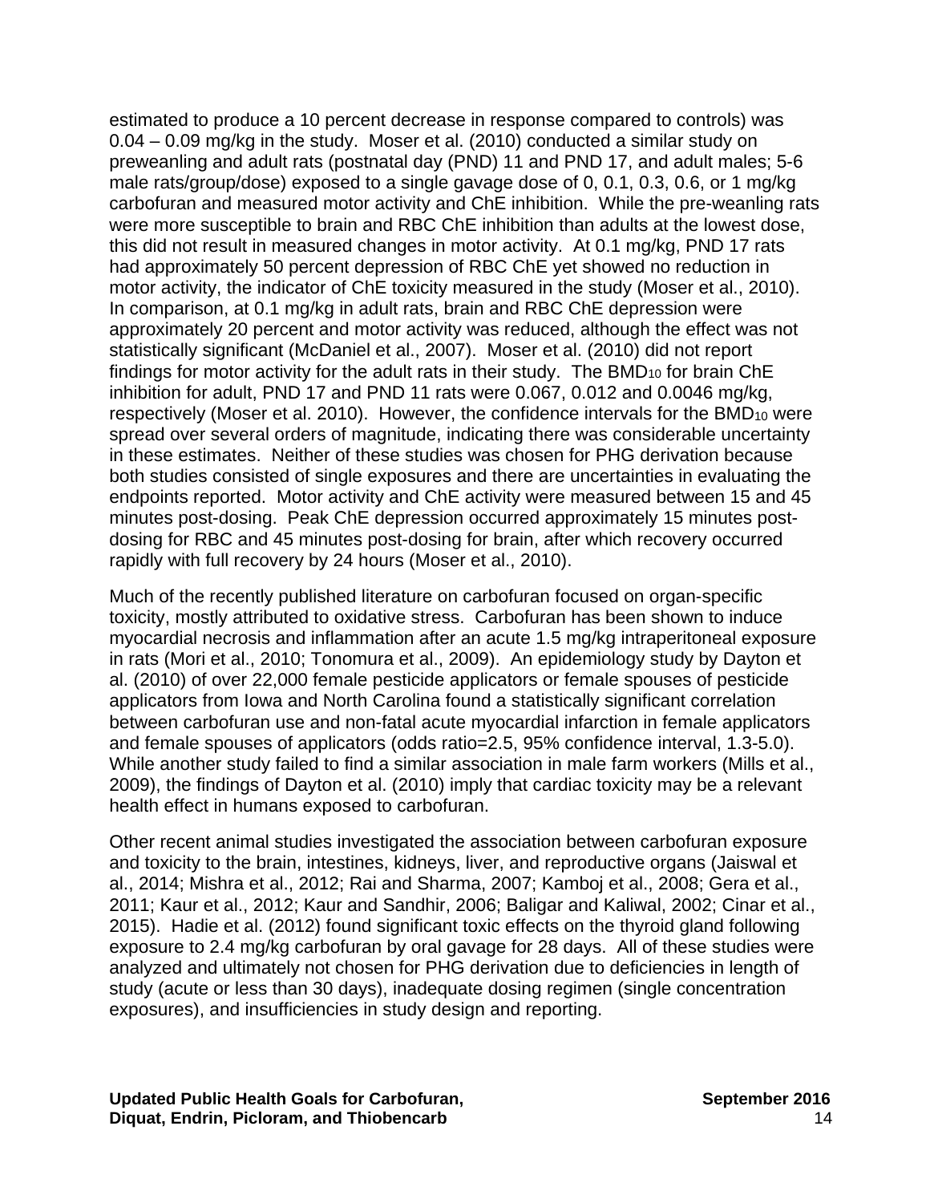estimated to produce a 10 percent decrease in response compared to controls) was 0.04 – 0.09 mg/kg in the study. Moser et al. (2010) conducted a similar study on preweanling and adult rats (postnatal day (PND) 11 and PND 17, and adult males; 5-6 male rats/group/dose) exposed to a single gavage dose of 0, 0.1, 0.3, 0.6, or 1 mg/kg carbofuran and measured motor activity and ChE inhibition. While the pre-weanling rats were more susceptible to brain and RBC ChE inhibition than adults at the lowest dose, this did not result in measured changes in motor activity. At 0.1 mg/kg, PND 17 rats had approximately 50 percent depression of RBC ChE yet showed no reduction in motor activity, the indicator of ChE toxicity measured in the study (Moser et al., 2010). In comparison, at 0.1 mg/kg in adult rats, brain and RBC ChE depression were approximately 20 percent and motor activity was reduced, although the effect was not statistically significant (McDaniel et al., 2007). Moser et al. (2010) did not report findings for motor activity for the adult rats in their study. The $BMD_{10}$ for brain ChE inhibition for adult, PND 17 and PND 11 rats were 0.067, 0.012 and 0.0046 mg/kg, respectively (Moser et al. 2010). However, the confidence intervals for the $BMD_{10}$ were spread over several orders of magnitude, indicating there was considerable uncertainty in these estimates. Neither of these studies was chosen for PHG derivation because both studies consisted of single exposures and there are uncertainties in evaluating the endpoints reported. Motor activity and ChE activity were measured between 15 and 45 minutes post-dosing. Peak ChE depression occurred approximately 15 minutes post-dosing for RBC and 45 minutes post-dosing for brain, after which recovery occurred rapidly with full recovery by 24 hours (Moser et al., 2010).

Much of the recently published literature on carbofuran focused on organ-specific toxicity, mostly attributed to oxidative stress. Carbofuran has been shown to induce myocardial necrosis and inflammation after an acute 1.5 mg/kg intraperitoneal exposure in rats (Mori et al., 2010; Tonomura et al., 2009). An epidemiology study by Dayton et al. (2010) of over 22,000 female pesticide applicators or female spouses of pesticide applicators from Iowa and North Carolina found a statistically significant correlation between carbofuran use and non-fatal acute myocardial infarction in female applicators and female spouses of applicators (odds ratio=2.5, 95% confidence interval, 1.3-5.0). While another study failed to find a similar association in male farm workers (Mills et al., 2009), the findings of Dayton et al. (2010) imply that cardiac toxicity may be a relevant health effect in humans exposed to carbofuran.

Other recent animal studies investigated the association between carbofuran exposure and toxicity to the brain, intestines, kidneys, liver, and reproductive organs (Jaiswal et al., 2014; Mishra et al., 2012; Rai and Sharma, 2007; Kamboj et al., 2008; Gera et al., 2011; Kaur et al., 2012; Kaur and Sandhir, 2006; Baligar and Kaliwal, 2002; Cinar et al., 2015). Hadie et al. (2012) found significant toxic effects on the thyroid gland following exposure to 2.4 mg/kg carbofuran by oral gavage for 28 days. All of these studies were analyzed and ultimately not chosen for PHG derivation due to deficiencies in length of study (acute or less than 30 days), inadequate dosing regimen (single concentration exposures), and insufficiencies in study design and reporting.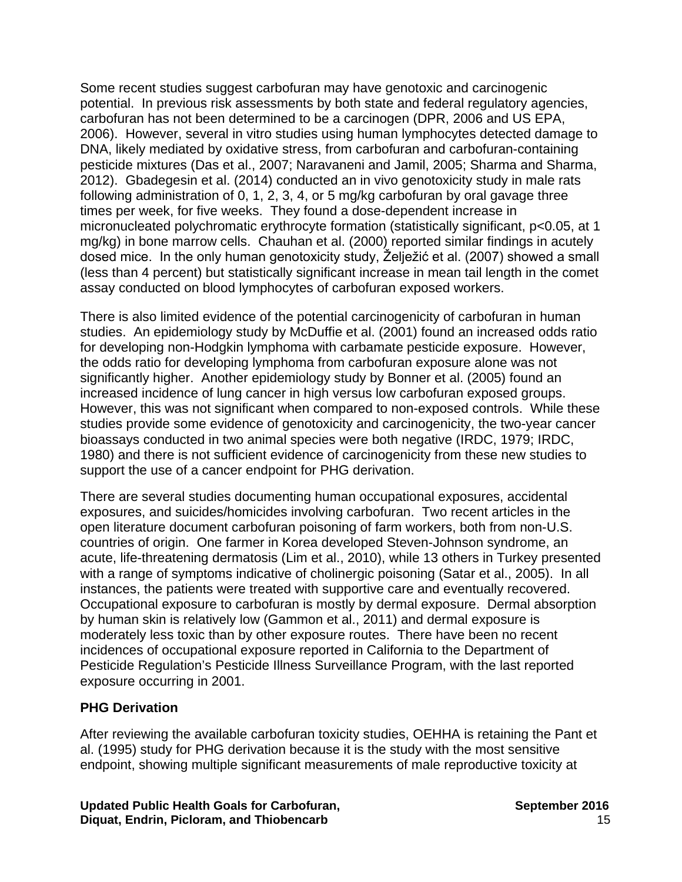Some recent studies suggest carbofuran may have genotoxic and carcinogenic potential. In previous risk assessments by both state and federal regulatory agencies, carbofuran has not been determined to be a carcinogen (DPR, 2006 and US EPA, 2006). However, several in vitro studies using human lymphocytes detected damage to DNA, likely mediated by oxidative stress, from carbofuran and carbofuran-containing pesticide mixtures (Das et al., 2007; Naravaneni and Jamil, 2005; Sharma and Sharma, 2012). Gbadegesin et al. (2014) conducted an in vivo genotoxicity study in male rats following administration of 0, 1, 2, 3, 4, or 5 mg/kg carbofuran by oral gavage three times per week, for five weeks. They found a dose-dependent increase in micronucleated polychromatic erythrocyte formation (statistically significant, $p<0.05$, at 1 mg/kg) in bone marrow cells. Chauhan et al. (2000) reported similar findings in acutely dosed mice. In the only human genotoxicity study, Želježić et al. (2007) showed a small (less than 4 percent) but statistically significant increase in mean tail length in the comet assay conducted on blood lymphocytes of carbofuran exposed workers.

There is also limited evidence of the potential carcinogenicity of carbofuran in human studies. An epidemiology study by McDuffie et al. (2001) found an increased odds ratio for developing non-Hodgkin lymphoma with carbamate pesticide exposure. However, the odds ratio for developing lymphoma from carbofuran exposure alone was not significantly higher. Another epidemiology study by Bonner et al. (2005) found an increased incidence of lung cancer in high versus low carbofuran exposed groups. However, this was not significant when compared to non-exposed controls. While these studies provide some evidence of genotoxicity and carcinogenicity, the two-year cancer bioassays conducted in two animal species were both negative (IRDC, 1979; IRDC, 1980) and there is not sufficient evidence of carcinogenicity from these new studies to support the use of a cancer endpoint for PHG derivation.

There are several studies documenting human occupational exposures, accidental exposures, and suicides/homicides involving carbofuran. Two recent articles in the open literature document carbofuran poisoning of farm workers, both from non-U.S. countries of origin. One farmer in Korea developed Steven-Johnson syndrome, an acute, life-threatening dermatosis (Lim et al., 2010), while 13 others in Turkey presented with a range of symptoms indicative of cholinergic poisoning (Satar et al., 2005). In all instances, the patients were treated with supportive care and eventually recovered. Occupational exposure to carbofuran is mostly by dermal exposure. Dermal absorption by human skin is relatively low (Gammon et al., 2011) and dermal exposure is moderately less toxic than by other exposure routes. There have been no recent incidences of occupational exposure reported in California to the Department of Pesticide Regulation's Pesticide Illness Surveillance Program, with the last reported exposure occurring in 2001.

**PHG Derivation**

After reviewing the available carbofuran toxicity studies, OEHHA is retaining the Pant et al. (1995) study for PHG derivation because it is the study with the most sensitive endpoint, showing multiple significant measurements of male reproductive toxicity at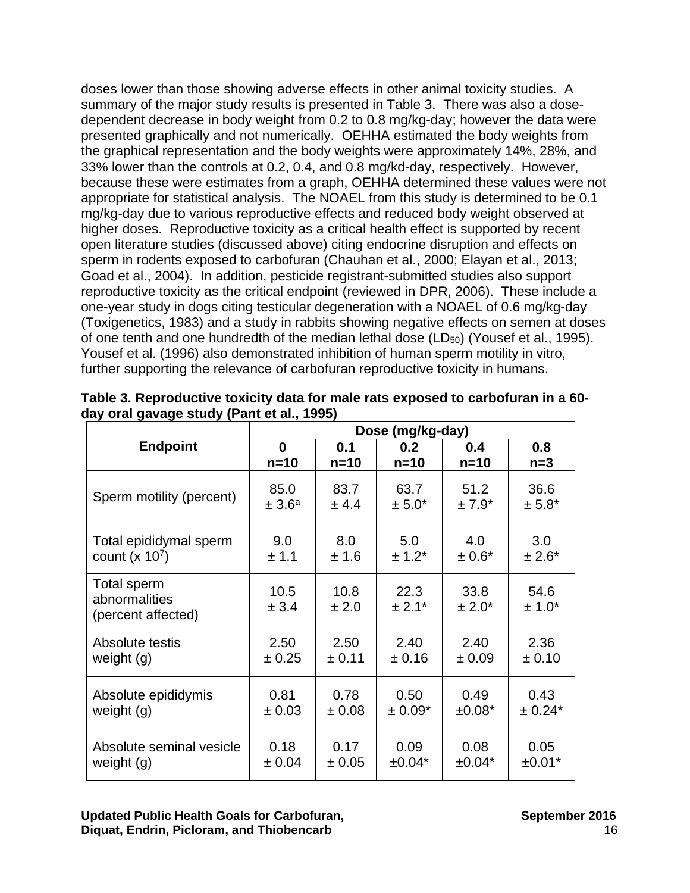doses lower than those showing adverse effects in other animal toxicity studies. A summary of the major study results is presented in Table 3. There was also a dose-dependent decrease in body weight from 0.2 to 0.8 mg/kg-day; however the data were presented graphically and not numerically. OEHHA estimated the body weights from the graphical representation and the body weights were approximately 14%, 28%, and 33% lower than the controls at 0.2, 0.4, and 0.8 mg/kd-day, respectively. However, because these were estimates from a graph, OEHHA determined these values were not appropriate for statistical analysis. The NOAEL from this study is determined to be 0.1 mg/kg-day due to various reproductive effects and reduced body weight observed at higher doses. Reproductive toxicity as a critical health effect is supported by recent open literature studies (discussed above) citing endocrine disruption and effects on sperm in rodents exposed to carbofuran (Chauhan et al., 2000; Elayan et al., 2013; Goad et al., 2004). In addition, pesticide registrant-submitted studies also support reproductive toxicity as the critical endpoint (reviewed in DPR, 2006). These include a one-year study in dogs citing testicular degeneration with a NOAEL of 0.6 mg/kg-day (Toxigenetics, 1983) and a study in rabbits showing negative effects on semen at doses of one tenth and one hundredth of the median lethal dose ($LD_{50}$) (Yousef et al., 1995). Yousef et al. (1996) also demonstrated inhibition of human sperm motility in vitro, further supporting the relevance of carbofuran reproductive toxicity in humans.

**Table 3. Reproductive toxicity data for male rats exposed to carbofuran in a 60-day oral gavage study (Pant et al., 1995)**

| Endpoint | Dose (mg/kg-day) | | | | |
|---|---|---|---|---|---|
| | **0** n=10 | **0.1** n=10 | **0.2** n=10 | **0.4** n=10 | **0.8** n=3 |
| Sperm motility (percent) | 85.0 ± 3.6[a] | 83.7 ± 4.4 | 63.7 ± 5.0* | 51.2 ± 7.9* | 36.6 ± 5.8* |
| Total epididymal sperm count (x $10^7$) | 9.0 ± 1.1 | 8.0 ± 1.6 | 5.0 ± 1.2* | 4.0 ± 0.6* | 3.0 ± 2.6* |
| Total sperm abnormalities (percent affected) | 10.5 ± 3.4 | 10.8 ± 2.0 | 22.3 ± 2.1* | 33.8 ± 2.0* | 54.6 ± 1.0* |
| Absolute testis weight (g) | 2.50 ± 0.25 | 2.50 ± 0.11 | 2.40 ± 0.16 | 2.40 ± 0.09 | 2.36 ± 0.10 |
| Absolute epididymis weight (g) | 0.81 ± 0.03 | 0.78 ± 0.08 | 0.50 ± 0.09* | 0.49 ±0.08* | 0.43 ± 0.24* |
| Absolute seminal vesicle weight (g) | 0.18 ± 0.04 | 0.17 ± 0.05 | 0.09 ±0.04* | 0.08 ±0.04* | 0.05 ±0.01* |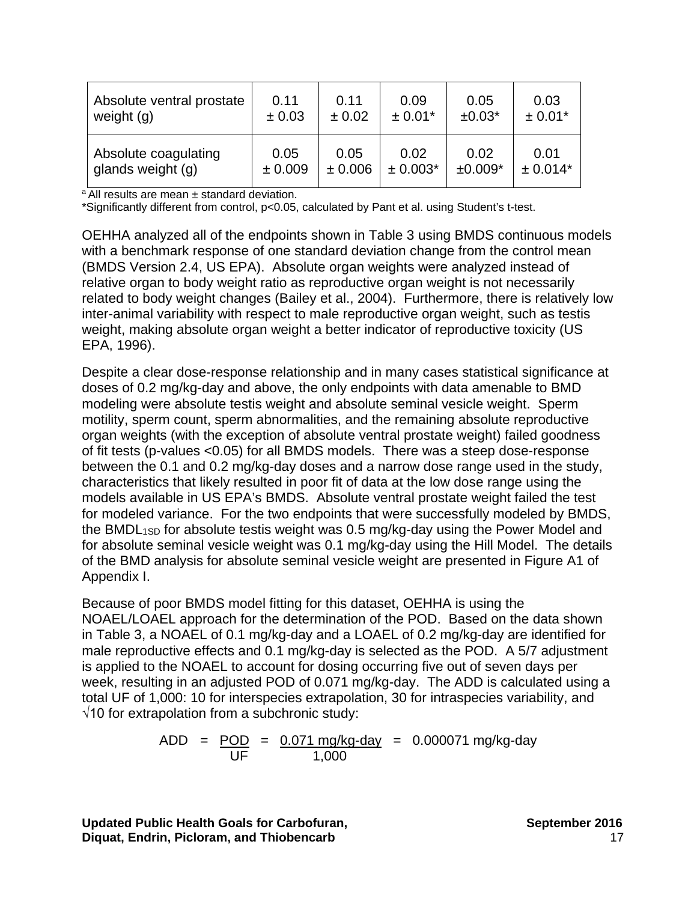| | | | | | |
|---|---|---|---|---|---|
| Absolute ventral prostate weight (g) | 0.11 ± 0.03 | 0.11 ± 0.02 | 0.09 ± 0.01* | 0.05 ±0.03* | 0.03 ± 0.01* |
| Absolute coagulating glands weight (g) | 0.05 ± 0.009 | 0.05 ± 0.006 | 0.02 ± 0.003* | 0.02 ±0.009* | 0.01 ± 0.014* |

[a] All results are mean ± standard deviation.
*Significantly different from control, p<0.05, calculated by Pant et al. using Student's t-test.

OEHHA analyzed all of the endpoints shown in Table 3 using BMDS continuous models with a benchmark response of one standard deviation change from the control mean (BMDS Version 2.4, US EPA). Absolute organ weights were analyzed instead of relative organ to body weight ratio as reproductive organ weight is not necessarily related to body weight changes (Bailey et al., 2004). Furthermore, there is relatively low inter-animal variability with respect to male reproductive organ weight, such as testis weight, making absolute organ weight a better indicator of reproductive toxicity (US EPA, 1996).

Despite a clear dose-response relationship and in many cases statistical significance at doses of 0.2 mg/kg-day and above, the only endpoints with data amenable to BMD modeling were absolute testis weight and absolute seminal vesicle weight. Sperm motility, sperm count, sperm abnormalities, and the remaining absolute reproductive organ weights (with the exception of absolute ventral prostate weight) failed goodness of fit tests (p-values <0.05) for all BMDS models. There was a steep dose-response between the 0.1 and 0.2 mg/kg-day doses and a narrow dose range used in the study, characteristics that likely resulted in poor fit of data at the low dose range using the models available in US EPA's BMDS. Absolute ventral prostate weight failed the test for modeled variance. For the two endpoints that were successfully modeled by BMDS, the $BMDL_{1SD}$ for absolute testis weight was 0.5 mg/kg-day using the Power Model and for absolute seminal vesicle weight was 0.1 mg/kg-day using the Hill Model. The details of the BMD analysis for absolute seminal vesicle weight are presented in Figure A1 of Appendix I.

Because of poor BMDS model fitting for this dataset, OEHHA is using the NOAEL/LOAEL approach for the determination of the POD. Based on the data shown in Table 3, a NOAEL of 0.1 mg/kg-day and a LOAEL of 0.2 mg/kg-day are identified for male reproductive effects and 0.1 mg/kg-day is selected as the POD. A 5/7 adjustment is applied to the NOAEL to account for dosing occurring five out of seven days per week, resulting in an adjusted POD of 0.071 mg/kg-day. The ADD is calculated using a total UF of 1,000: 10 for interspecies extrapolation, 30 for intraspecies variability, and $\sqrt{10}$ for extrapolation from a subchronic study:

$$ADD = \frac{POD}{UF} = \frac{0.071 \text{ mg/kg-day}}{1{,}000} = 0.000071 \text{ mg/kg-day}$$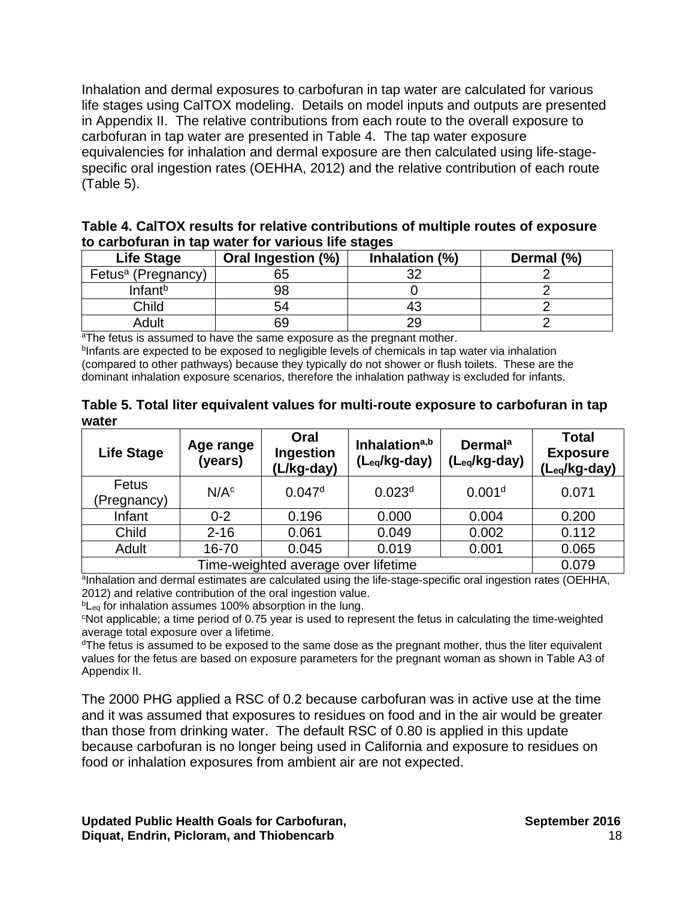Inhalation and dermal exposures to carbofuran in tap water are calculated for various life stages using CalTOX modeling. Details on model inputs and outputs are presented in Appendix II. The relative contributions from each route to the overall exposure to carbofuran in tap water are presented in Table 4. The tap water exposure equivalencies for inhalation and dermal exposure are then calculated using life-stage-specific oral ingestion rates (OEHHA, 2012) and the relative contribution of each route (Table 5).

**Table 4. CalTOX results for relative contributions of multiple routes of exposure to carbofuran in tap water for various life stages**

| Life Stage | Oral Ingestion (%) | Inhalation (%) | Dermal (%) |
|---|---|---|---|
| Fetus[a] (Pregnancy) | 65 | 32 | 2 |
| Infant[b] | 98 | 0 | 2 |
| Child | 54 | 43 | 2 |
| Adult | 69 | 29 | 2 |

[a]The fetus is assumed to have the same exposure as the pregnant mother.
[b]Infants are expected to be exposed to negligible levels of chemicals in tap water via inhalation (compared to other pathways) because they typically do not shower or flush toilets. These are the dominant inhalation exposure scenarios, therefore the inhalation pathway is excluded for infants.

**Table 5. Total liter equivalent values for multi-route exposure to carbofuran in tap water**

| Life Stage | Age range (years) | Oral Ingestion (L/kg-day) | Inhalation[a,b] ($L_{eq}$/kg-day) | Dermal[a] ($L_{eq}$/kg-day) | Total Exposure ($L_{eq}$/kg-day) |
|---|---|---|---|---|---|
| Fetus (Pregnancy) | N/A[c] | 0.047[d] | 0.023[d] | 0.001[d] | 0.071 |
| Infant | 0-2 | 0.196 | 0.000 | 0.004 | 0.200 |
| Child | 2-16 | 0.061 | 0.049 | 0.002 | 0.112 |
| Adult | 16-70 | 0.045 | 0.019 | 0.001 | 0.065 |
| Time-weighted average over lifetime | | | | | 0.079 |

[a]Inhalation and dermal estimates are calculated using the life-stage-specific oral ingestion rates (OEHHA, 2012) and relative contribution of the oral ingestion value.
[b]$L_{eq}$ for inhalation assumes 100% absorption in the lung.
[c]Not applicable; a time period of 0.75 year is used to represent the fetus in calculating the time-weighted average total exposure over a lifetime.
[d]The fetus is assumed to be exposed to the same dose as the pregnant mother, thus the liter equivalent values for the fetus are based on exposure parameters for the pregnant woman as shown in Table A3 of Appendix II.

The 2000 PHG applied a RSC of 0.2 because carbofuran was in active use at the time and it was assumed that exposures to residues on food and in the air would be greater than those from drinking water. The default RSC of 0.80 is applied in this update because carbofuran is no longer being used in California and exposure to residues on food or inhalation exposures from ambient air are not expected.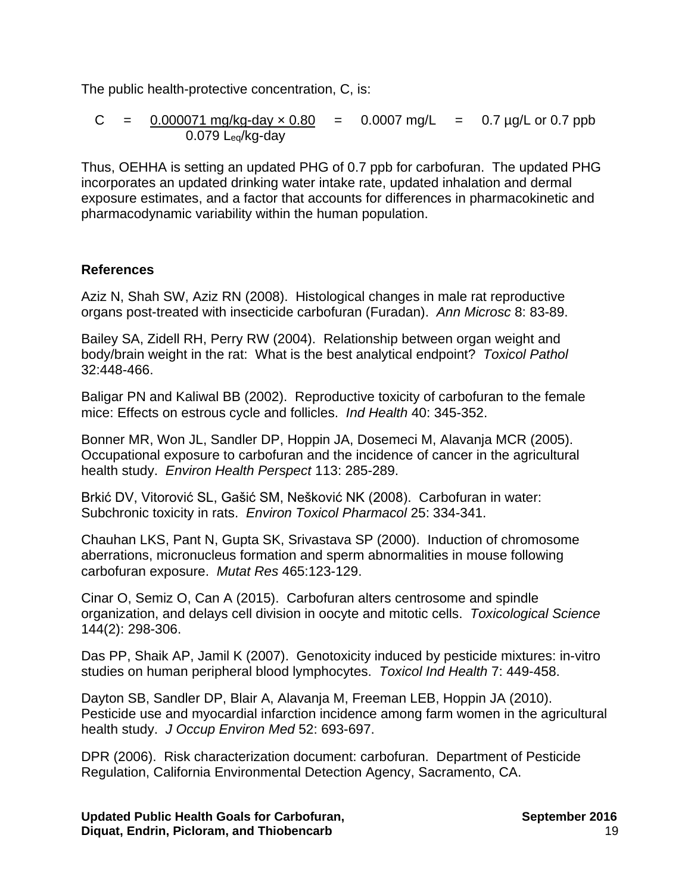The public health-protective concentration, C, is:

$$C = \frac{0.000071 \text{ mg/kg-day} \times 0.80}{0.079 \text{ L}_{eq}\text{/kg-day}} = 0.0007 \text{ mg/L} = 0.7 \text{ µg/L or } 0.7 \text{ ppb}$$

Thus, OEHHA is setting an updated PHG of 0.7 ppb for carbofuran. The updated PHG incorporates an updated drinking water intake rate, updated inhalation and dermal exposure estimates, and a factor that accounts for differences in pharmacokinetic and pharmacodynamic variability within the human population.

**References**

Aziz N, Shah SW, Aziz RN (2008). Histological changes in male rat reproductive organs post-treated with insecticide carbofuran (Furadan). *Ann Microsc* 8: 83-89.

Bailey SA, Zidell RH, Perry RW (2004). Relationship between organ weight and body/brain weight in the rat: What is the best analytical endpoint? *Toxicol Pathol* 32:448-466.

Baligar PN and Kaliwal BB (2002). Reproductive toxicity of carbofuran to the female mice: Effects on estrous cycle and follicles. *Ind Health* 40: 345-352.

Bonner MR, Won JL, Sandler DP, Hoppin JA, Dosemeci M, Alavanja MCR (2005). Occupational exposure to carbofuran and the incidence of cancer in the agricultural health study. *Environ Health Perspect* 113: 285-289.

Brkić DV, Vitorović SL, Gašić SM, Nešković NK (2008). Carbofuran in water: Subchronic toxicity in rats. *Environ Toxicol Pharmacol* 25: 334-341.

Chauhan LKS, Pant N, Gupta SK, Srivastava SP (2000). Induction of chromosome aberrations, micronucleus formation and sperm abnormalities in mouse following carbofuran exposure. *Mutat Res* 465:123-129.

Cinar O, Semiz O, Can A (2015). Carbofuran alters centrosome and spindle organization, and delays cell division in oocyte and mitotic cells. *Toxicological Science* 144(2): 298-306.

Das PP, Shaik AP, Jamil K (2007). Genotoxicity induced by pesticide mixtures: in-vitro studies on human peripheral blood lymphocytes. *Toxicol Ind Health* 7: 449-458.

Dayton SB, Sandler DP, Blair A, Alavanja M, Freeman LEB, Hoppin JA (2010). Pesticide use and myocardial infarction incidence among farm women in the agricultural health study. *J Occup Environ Med* 52: 693-697.

DPR (2006). Risk characterization document: carbofuran. Department of Pesticide Regulation, California Environmental Detection Agency, Sacramento, CA.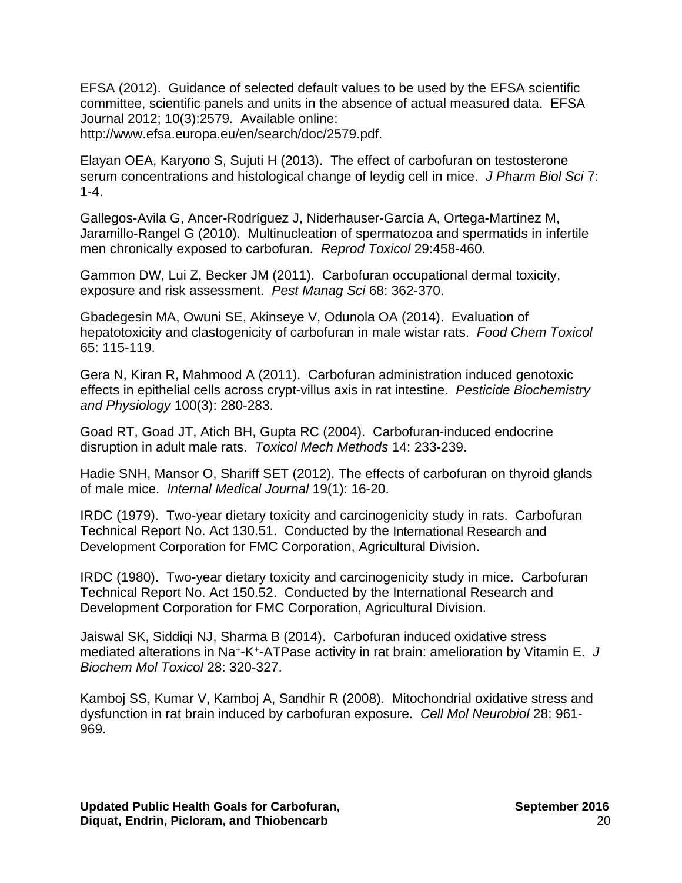EFSA (2012). Guidance of selected default values to be used by the EFSA scientific committee, scientific panels and units in the absence of actual measured data. EFSA Journal 2012; 10(3):2579. Available online: http://www.efsa.europa.eu/en/search/doc/2579.pdf.

Elayan OEA, Karyono S, Sujuti H (2013). The effect of carbofuran on testosterone serum concentrations and histological change of leydig cell in mice. *J Pharm Biol Sci* 7: 1-4.

Gallegos-Avila G, Ancer-Rodríguez J, Niderhauser-García A, Ortega-Martínez M, Jaramillo-Rangel G (2010). Multinucleation of spermatozoa and spermatids in infertile men chronically exposed to carbofuran. *Reprod Toxicol* 29:458-460.

Gammon DW, Lui Z, Becker JM (2011). Carbofuran occupational dermal toxicity, exposure and risk assessment. *Pest Manag Sci* 68: 362-370.

Gbadegesin MA, Owuni SE, Akinseye V, Odunola OA (2014). Evaluation of hepatotoxicity and clastogenicity of carbofuran in male wistar rats. *Food Chem Toxicol* 65: 115-119.

Gera N, Kiran R, Mahmood A (2011). Carbofuran administration induced genotoxic effects in epithelial cells across crypt-villus axis in rat intestine. *Pesticide Biochemistry and Physiology* 100(3): 280-283.

Goad RT, Goad JT, Atich BH, Gupta RC (2004). Carbofuran-induced endocrine disruption in adult male rats. *Toxicol Mech Methods* 14: 233-239.

Hadie SNH, Mansor O, Shariff SET (2012). The effects of carbofuran on thyroid glands of male mice. *Internal Medical Journal* 19(1): 16-20.

IRDC (1979). Two-year dietary toxicity and carcinogenicity study in rats. Carbofuran Technical Report No. Act 130.51. Conducted by the International Research and Development Corporation for FMC Corporation, Agricultural Division.

IRDC (1980). Two-year dietary toxicity and carcinogenicity study in mice. Carbofuran Technical Report No. Act 150.52. Conducted by the International Research and Development Corporation for FMC Corporation, Agricultural Division.

Jaiswal SK, Siddiqi NJ, Sharma B (2014). Carbofuran induced oxidative stress mediated alterations in $Na^{+}$-$K^{+}$-ATPase activity in rat brain: amelioration by Vitamin E. *J Biochem Mol Toxicol* 28: 320-327.

Kamboj SS, Kumar V, Kamboj A, Sandhir R (2008). Mitochondrial oxidative stress and dysfunction in rat brain induced by carbofuran exposure. *Cell Mol Neurobiol* 28: 961-969.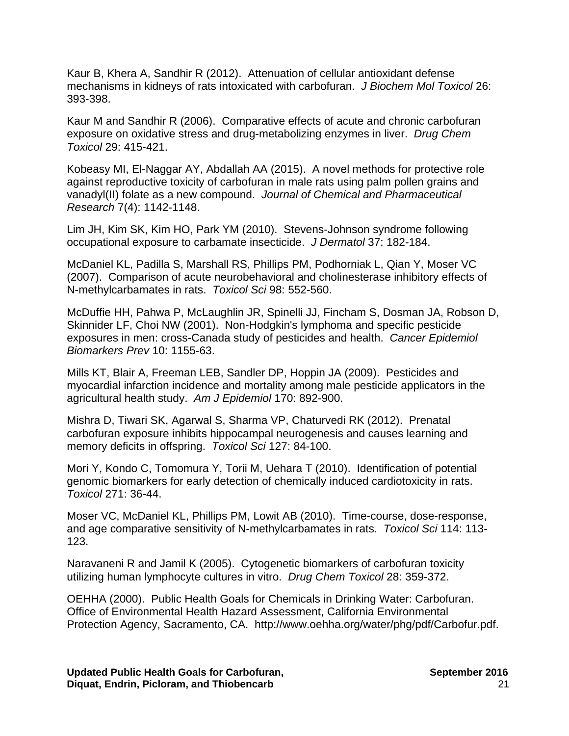Kaur B, Khera A, Sandhir R (2012). Attenuation of cellular antioxidant defense mechanisms in kidneys of rats intoxicated with carbofuran. *J Biochem Mol Toxicol* 26: 393-398.

Kaur M and Sandhir R (2006). Comparative effects of acute and chronic carbofuran exposure on oxidative stress and drug-metabolizing enzymes in liver. *Drug Chem Toxicol* 29: 415-421.

Kobeasy MI, El-Naggar AY, Abdallah AA (2015). A novel methods for protective role against reproductive toxicity of carbofuran in male rats using palm pollen grains and vanadyl(II) folate as a new compound. *Journal of Chemical and Pharmaceutical Research* 7(4): 1142-1148.

Lim JH, Kim SK, Kim HO, Park YM (2010). Stevens-Johnson syndrome following occupational exposure to carbamate insecticide. *J Dermatol* 37: 182-184.

McDaniel KL, Padilla S, Marshall RS, Phillips PM, Podhorniak L, Qian Y, Moser VC (2007). Comparison of acute neurobehavioral and cholinesterase inhibitory effects of N-methylcarbamates in rats. *Toxicol Sci* 98: 552-560.

McDuffie HH, Pahwa P, McLaughlin JR, Spinelli JJ, Fincham S, Dosman JA, Robson D, Skinnider LF, Choi NW (2001). Non-Hodgkin's lymphoma and specific pesticide exposures in men: cross-Canada study of pesticides and health. *Cancer Epidemiol Biomarkers Prev* 10: 1155-63.

Mills KT, Blair A, Freeman LEB, Sandler DP, Hoppin JA (2009). Pesticides and myocardial infarction incidence and mortality among male pesticide applicators in the agricultural health study. *Am J Epidemiol* 170: 892-900.

Mishra D, Tiwari SK, Agarwal S, Sharma VP, Chaturvedi RK (2012). Prenatal carbofuran exposure inhibits hippocampal neurogenesis and causes learning and memory deficits in offspring. *Toxicol Sci* 127: 84-100.

Mori Y, Kondo C, Tomomura Y, Torii M, Uehara T (2010). Identification of potential genomic biomarkers for early detection of chemically induced cardiotoxicity in rats. *Toxicol* 271: 36-44.

Moser VC, McDaniel KL, Phillips PM, Lowit AB (2010). Time-course, dose-response, and age comparative sensitivity of N-methylcarbamates in rats. *Toxicol Sci* 114: 113-123.

Naravaneni R and Jamil K (2005). Cytogenetic biomarkers of carbofuran toxicity utilizing human lymphocyte cultures in vitro. *Drug Chem Toxicol* 28: 359-372.

OEHHA (2000). Public Health Goals for Chemicals in Drinking Water: Carbofuran. Office of Environmental Health Hazard Assessment, California Environmental Protection Agency, Sacramento, CA. http://www.oehha.org/water/phg/pdf/Carbofur.pdf.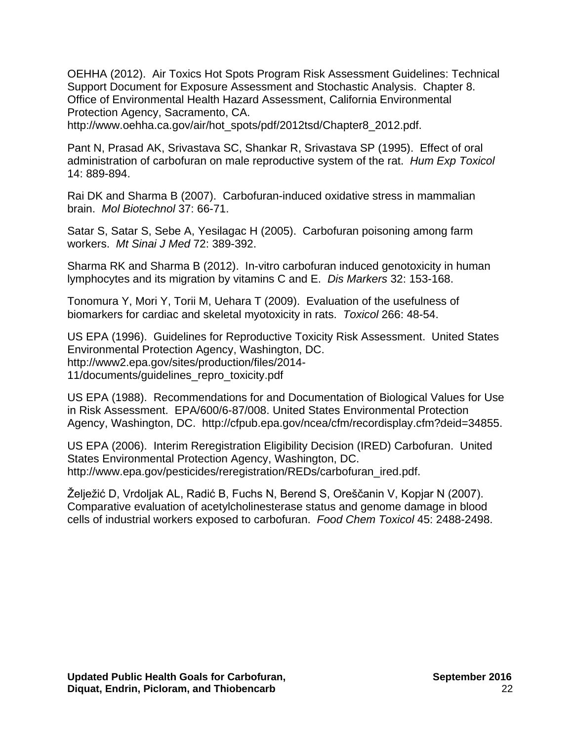OEHHA (2012). Air Toxics Hot Spots Program Risk Assessment Guidelines: Technical Support Document for Exposure Assessment and Stochastic Analysis. Chapter 8. Office of Environmental Health Hazard Assessment, California Environmental Protection Agency, Sacramento, CA. http://www.oehha.ca.gov/air/hot_spots/pdf/2012tsd/Chapter8_2012.pdf.

Pant N, Prasad AK, Srivastava SC, Shankar R, Srivastava SP (1995). Effect of oral administration of carbofuran on male reproductive system of the rat. *Hum Exp Toxicol* 14: 889-894.

Rai DK and Sharma B (2007). Carbofuran-induced oxidative stress in mammalian brain. *Mol Biotechnol* 37: 66-71.

Satar S, Satar S, Sebe A, Yesilagac H (2005). Carbofuran poisoning among farm workers. *Mt Sinai J Med* 72: 389-392.

Sharma RK and Sharma B (2012). In-vitro carbofuran induced genotoxicity in human lymphocytes and its migration by vitamins C and E. *Dis Markers* 32: 153-168.

Tonomura Y, Mori Y, Torii M, Uehara T (2009). Evaluation of the usefulness of biomarkers for cardiac and skeletal myotoxicity in rats. *Toxicol* 266: 48-54.

US EPA (1996). Guidelines for Reproductive Toxicity Risk Assessment. United States Environmental Protection Agency, Washington, DC. http://www2.epa.gov/sites/production/files/2014-11/documents/guidelines_repro_toxicity.pdf

US EPA (1988). Recommendations for and Documentation of Biological Values for Use in Risk Assessment. EPA/600/6-87/008. United States Environmental Protection Agency, Washington, DC. http://cfpub.epa.gov/ncea/cfm/recordisplay.cfm?deid=34855.

US EPA (2006). Interim Reregistration Eligibility Decision (IRED) Carbofuran. United States Environmental Protection Agency, Washington, DC. http://www.epa.gov/pesticides/reregistration/REDs/carbofuran_ired.pdf.

Želježić D, Vrdoljak AL, Radić B, Fuchs N, Berend S, Oreščanin V, Kopjar N (2007). Comparative evaluation of acetylcholinesterase status and genome damage in blood cells of industrial workers exposed to carbofuran. *Food Chem Toxicol* 45: 2488-2498.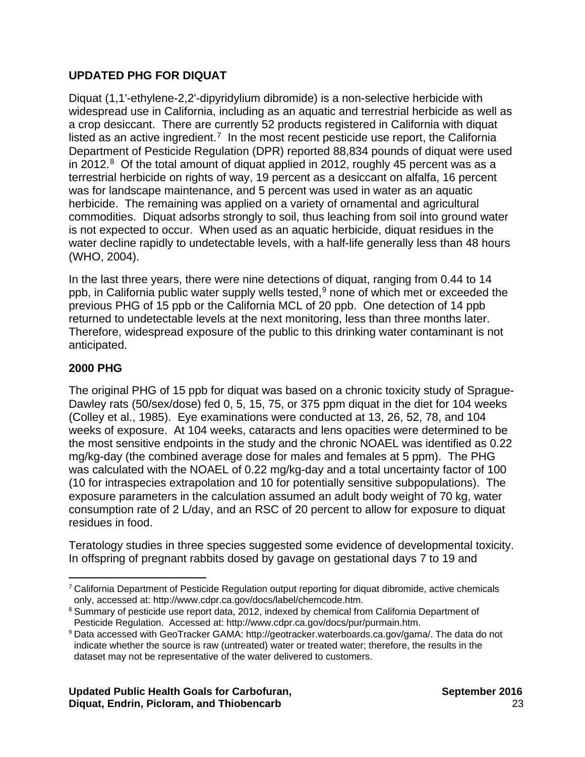## UPDATED PHG FOR DIQUAT

Diquat (1,1'-ethylene-2,2'-dipyridylium dibromide) is a non-selective herbicide with widespread use in California, including as an aquatic and terrestrial herbicide as well as a crop desiccant. There are currently 52 products registered in California with diquat listed as an active ingredient.[7] In the most recent pesticide use report, the California Department of Pesticide Regulation (DPR) reported 88,834 pounds of diquat were used in 2012.[8] Of the total amount of diquat applied in 2012, roughly 45 percent was as a terrestrial herbicide on rights of way, 19 percent as a desiccant on alfalfa, 16 percent was for landscape maintenance, and 5 percent was used in water as an aquatic herbicide. The remaining was applied on a variety of ornamental and agricultural commodities. Diquat adsorbs strongly to soil, thus leaching from soil into ground water is not expected to occur. When used as an aquatic herbicide, diquat residues in the water decline rapidly to undetectable levels, with a half-life generally less than 48 hours (WHO, 2004).

In the last three years, there were nine detections of diquat, ranging from 0.44 to 14 ppb, in California public water supply wells tested,[9] none of which met or exceeded the previous PHG of 15 ppb or the California MCL of 20 ppb. One detection of 14 ppb returned to undetectable levels at the next monitoring, less than three months later. Therefore, widespread exposure of the public to this drinking water contaminant is not anticipated.

### 2000 PHG

The original PHG of 15 ppb for diquat was based on a chronic toxicity study of Sprague-Dawley rats (50/sex/dose) fed 0, 5, 15, 75, or 375 ppm diquat in the diet for 104 weeks (Colley et al., 1985). Eye examinations were conducted at 13, 26, 52, 78, and 104 weeks of exposure. At 104 weeks, cataracts and lens opacities were determined to be the most sensitive endpoints in the study and the chronic NOAEL was identified as 0.22 mg/kg-day (the combined average dose for males and females at 5 ppm). The PHG was calculated with the NOAEL of 0.22 mg/kg-day and a total uncertainty factor of 100 (10 for intraspecies extrapolation and 10 for potentially sensitive subpopulations). The exposure parameters in the calculation assumed an adult body weight of 70 kg, water consumption rate of 2 L/day, and an RSC of 20 percent to allow for exposure to diquat residues in food.

Teratology studies in three species suggested some evidence of developmental toxicity. In offspring of pregnant rabbits dosed by gavage on gestational days 7 to 19 and

---

[7] California Department of Pesticide Regulation output reporting for diquat dibromide, active chemicals only, accessed at: http://www.cdpr.ca.gov/docs/label/chemcode.htm.

[8] Summary of pesticide use report data, 2012, indexed by chemical from California Department of Pesticide Regulation. Accessed at: http://www.cdpr.ca.gov/docs/pur/purmain.htm.

[9] Data accessed with GeoTracker GAMA: http://geotracker.waterboards.ca.gov/gama/. The data do not indicate whether the source is raw (untreated) water or treated water; therefore, the results in the dataset may not be representative of the water delivered to customers.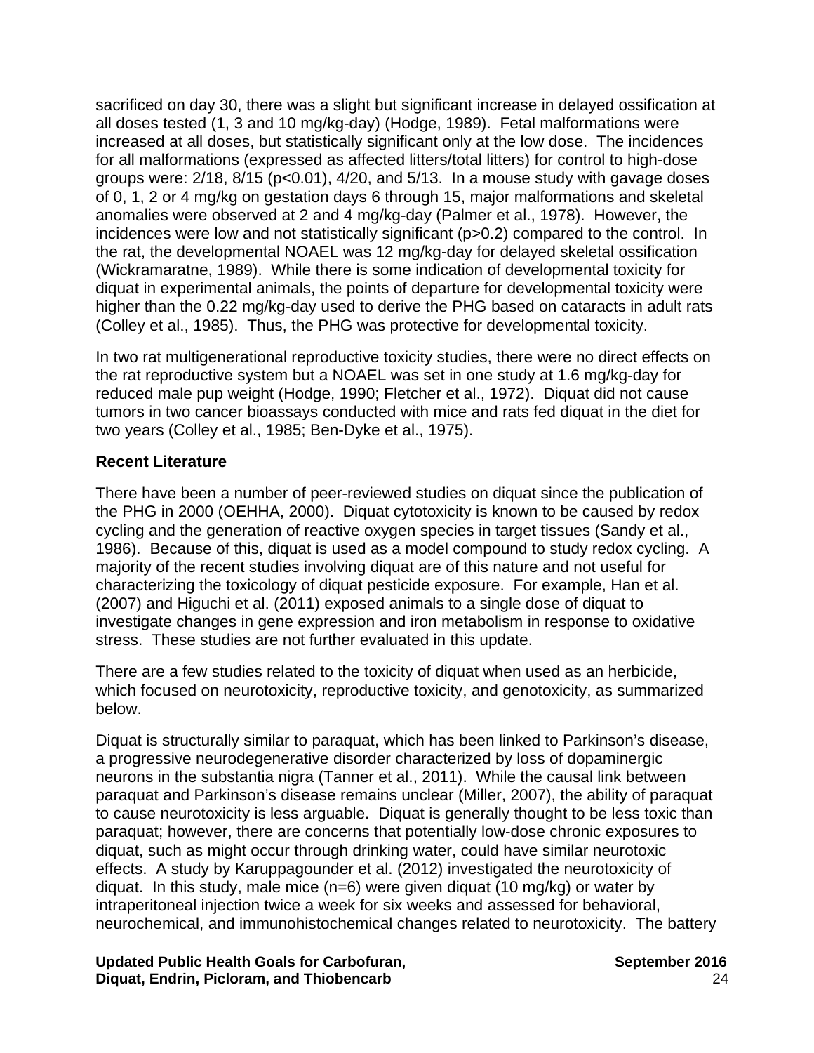sacrificed on day 30, there was a slight but significant increase in delayed ossification at all doses tested (1, 3 and 10 mg/kg-day) (Hodge, 1989). Fetal malformations were increased at all doses, but statistically significant only at the low dose. The incidences for all malformations (expressed as affected litters/total litters) for control to high-dose groups were: 2/18, 8/15 ($p<0.01$), 4/20, and 5/13. In a mouse study with gavage doses of 0, 1, 2 or 4 mg/kg on gestation days 6 through 15, major malformations and skeletal anomalies were observed at 2 and 4 mg/kg-day (Palmer et al., 1978). However, the incidences were low and not statistically significant ($p>0.2$) compared to the control. In the rat, the developmental NOAEL was 12 mg/kg-day for delayed skeletal ossification (Wickramaratne, 1989). While there is some indication of developmental toxicity for diquat in experimental animals, the points of departure for developmental toxicity were higher than the 0.22 mg/kg-day used to derive the PHG based on cataracts in adult rats (Colley et al., 1985). Thus, the PHG was protective for developmental toxicity.

In two rat multigenerational reproductive toxicity studies, there were no direct effects on the rat reproductive system but a NOAEL was set in one study at 1.6 mg/kg-day for reduced male pup weight (Hodge, 1990; Fletcher et al., 1972). Diquat did not cause tumors in two cancer bioassays conducted with mice and rats fed diquat in the diet for two years (Colley et al., 1985; Ben-Dyke et al., 1975).

**Recent Literature**

There have been a number of peer-reviewed studies on diquat since the publication of the PHG in 2000 (OEHHA, 2000). Diquat cytotoxicity is known to be caused by redox cycling and the generation of reactive oxygen species in target tissues (Sandy et al., 1986). Because of this, diquat is used as a model compound to study redox cycling. A majority of the recent studies involving diquat are of this nature and not useful for characterizing the toxicology of diquat pesticide exposure. For example, Han et al. (2007) and Higuchi et al. (2011) exposed animals to a single dose of diquat to investigate changes in gene expression and iron metabolism in response to oxidative stress. These studies are not further evaluated in this update.

There are a few studies related to the toxicity of diquat when used as an herbicide, which focused on neurotoxicity, reproductive toxicity, and genotoxicity, as summarized below.

Diquat is structurally similar to paraquat, which has been linked to Parkinson's disease, a progressive neurodegenerative disorder characterized by loss of dopaminergic neurons in the substantia nigra (Tanner et al., 2011). While the causal link between paraquat and Parkinson's disease remains unclear (Miller, 2007), the ability of paraquat to cause neurotoxicity is less arguable. Diquat is generally thought to be less toxic than paraquat; however, there are concerns that potentially low-dose chronic exposures to diquat, such as might occur through drinking water, could have similar neurotoxic effects. A study by Karuppagounder et al. (2012) investigated the neurotoxicity of diquat. In this study, male mice (n=6) were given diquat (10 mg/kg) or water by intraperitoneal injection twice a week for six weeks and assessed for behavioral, neurochemical, and immunohistochemical changes related to neurotoxicity. The battery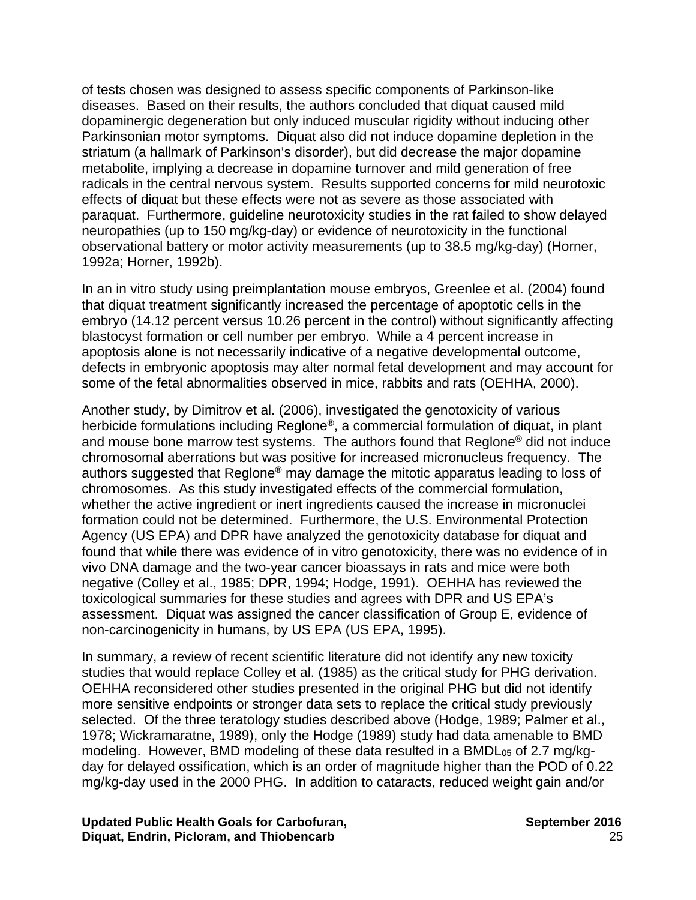of tests chosen was designed to assess specific components of Parkinson-like diseases. Based on their results, the authors concluded that diquat caused mild dopaminergic degeneration but only induced muscular rigidity without inducing other Parkinsonian motor symptoms. Diquat also did not induce dopamine depletion in the striatum (a hallmark of Parkinson's disorder), but did decrease the major dopamine metabolite, implying a decrease in dopamine turnover and mild generation of free radicals in the central nervous system. Results supported concerns for mild neurotoxic effects of diquat but these effects were not as severe as those associated with paraquat. Furthermore, guideline neurotoxicity studies in the rat failed to show delayed neuropathies (up to 150 mg/kg-day) or evidence of neurotoxicity in the functional observational battery or motor activity measurements (up to 38.5 mg/kg-day) (Horner, 1992a; Horner, 1992b).

In an in vitro study using preimplantation mouse embryos, Greenlee et al. (2004) found that diquat treatment significantly increased the percentage of apoptotic cells in the embryo (14.12 percent versus 10.26 percent in the control) without significantly affecting blastocyst formation or cell number per embryo. While a 4 percent increase in apoptosis alone is not necessarily indicative of a negative developmental outcome, defects in embryonic apoptosis may alter normal fetal development and may account for some of the fetal abnormalities observed in mice, rabbits and rats (OEHHA, 2000).

Another study, by Dimitrov et al. (2006), investigated the genotoxicity of various herbicide formulations including Reglone®, a commercial formulation of diquat, in plant and mouse bone marrow test systems. The authors found that Reglone® did not induce chromosomal aberrations but was positive for increased micronucleus frequency. The authors suggested that Reglone® may damage the mitotic apparatus leading to loss of chromosomes. As this study investigated effects of the commercial formulation, whether the active ingredient or inert ingredients caused the increase in micronuclei formation could not be determined. Furthermore, the U.S. Environmental Protection Agency (US EPA) and DPR have analyzed the genotoxicity database for diquat and found that while there was evidence of in vitro genotoxicity, there was no evidence of in vivo DNA damage and the two-year cancer bioassays in rats and mice were both negative (Colley et al., 1985; DPR, 1994; Hodge, 1991). OEHHA has reviewed the toxicological summaries for these studies and agrees with DPR and US EPA's assessment. Diquat was assigned the cancer classification of Group E, evidence of non-carcinogenicity in humans, by US EPA (US EPA, 1995).

In summary, a review of recent scientific literature did not identify any new toxicity studies that would replace Colley et al. (1985) as the critical study for PHG derivation. OEHHA reconsidered other studies presented in the original PHG but did not identify more sensitive endpoints or stronger data sets to replace the critical study previously selected. Of the three teratology studies described above (Hodge, 1989; Palmer et al., 1978; Wickramaratne, 1989), only the Hodge (1989) study had data amenable to BMD modeling. However, BMD modeling of these data resulted in a $BMDL_{05}$ of 2.7 mg/kg-day for delayed ossification, which is an order of magnitude higher than the POD of 0.22 mg/kg-day used in the 2000 PHG. In addition to cataracts, reduced weight gain and/or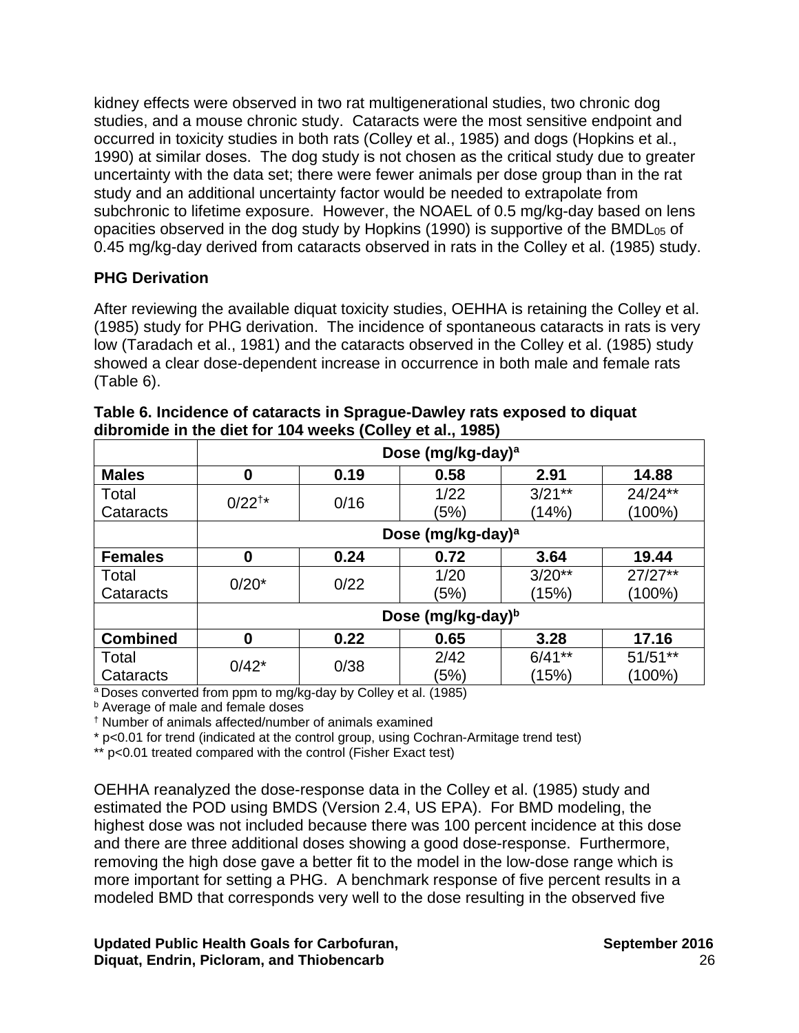kidney effects were observed in two rat multigenerational studies, two chronic dog studies, and a mouse chronic study. Cataracts were the most sensitive endpoint and occurred in toxicity studies in both rats (Colley et al., 1985) and dogs (Hopkins et al., 1990) at similar doses. The dog study is not chosen as the critical study due to greater uncertainty with the data set; there were fewer animals per dose group than in the rat study and an additional uncertainty factor would be needed to extrapolate from subchronic to lifetime exposure. However, the NOAEL of 0.5 mg/kg-day based on lens opacities observed in the dog study by Hopkins (1990) is supportive of the $BMDL_{05}$ of 0.45 mg/kg-day derived from cataracts observed in rats in the Colley et al. (1985) study.

### PHG Derivation

After reviewing the available diquat toxicity studies, OEHHA is retaining the Colley et al. (1985) study for PHG derivation. The incidence of spontaneous cataracts in rats is very low (Taradach et al., 1981) and the cataracts observed in the Colley et al. (1985) study showed a clear dose-dependent increase in occurrence in both male and female rats (Table 6).

**Table 6. Incidence of cataracts in Sprague-Dawley rats exposed to diquat dibromide in the diet for 104 weeks (Colley et al., 1985)**

| | Dose (mg/kg-day)[a] | | | | |
|---|---|---|---|---|---|
| **Males** | **0** | **0.19** | **0.58** | **2.91** | **14.88** |
| Total Cataracts | 0/22[†]* | 0/16 | 1/22 (5%) | 3/21** (14%) | 24/24** (100%) |
| | **Dose (mg/kg-day)[a]** | | | | |
| **Females** | **0** | **0.24** | **0.72** | **3.64** | **19.44** |
| Total Cataracts | 0/20* | 0/22 | 1/20 (5%) | 3/20** (15%) | 27/27** (100%) |
| | **Dose (mg/kg-day)[b]** | | | | |
| **Combined** | **0** | **0.22** | **0.65** | **3.28** | **17.16** |
| Total Cataracts | 0/42* | 0/38 | 2/42 (5%) | 6/41** (15%) | 51/51** (100%) |

[a] Doses converted from ppm to mg/kg-day by Colley et al. (1985)
[b] Average of male and female doses
[†] Number of animals affected/number of animals examined
* p<0.01 for trend (indicated at the control group, using Cochran-Armitage trend test)
** p<0.01 treated compared with the control (Fisher Exact test)

OEHHA reanalyzed the dose-response data in the Colley et al. (1985) study and estimated the POD using BMDS (Version 2.4, US EPA). For BMD modeling, the highest dose was not included because there was 100 percent incidence at this dose and there are three additional doses showing a good dose-response. Furthermore, removing the high dose gave a better fit to the model in the low-dose range which is more important for setting a PHG. A benchmark response of five percent results in a modeled BMD that corresponds very well to the dose resulting in the observed five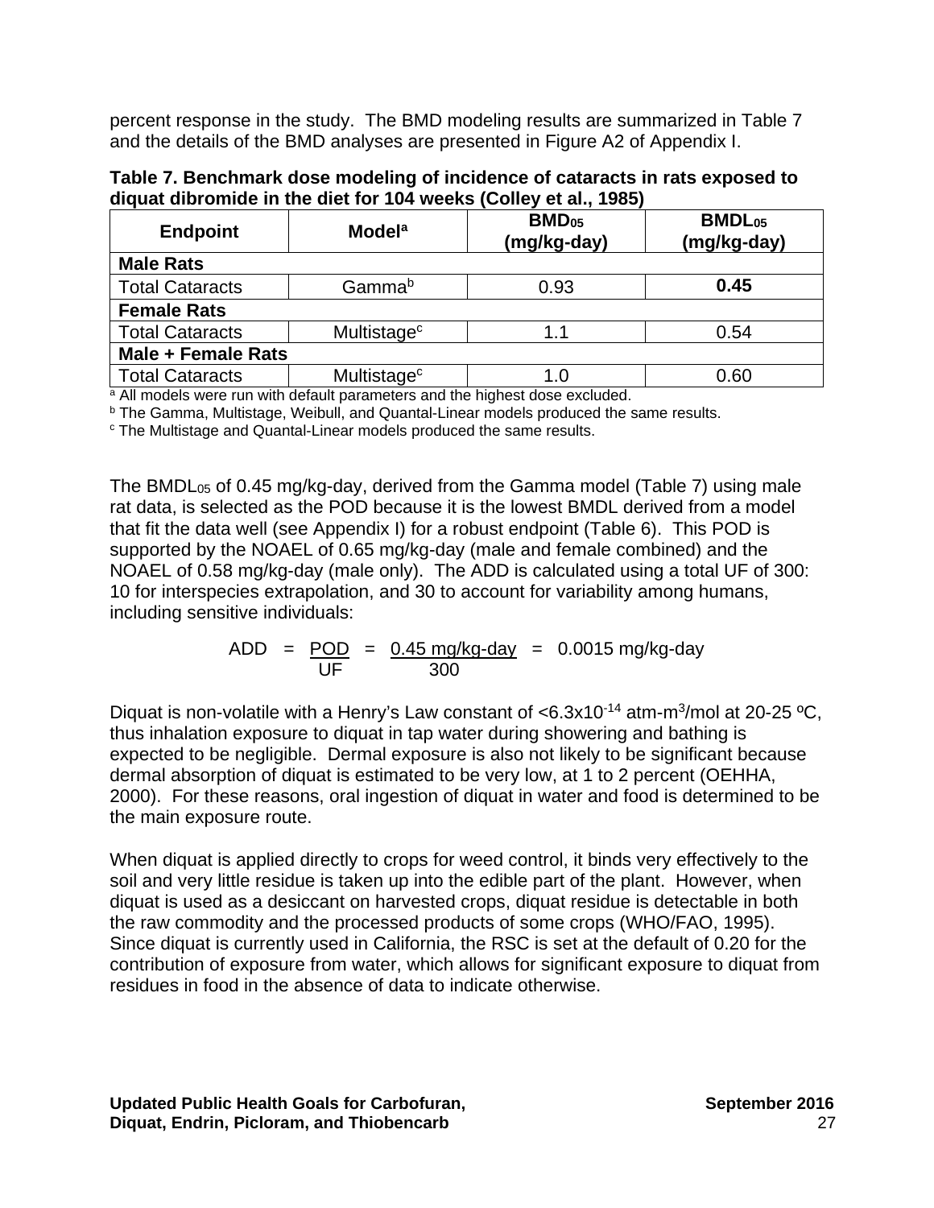percent response in the study. The BMD modeling results are summarized in Table 7 and the details of the BMD analyses are presented in Figure A2 of Appendix I.

**Table 7. Benchmark dose modeling of incidence of cataracts in rats exposed to diquat dibromide in the diet for 104 weeks (Colley et al., 1985)**

| Endpoint | Model[a] | $BMD_{05}$ (mg/kg-day) | $BMDL_{05}$ (mg/kg-day) |
|---|---|---|---|
| **Male Rats** | | | |
| Total Cataracts | Gamma[b] | 0.93 | **0.45** |
| **Female Rats** | | | |
| Total Cataracts | Multistage[c] | 1.1 | 0.54 |
| **Male + Female Rats** | | | |
| Total Cataracts | Multistage[c] | 1.0 | 0.60 |

[a] All models were run with default parameters and the highest dose excluded.
[b] The Gamma, Multistage, Weibull, and Quantal-Linear models produced the same results.
[c] The Multistage and Quantal-Linear models produced the same results.

The $BMDL_{05}$ of 0.45 mg/kg-day, derived from the Gamma model (Table 7) using male rat data, is selected as the POD because it is the lowest BMDL derived from a model that fit the data well (see Appendix I) for a robust endpoint (Table 6). This POD is supported by the NOAEL of 0.65 mg/kg-day (male and female combined) and the NOAEL of 0.58 mg/kg-day (male only). The ADD is calculated using a total UF of 300: 10 for interspecies extrapolation, and 30 to account for variability among humans, including sensitive individuals:

$$\text{ADD} = \frac{\text{POD}}{\text{UF}} = \frac{0.45 \text{ mg/kg-day}}{300} = 0.0015 \text{ mg/kg-day}$$

Diquat is non-volatile with a Henry's Law constant of $<6.3 \times 10^{-14}$ atm-$m^3$/mol at 20-25 ºC, thus inhalation exposure to diquat in tap water during showering and bathing is expected to be negligible. Dermal exposure is also not likely to be significant because dermal absorption of diquat is estimated to be very low, at 1 to 2 percent (OEHHA, 2000). For these reasons, oral ingestion of diquat in water and food is determined to be the main exposure route.

When diquat is applied directly to crops for weed control, it binds very effectively to the soil and very little residue is taken up into the edible part of the plant. However, when diquat is used as a desiccant on harvested crops, diquat residue is detectable in both the raw commodity and the processed products of some crops (WHO/FAO, 1995). Since diquat is currently used in California, the RSC is set at the default of 0.20 for the contribution of exposure from water, which allows for significant exposure to diquat from residues in food in the absence of data to indicate otherwise.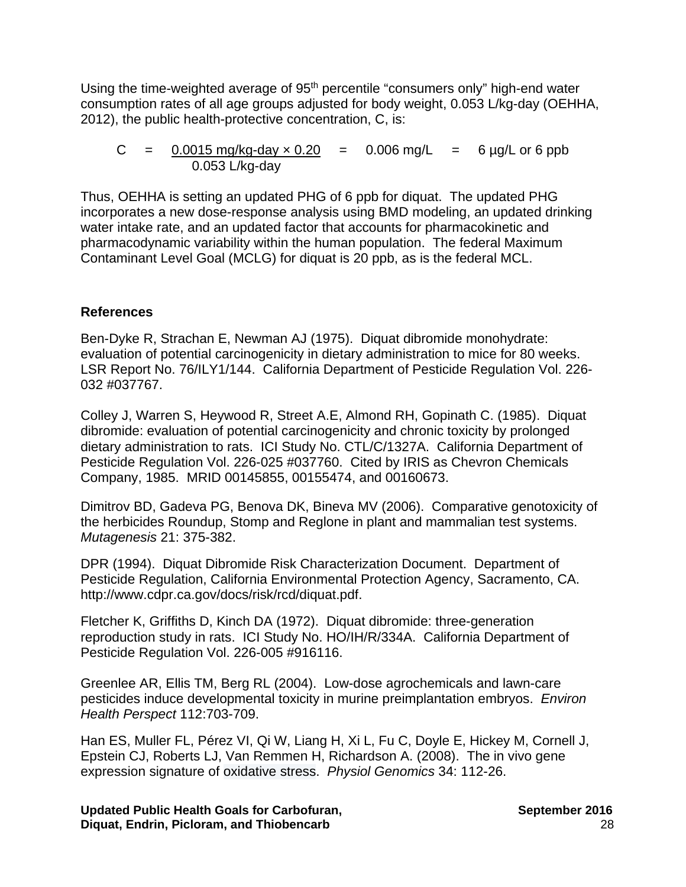Using the time-weighted average of 95[th] percentile "consumers only" high-end water consumption rates of all age groups adjusted for body weight, 0.053 L/kg-day (OEHHA, 2012), the public health-protective concentration, C, is:

$$C = \frac{0.0015 \text{ mg/kg-day} \times 0.20}{0.053 \text{ L/kg-day}} = 0.006 \text{ mg/L} = 6 \text{ µg/L or } 6 \text{ ppb}$$

Thus, OEHHA is setting an updated PHG of 6 ppb for diquat. The updated PHG incorporates a new dose-response analysis using BMD modeling, an updated drinking water intake rate, and an updated factor that accounts for pharmacokinetic and pharmacodynamic variability within the human population. The federal Maximum Contaminant Level Goal (MCLG) for diquat is 20 ppb, as is the federal MCL.

## References

Ben-Dyke R, Strachan E, Newman AJ (1975). Diquat dibromide monohydrate: evaluation of potential carcinogenicity in dietary administration to mice for 80 weeks. LSR Report No. 76/ILY1/144. California Department of Pesticide Regulation Vol. 226-032 #037767.

Colley J, Warren S, Heywood R, Street A.E, Almond RH, Gopinath C. (1985). Diquat dibromide: evaluation of potential carcinogenicity and chronic toxicity by prolonged dietary administration to rats. ICI Study No. CTL/C/1327A. California Department of Pesticide Regulation Vol. 226-025 #037760. Cited by IRIS as Chevron Chemicals Company, 1985. MRID 00145855, 00155474, and 00160673.

Dimitrov BD, Gadeva PG, Benova DK, Bineva MV (2006). Comparative genotoxicity of the herbicides Roundup, Stomp and Reglone in plant and mammalian test systems. *Mutagenesis* 21: 375-382.

DPR (1994). Diquat Dibromide Risk Characterization Document. Department of Pesticide Regulation, California Environmental Protection Agency, Sacramento, CA. http://www.cdpr.ca.gov/docs/risk/rcd/diquat.pdf.

Fletcher K, Griffiths D, Kinch DA (1972). Diquat dibromide: three-generation reproduction study in rats. ICI Study No. HO/IH/R/334A. California Department of Pesticide Regulation Vol. 226-005 #916116.

Greenlee AR, Ellis TM, Berg RL (2004). Low-dose agrochemicals and lawn-care pesticides induce developmental toxicity in murine preimplantation embryos. *Environ Health Perspect* 112:703-709.

Han ES, Muller FL, Pérez VI, Qi W, Liang H, Xi L, Fu C, Doyle E, Hickey M, Cornell J, Epstein CJ, Roberts LJ, Van Remmen H, Richardson A. (2008). The in vivo gene expression signature of oxidative stress. *Physiol Genomics* 34: 112-26.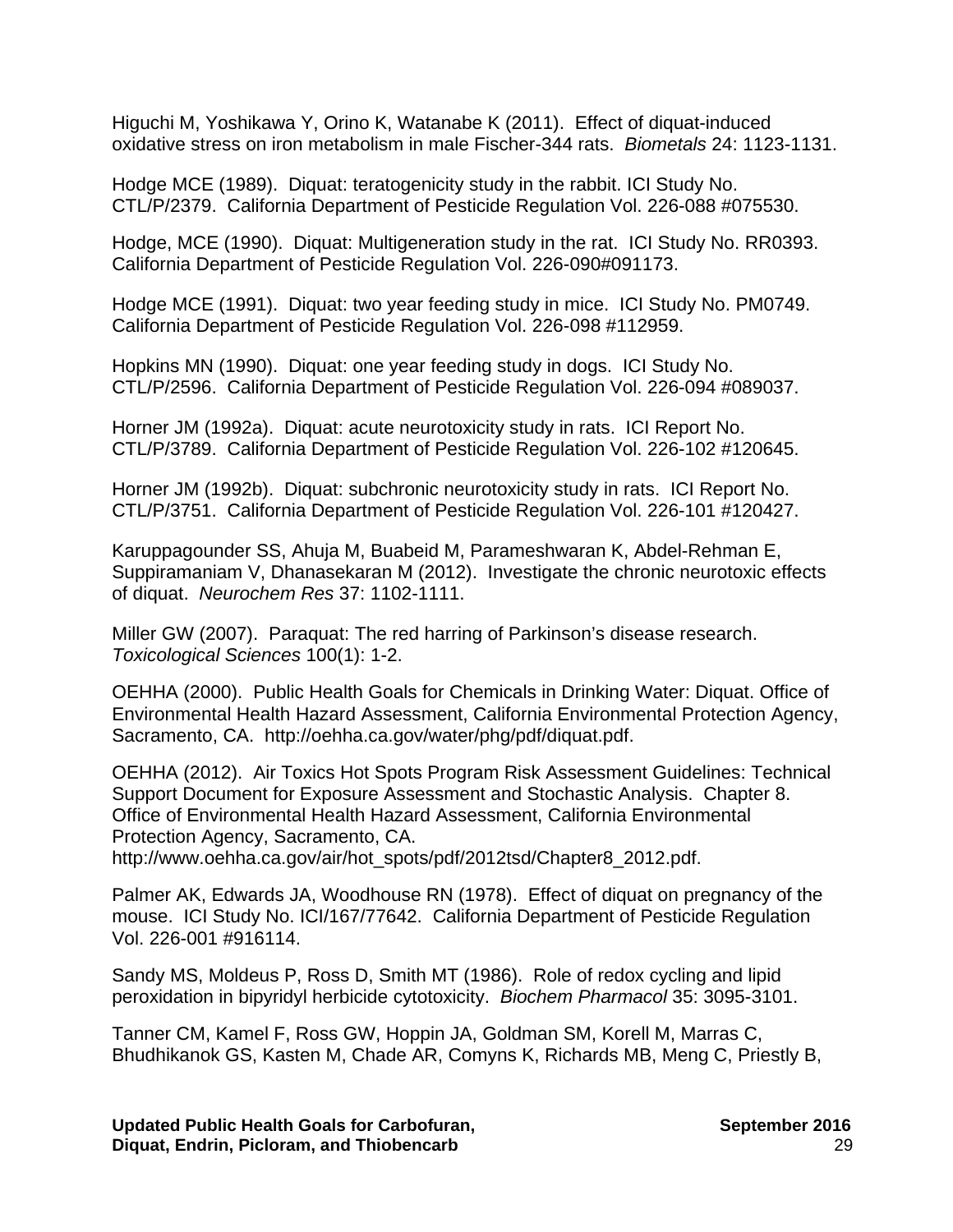Higuchi M, Yoshikawa Y, Orino K, Watanabe K (2011). Effect of diquat-induced oxidative stress on iron metabolism in male Fischer-344 rats. *Biometals* 24: 1123-1131.

Hodge MCE (1989). Diquat: teratogenicity study in the rabbit. ICI Study No. CTL/P/2379. California Department of Pesticide Regulation Vol. 226-088 #075530.

Hodge, MCE (1990). Diquat: Multigeneration study in the rat. ICI Study No. RR0393. California Department of Pesticide Regulation Vol. 226-090#091173.

Hodge MCE (1991). Diquat: two year feeding study in mice. ICI Study No. PM0749. California Department of Pesticide Regulation Vol. 226-098 #112959.

Hopkins MN (1990). Diquat: one year feeding study in dogs. ICI Study No. CTL/P/2596. California Department of Pesticide Regulation Vol. 226-094 #089037.

Horner JM (1992a). Diquat: acute neurotoxicity study in rats. ICI Report No. CTL/P/3789. California Department of Pesticide Regulation Vol. 226-102 #120645.

Horner JM (1992b). Diquat: subchronic neurotoxicity study in rats. ICI Report No. CTL/P/3751. California Department of Pesticide Regulation Vol. 226-101 #120427.

Karuppagounder SS, Ahuja M, Buabeid M, Parameshwaran K, Abdel-Rehman E, Suppiramaniam V, Dhanasekaran M (2012). Investigate the chronic neurotoxic effects of diquat. *Neurochem Res* 37: 1102-1111.

Miller GW (2007). Paraquat: The red harring of Parkinson's disease research. *Toxicological Sciences* 100(1): 1-2.

OEHHA (2000). Public Health Goals for Chemicals in Drinking Water: Diquat. Office of Environmental Health Hazard Assessment, California Environmental Protection Agency, Sacramento, CA. http://oehha.ca.gov/water/phg/pdf/diquat.pdf.

OEHHA (2012). Air Toxics Hot Spots Program Risk Assessment Guidelines: Technical Support Document for Exposure Assessment and Stochastic Analysis. Chapter 8. Office of Environmental Health Hazard Assessment, California Environmental Protection Agency, Sacramento, CA. http://www.oehha.ca.gov/air/hot_spots/pdf/2012tsd/Chapter8_2012.pdf.

Palmer AK, Edwards JA, Woodhouse RN (1978). Effect of diquat on pregnancy of the mouse. ICI Study No. ICI/167/77642. California Department of Pesticide Regulation Vol. 226-001 #916114.

Sandy MS, Moldeus P, Ross D, Smith MT (1986). Role of redox cycling and lipid peroxidation in bipyridyl herbicide cytotoxicity. *Biochem Pharmacol* 35: 3095-3101.

Tanner CM, Kamel F, Ross GW, Hoppin JA, Goldman SM, Korell M, Marras C, Bhudhikanok GS, Kasten M, Chade AR, Comyns K, Richards MB, Meng C, Priestly B,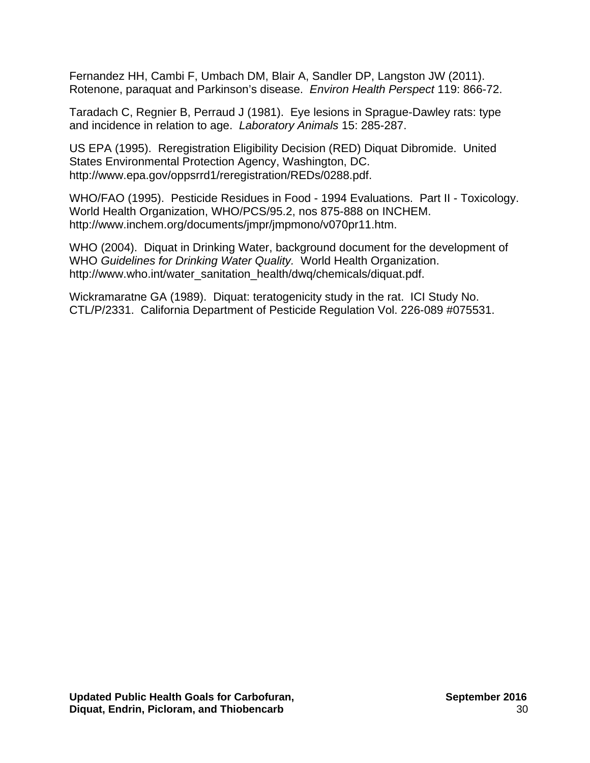Fernandez HH, Cambi F, Umbach DM, Blair A, Sandler DP, Langston JW (2011). Rotenone, paraquat and Parkinson's disease. *Environ Health Perspect* 119: 866-72.

Taradach C, Regnier B, Perraud J (1981). Eye lesions in Sprague-Dawley rats: type and incidence in relation to age. *Laboratory Animals* 15: 285-287.

US EPA (1995). Reregistration Eligibility Decision (RED) Diquat Dibromide. United States Environmental Protection Agency, Washington, DC. http://www.epa.gov/oppsrrd1/reregistration/REDs/0288.pdf.

WHO/FAO (1995). Pesticide Residues in Food - 1994 Evaluations. Part II - Toxicology. World Health Organization, WHO/PCS/95.2, nos 875-888 on INCHEM. http://www.inchem.org/documents/jmpr/jmpmono/v070pr11.htm.

WHO (2004). Diquat in Drinking Water, background document for the development of WHO *Guidelines for Drinking Water Quality.* World Health Organization. http://www.who.int/water_sanitation_health/dwq/chemicals/diquat.pdf.

Wickramaratne GA (1989). Diquat: teratogenicity study in the rat. ICI Study No. CTL/P/2331. California Department of Pesticide Regulation Vol. 226-089 #075531.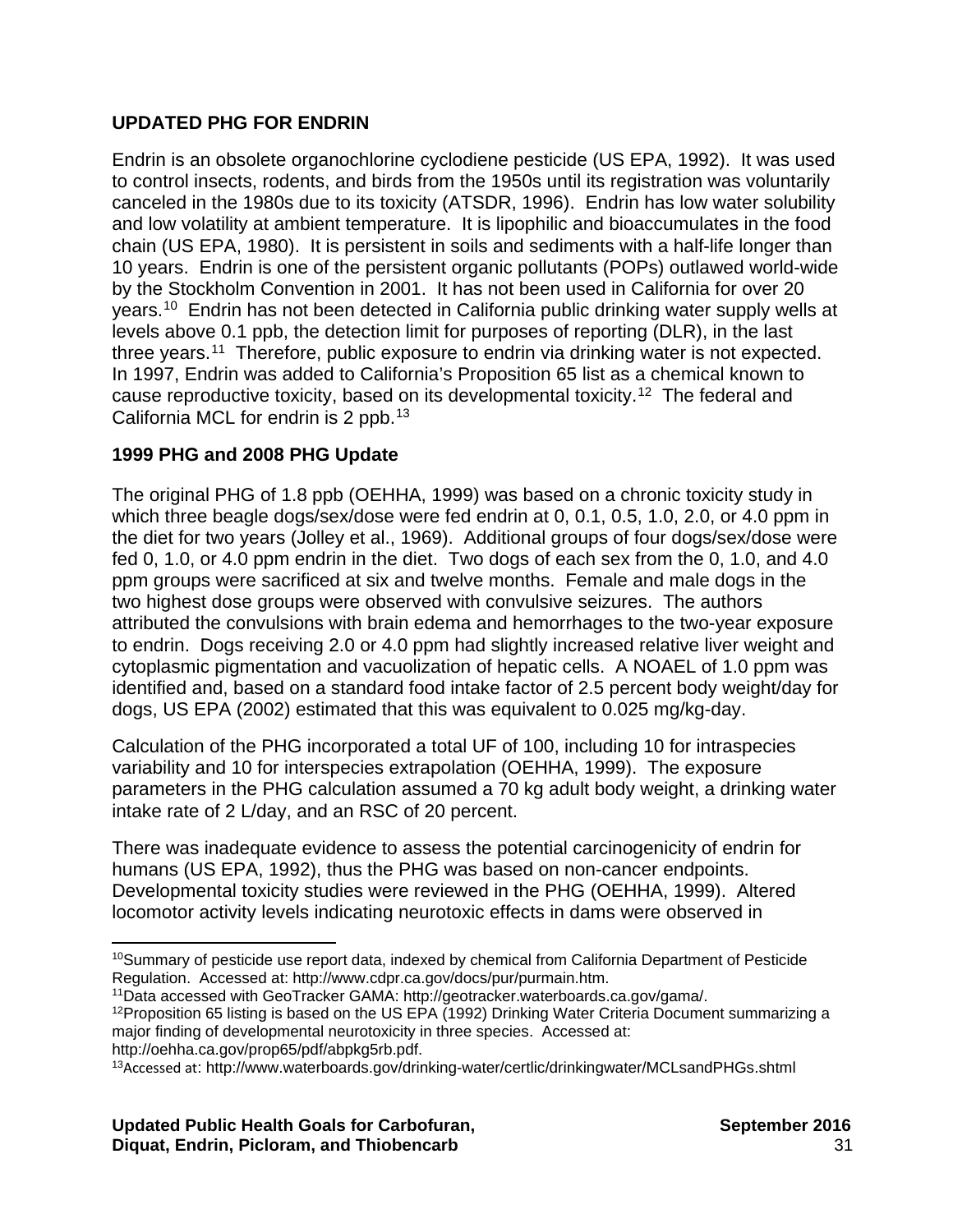## UPDATED PHG FOR ENDRIN

Endrin is an obsolete organochlorine cyclodiene pesticide (US EPA, 1992). It was used to control insects, rodents, and birds from the 1950s until its registration was voluntarily canceled in the 1980s due to its toxicity (ATSDR, 1996). Endrin has low water solubility and low volatility at ambient temperature. It is lipophilic and bioaccumulates in the food chain (US EPA, 1980). It is persistent in soils and sediments with a half-life longer than 10 years. Endrin is one of the persistent organic pollutants (POPs) outlawed world-wide by the Stockholm Convention in 2001. It has not been used in California for over 20 years.[10] Endrin has not been detected in California public drinking water supply wells at levels above 0.1 ppb, the detection limit for purposes of reporting (DLR), in the last three years.[11] Therefore, public exposure to endrin via drinking water is not expected. In 1997, Endrin was added to California's Proposition 65 list as a chemical known to cause reproductive toxicity, based on its developmental toxicity.[12] The federal and California MCL for endrin is 2 ppb.[13]

### 1999 PHG and 2008 PHG Update

The original PHG of 1.8 ppb (OEHHA, 1999) was based on a chronic toxicity study in which three beagle dogs/sex/dose were fed endrin at 0, 0.1, 0.5, 1.0, 2.0, or 4.0 ppm in the diet for two years (Jolley et al., 1969). Additional groups of four dogs/sex/dose were fed 0, 1.0, or 4.0 ppm endrin in the diet. Two dogs of each sex from the 0, 1.0, and 4.0 ppm groups were sacrificed at six and twelve months. Female and male dogs in the two highest dose groups were observed with convulsive seizures. The authors attributed the convulsions with brain edema and hemorrhages to the two-year exposure to endrin. Dogs receiving 2.0 or 4.0 ppm had slightly increased relative liver weight and cytoplasmic pigmentation and vacuolization of hepatic cells. A NOAEL of 1.0 ppm was identified and, based on a standard food intake factor of 2.5 percent body weight/day for dogs, US EPA (2002) estimated that this was equivalent to 0.025 mg/kg-day.

Calculation of the PHG incorporated a total UF of 100, including 10 for intraspecies variability and 10 for interspecies extrapolation (OEHHA, 1999). The exposure parameters in the PHG calculation assumed a 70 kg adult body weight, a drinking water intake rate of 2 L/day, and an RSC of 20 percent.

There was inadequate evidence to assess the potential carcinogenicity of endrin for humans (US EPA, 1992), thus the PHG was based on non-cancer endpoints. Developmental toxicity studies were reviewed in the PHG (OEHHA, 1999). Altered locomotor activity levels indicating neurotoxic effects in dams were observed in

---

[10]Summary of pesticide use report data, indexed by chemical from California Department of Pesticide Regulation. Accessed at: http://www.cdpr.ca.gov/docs/pur/purmain.htm.

[11]Data accessed with GeoTracker GAMA: http://geotracker.waterboards.ca.gov/gama/.

[12]Proposition 65 listing is based on the US EPA (1992) Drinking Water Criteria Document summarizing a major finding of developmental neurotoxicity in three species. Accessed at: http://oehha.ca.gov/prop65/pdf/abpkg5rb.pdf.

[13]Accessed at: http://www.waterboards.gov/drinking-water/certlic/drinkingwater/MCLsandPHGs.shtml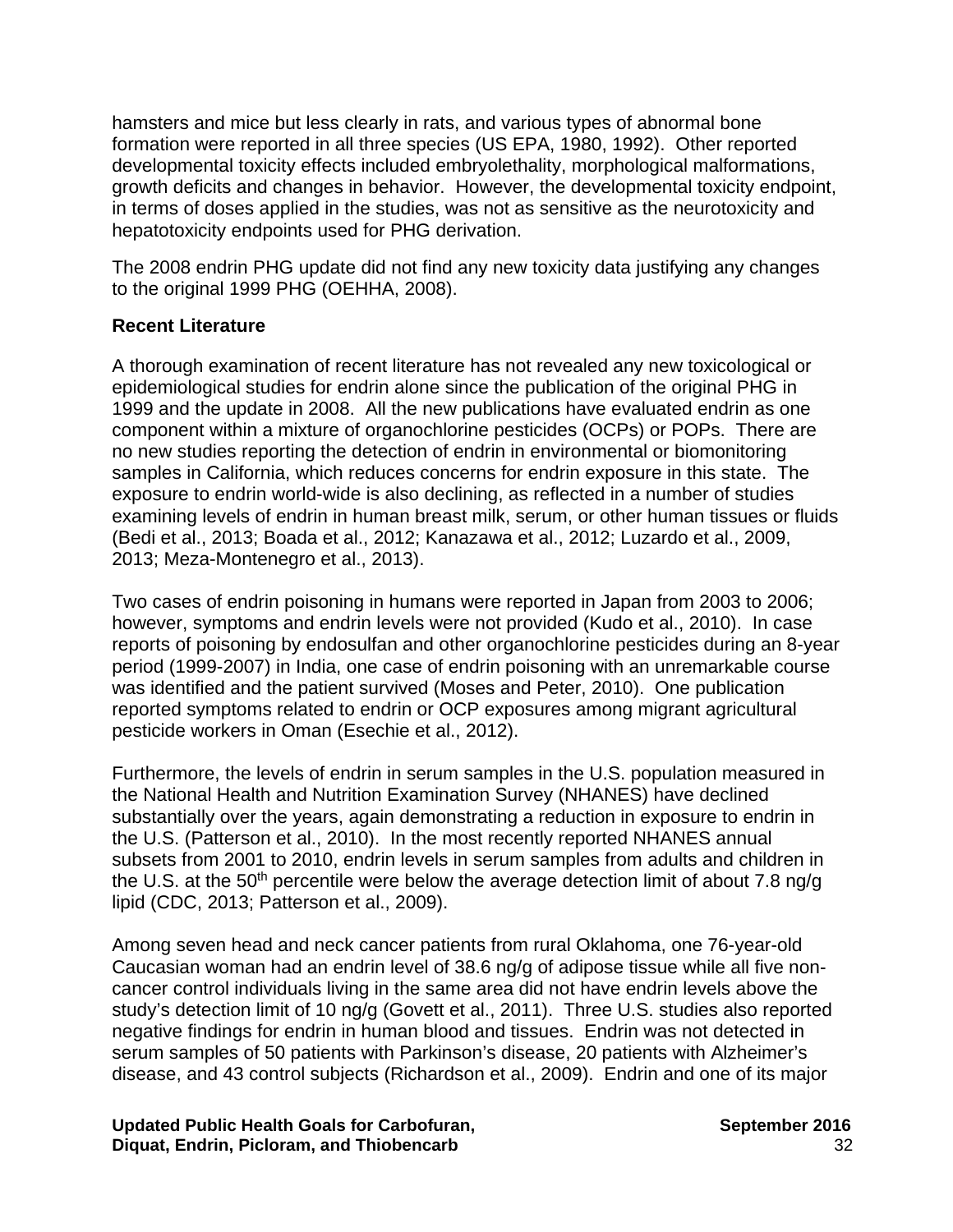hamsters and mice but less clearly in rats, and various types of abnormal bone formation were reported in all three species (US EPA, 1980, 1992). Other reported developmental toxicity effects included embryolethality, morphological malformations, growth deficits and changes in behavior. However, the developmental toxicity endpoint, in terms of doses applied in the studies, was not as sensitive as the neurotoxicity and hepatotoxicity endpoints used for PHG derivation.

The 2008 endrin PHG update did not find any new toxicity data justifying any changes to the original 1999 PHG (OEHHA, 2008).

**Recent Literature**

A thorough examination of recent literature has not revealed any new toxicological or epidemiological studies for endrin alone since the publication of the original PHG in 1999 and the update in 2008. All the new publications have evaluated endrin as one component within a mixture of organochlorine pesticides (OCPs) or POPs. There are no new studies reporting the detection of endrin in environmental or biomonitoring samples in California, which reduces concerns for endrin exposure in this state. The exposure to endrin world-wide is also declining, as reflected in a number of studies examining levels of endrin in human breast milk, serum, or other human tissues or fluids (Bedi et al., 2013; Boada et al., 2012; Kanazawa et al., 2012; Luzardo et al., 2009, 2013; Meza-Montenegro et al., 2013).

Two cases of endrin poisoning in humans were reported in Japan from 2003 to 2006; however, symptoms and endrin levels were not provided (Kudo et al., 2010). In case reports of poisoning by endosulfan and other organochlorine pesticides during an 8-year period (1999-2007) in India, one case of endrin poisoning with an unremarkable course was identified and the patient survived (Moses and Peter, 2010). One publication reported symptoms related to endrin or OCP exposures among migrant agricultural pesticide workers in Oman (Esechie et al., 2012).

Furthermore, the levels of endrin in serum samples in the U.S. population measured in the National Health and Nutrition Examination Survey (NHANES) have declined substantially over the years, again demonstrating a reduction in exposure to endrin in the U.S. (Patterson et al., 2010). In the most recently reported NHANES annual subsets from 2001 to 2010, endrin levels in serum samples from adults and children in the U.S. at the $50^{th}$ percentile were below the average detection limit of about 7.8 ng/g lipid (CDC, 2013; Patterson et al., 2009).

Among seven head and neck cancer patients from rural Oklahoma, one 76-year-old Caucasian woman had an endrin level of 38.6 ng/g of adipose tissue while all five non-cancer control individuals living in the same area did not have endrin levels above the study's detection limit of 10 ng/g (Govett et al., 2011). Three U.S. studies also reported negative findings for endrin in human blood and tissues. Endrin was not detected in serum samples of 50 patients with Parkinson's disease, 20 patients with Alzheimer's disease, and 43 control subjects (Richardson et al., 2009). Endrin and one of its major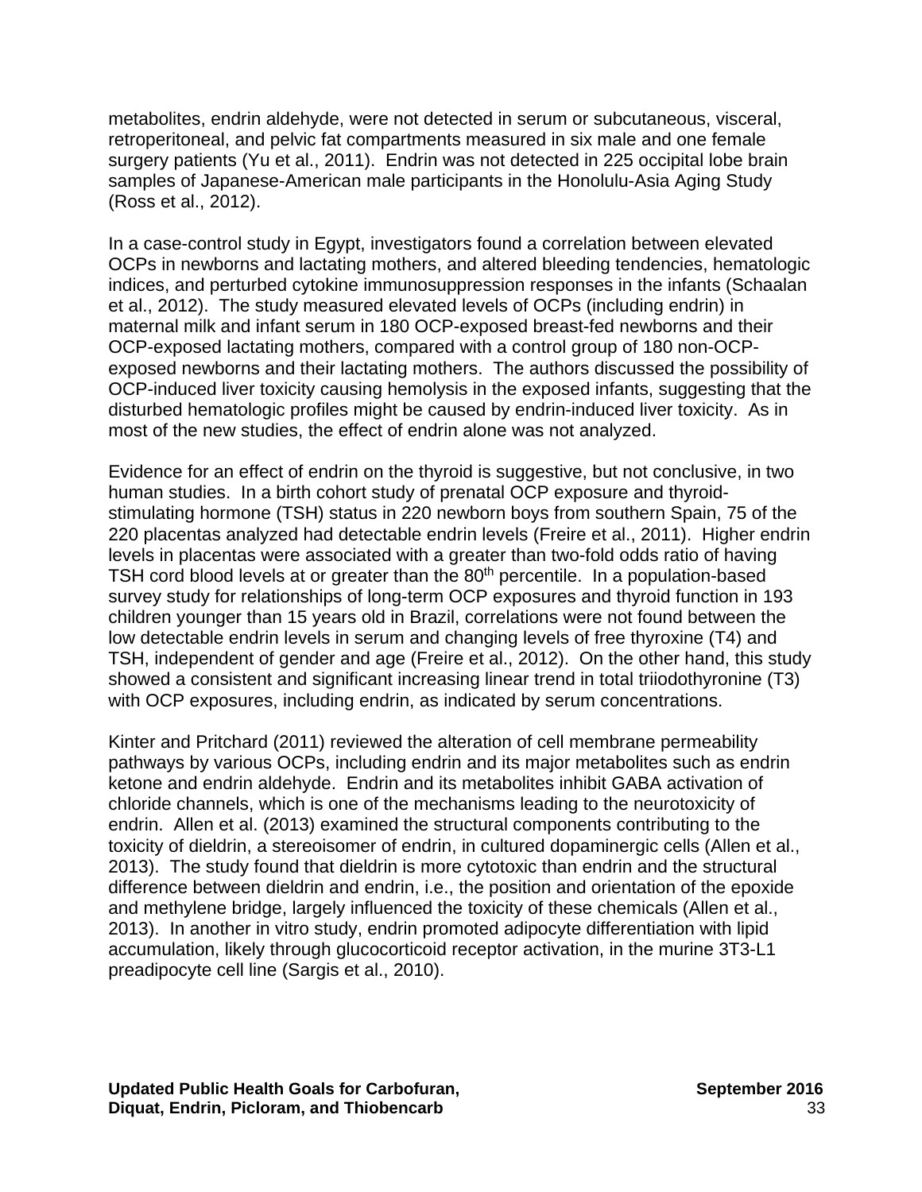metabolites, endrin aldehyde, were not detected in serum or subcutaneous, visceral, retroperitoneal, and pelvic fat compartments measured in six male and one female surgery patients (Yu et al., 2011). Endrin was not detected in 225 occipital lobe brain samples of Japanese-American male participants in the Honolulu-Asia Aging Study (Ross et al., 2012).

In a case-control study in Egypt, investigators found a correlation between elevated OCPs in newborns and lactating mothers, and altered bleeding tendencies, hematologic indices, and perturbed cytokine immunosuppression responses in the infants (Schaalan et al., 2012). The study measured elevated levels of OCPs (including endrin) in maternal milk and infant serum in 180 OCP-exposed breast-fed newborns and their OCP-exposed lactating mothers, compared with a control group of 180 non-OCP-exposed newborns and their lactating mothers. The authors discussed the possibility of OCP-induced liver toxicity causing hemolysis in the exposed infants, suggesting that the disturbed hematologic profiles might be caused by endrin-induced liver toxicity. As in most of the new studies, the effect of endrin alone was not analyzed.

Evidence for an effect of endrin on the thyroid is suggestive, but not conclusive, in two human studies. In a birth cohort study of prenatal OCP exposure and thyroid-stimulating hormone (TSH) status in 220 newborn boys from southern Spain, 75 of the 220 placentas analyzed had detectable endrin levels (Freire et al., 2011). Higher endrin levels in placentas were associated with a greater than two-fold odds ratio of having TSH cord blood levels at or greater than the $80^{th}$ percentile. In a population-based survey study for relationships of long-term OCP exposures and thyroid function in 193 children younger than 15 years old in Brazil, correlations were not found between the low detectable endrin levels in serum and changing levels of free thyroxine (T4) and TSH, independent of gender and age (Freire et al., 2012). On the other hand, this study showed a consistent and significant increasing linear trend in total triiodothyronine (T3) with OCP exposures, including endrin, as indicated by serum concentrations.

Kinter and Pritchard (2011) reviewed the alteration of cell membrane permeability pathways by various OCPs, including endrin and its major metabolites such as endrin ketone and endrin aldehyde. Endrin and its metabolites inhibit GABA activation of chloride channels, which is one of the mechanisms leading to the neurotoxicity of endrin. Allen et al. (2013) examined the structural components contributing to the toxicity of dieldrin, a stereoisomer of endrin, in cultured dopaminergic cells (Allen et al., 2013). The study found that dieldrin is more cytotoxic than endrin and the structural difference between dieldrin and endrin, i.e., the position and orientation of the epoxide and methylene bridge, largely influenced the toxicity of these chemicals (Allen et al., 2013). In another in vitro study, endrin promoted adipocyte differentiation with lipid accumulation, likely through glucocorticoid receptor activation, in the murine 3T3-L1 preadipocyte cell line (Sargis et al., 2010).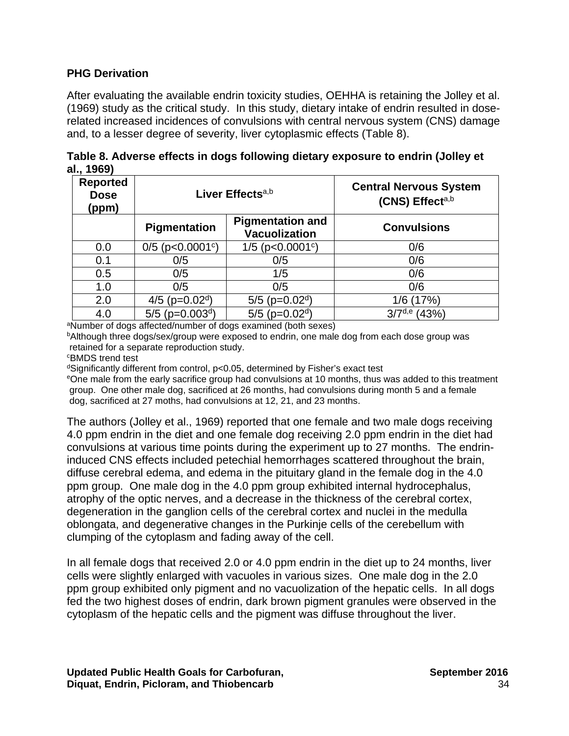**PHG Derivation**

After evaluating the available endrin toxicity studies, OEHHA is retaining the Jolley et al. (1969) study as the critical study. In this study, dietary intake of endrin resulted in dose-related increased incidences of convulsions with central nervous system (CNS) damage and, to a lesser degree of severity, liver cytoplasmic effects (Table 8).

**Table 8. Adverse effects in dogs following dietary exposure to endrin (Jolley et al., 1969)**

| Reported Dose (ppm) | Liver Effects[a,b] | | Central Nervous System (CNS) Effect[a,b] |
|---|---|---|---|
| | **Pigmentation** | **Pigmentation and Vacuolization** | **Convulsions** |
| 0.0 | 0/5 (p<0.0001[c]) | 1/5 (p<0.0001[c]) | 0/6 |
| 0.1 | 0/5 | 0/5 | 0/6 |
| 0.5 | 0/5 | 1/5 | 0/6 |
| 1.0 | 0/5 | 0/5 | 0/6 |
| 2.0 | 4/5 (p=0.02[d]) | 5/5 (p=0.02[d]) | 1/6 (17%) |
| 4.0 | 5/5 (p=0.003[d]) | 5/5 (p=0.02[d]) | 3/7[d,e] (43%) |

[a]Number of dogs affected/number of dogs examined (both sexes)
[b]Although three dogs/sex/group were exposed to endrin, one male dog from each dose group was retained for a separate reproduction study.
[c]BMDS trend test
[d]Significantly different from control, p<0.05, determined by Fisher's exact test
[e]One male from the early sacrifice group had convulsions at 10 months, thus was added to this treatment group. One other male dog, sacrificed at 26 months, had convulsions during month 5 and a female dog, sacrificed at 27 moths, had convulsions at 12, 21, and 23 months.

The authors (Jolley et al., 1969) reported that one female and two male dogs receiving 4.0 ppm endrin in the diet and one female dog receiving 2.0 ppm endrin in the diet had convulsions at various time points during the experiment up to 27 months. The endrin-induced CNS effects included petechial hemorrhages scattered throughout the brain, diffuse cerebral edema, and edema in the pituitary gland in the female dog in the 4.0 ppm group. One male dog in the 4.0 ppm group exhibited internal hydrocephalus, atrophy of the optic nerves, and a decrease in the thickness of the cerebral cortex, degeneration in the ganglion cells of the cerebral cortex and nuclei in the medulla oblongata, and degenerative changes in the Purkinje cells of the cerebellum with clumping of the cytoplasm and fading away of the cell.

In all female dogs that received 2.0 or 4.0 ppm endrin in the diet up to 24 months, liver cells were slightly enlarged with vacuoles in various sizes. One male dog in the 2.0 ppm group exhibited only pigment and no vacuolization of the hepatic cells. In all dogs fed the two highest doses of endrin, dark brown pigment granules were observed in the cytoplasm of the hepatic cells and the pigment was diffuse throughout the liver.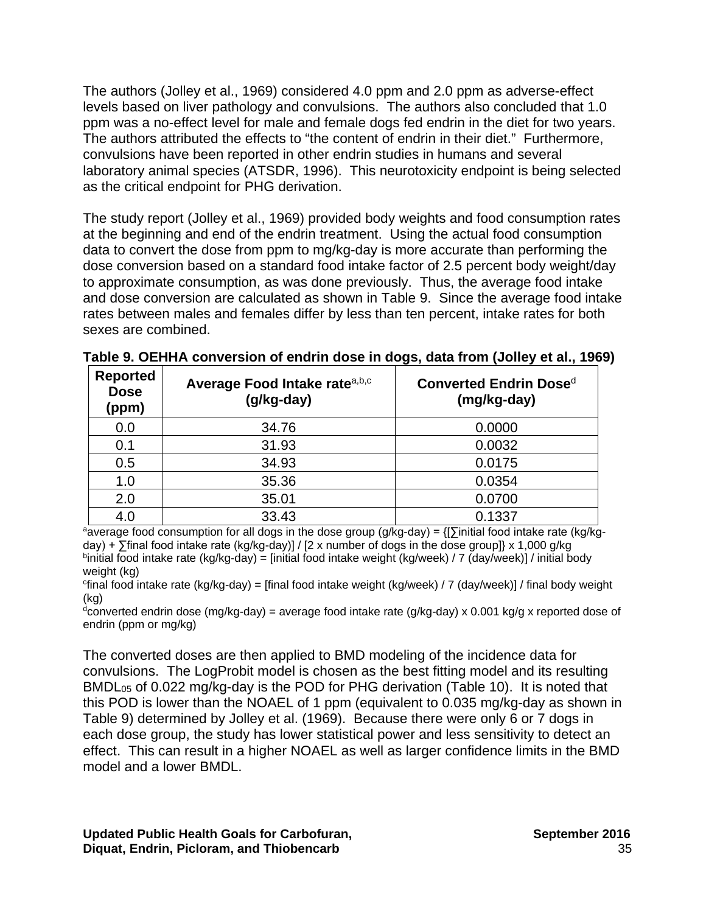The authors (Jolley et al., 1969) considered 4.0 ppm and 2.0 ppm as adverse-effect levels based on liver pathology and convulsions. The authors also concluded that 1.0 ppm was a no-effect level for male and female dogs fed endrin in the diet for two years. The authors attributed the effects to "the content of endrin in their diet." Furthermore, convulsions have been reported in other endrin studies in humans and several laboratory animal species (ATSDR, 1996). This neurotoxicity endpoint is being selected as the critical endpoint for PHG derivation.

The study report (Jolley et al., 1969) provided body weights and food consumption rates at the beginning and end of the endrin treatment. Using the actual food consumption data to convert the dose from ppm to mg/kg-day is more accurate than performing the dose conversion based on a standard food intake factor of 2.5 percent body weight/day to approximate consumption, as was done previously. Thus, the average food intake and dose conversion are calculated as shown in Table 9. Since the average food intake rates between males and females differ by less than ten percent, intake rates for both sexes are combined.

**Table 9. OEHHA conversion of endrin dose in dogs, data from (Jolley et al., 1969)**

| Reported Dose (ppm) | Average Food Intake rate[a,b,c] (g/kg-day) | Converted Endrin Dose[d] (mg/kg-day) |
|---|---|---|
| 0.0 | 34.76 | 0.0000 |
| 0.1 | 31.93 | 0.0032 |
| 0.5 | 34.93 | 0.0175 |
| 1.0 | 35.36 | 0.0354 |
| 2.0 | 35.01 | 0.0700 |
| 4.0 | 33.43 | 0.1337 |

[a]average food consumption for all dogs in the dose group (g/kg-day) = {[∑initial food intake rate (kg/kg-day) + ∑final food intake rate (kg/kg-day)] / [2 x number of dogs in the dose group]} x 1,000 g/kg
[b]initial food intake rate (kg/kg-day) = [initial food intake weight (kg/week) / 7 (day/week)] / initial body weight (kg)
[c]final food intake rate (kg/kg-day) = [final food intake weight (kg/week) / 7 (day/week)] / final body weight (kg)
[d]converted endrin dose (mg/kg-day) = average food intake rate (g/kg-day) x 0.001 kg/g x reported dose of endrin (ppm or mg/kg)

The converted doses are then applied to BMD modeling of the incidence data for convulsions. The LogProbit model is chosen as the best fitting model and its resulting $BMDL_{05}$ of 0.022 mg/kg-day is the POD for PHG derivation (Table 10). It is noted that this POD is lower than the NOAEL of 1 ppm (equivalent to 0.035 mg/kg-day as shown in Table 9) determined by Jolley et al. (1969). Because there were only 6 or 7 dogs in each dose group, the study has lower statistical power and less sensitivity to detect an effect. This can result in a higher NOAEL as well as larger confidence limits in the BMD model and a lower BMDL.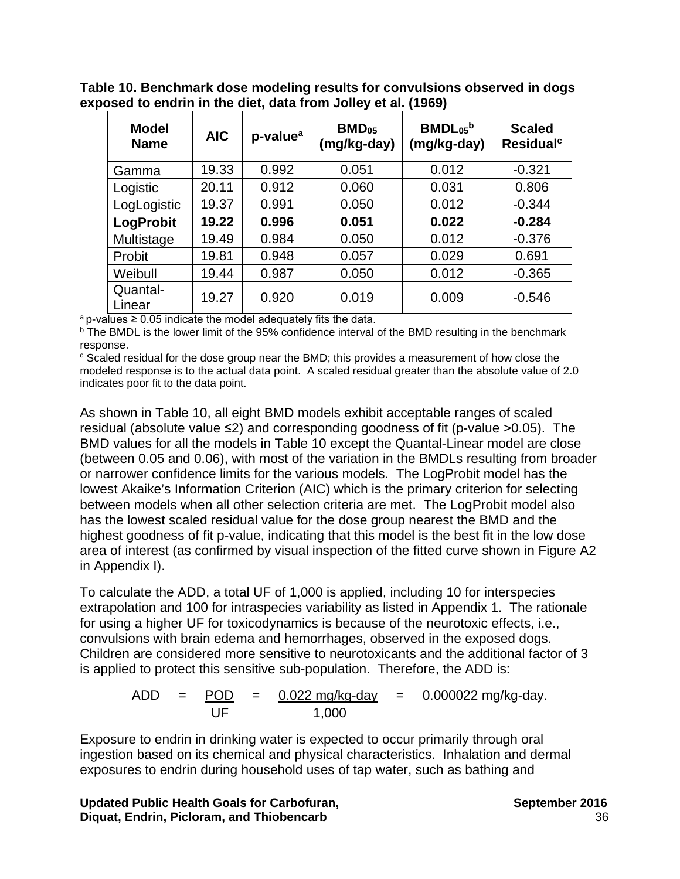**Table 10. Benchmark dose modeling results for convulsions observed in dogs exposed to endrin in the diet, data from Jolley et al. (1969)**

| Model Name | AIC | p-value[a] | $BMD_{05}$ (mg/kg-day) | $BMDL_{05}$[b] (mg/kg-day) | Scaled Residual[c] |
|---|---|---|---|---|---|
| Gamma | 19.33 | 0.992 | 0.051 | 0.012 | -0.321 |
| Logistic | 20.11 | 0.912 | 0.060 | 0.031 | 0.806 |
| LogLogistic | 19.37 | 0.991 | 0.050 | 0.012 | -0.344 |
| **LogProbit** | **19.22** | **0.996** | **0.051** | **0.022** | **-0.284** |
| Multistage | 19.49 | 0.984 | 0.050 | 0.012 | -0.376 |
| Probit | 19.81 | 0.948 | 0.057 | 0.029 | 0.691 |
| Weibull | 19.44 | 0.987 | 0.050 | 0.012 | -0.365 |
| Quantal-Linear | 19.27 | 0.920 | 0.019 | 0.009 | -0.546 |

[a] p-values ≥ 0.05 indicate the model adequately fits the data.
[b] The BMDL is the lower limit of the 95% confidence interval of the BMD resulting in the benchmark response.
[c] Scaled residual for the dose group near the BMD; this provides a measurement of how close the modeled response is to the actual data point. A scaled residual greater than the absolute value of 2.0 indicates poor fit to the data point.

As shown in Table 10, all eight BMD models exhibit acceptable ranges of scaled residual (absolute value ≤2) and corresponding goodness of fit (p-value >0.05). The BMD values for all the models in Table 10 except the Quantal-Linear model are close (between 0.05 and 0.06), with most of the variation in the BMDLs resulting from broader or narrower confidence limits for the various models. The LogProbit model has the lowest Akaike's Information Criterion (AIC) which is the primary criterion for selecting between models when all other selection criteria are met. The LogProbit model also has the lowest scaled residual value for the dose group nearest the BMD and the highest goodness of fit p-value, indicating that this model is the best fit in the low dose area of interest (as confirmed by visual inspection of the fitted curve shown in Figure A2 in Appendix I).

To calculate the ADD, a total UF of 1,000 is applied, including 10 for interspecies extrapolation and 100 for intraspecies variability as listed in Appendix 1. The rationale for using a higher UF for toxicodynamics is because of the neurotoxic effects, i.e., convulsions with brain edema and hemorrhages, observed in the exposed dogs. Children are considered more sensitive to neurotoxicants and the additional factor of 3 is applied to protect this sensitive sub-population. Therefore, the ADD is:

$$\text{ADD} = \frac{\text{POD}}{\text{UF}} = \frac{0.022 \text{ mg/kg-day}}{1{,}000} = 0.000022 \text{ mg/kg-day.}$$

Exposure to endrin in drinking water is expected to occur primarily through oral ingestion based on its chemical and physical characteristics. Inhalation and dermal exposures to endrin during household uses of tap water, such as bathing and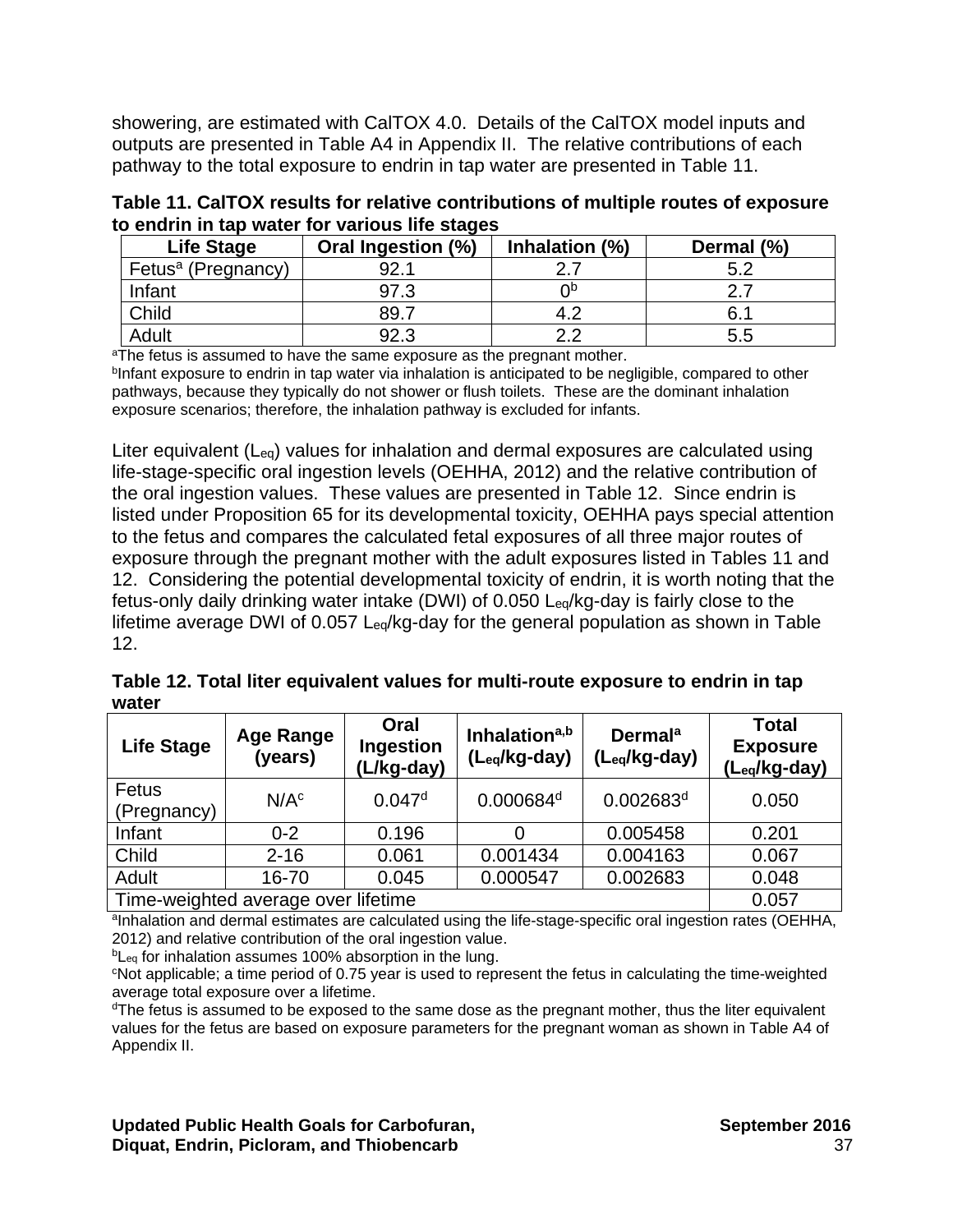showering, are estimated with CalTOX 4.0. Details of the CalTOX model inputs and outputs are presented in Table A4 in Appendix II. The relative contributions of each pathway to the total exposure to endrin in tap water are presented in Table 11.

**Table 11. CalTOX results for relative contributions of multiple routes of exposure to endrin in tap water for various life stages**

| Life Stage | Oral Ingestion (%) | Inhalation (%) | Dermal (%) |
|---|---|---|---|
| Fetus[a] (Pregnancy) | 92.1 | 2.7 | 5.2 |
| Infant | 97.3 | 0[b] | 2.7 |
| Child | 89.7 | 4.2 | 6.1 |
| Adult | 92.3 | 2.2 | 5.5 |

[a]The fetus is assumed to have the same exposure as the pregnant mother.
[b]Infant exposure to endrin in tap water via inhalation is anticipated to be negligible, compared to other pathways, because they typically do not shower or flush toilets. These are the dominant inhalation exposure scenarios; therefore, the inhalation pathway is excluded for infants.

Liter equivalent ($L_{eq}$) values for inhalation and dermal exposures are calculated using life-stage-specific oral ingestion levels (OEHHA, 2012) and the relative contribution of the oral ingestion values. These values are presented in Table 12. Since endrin is listed under Proposition 65 for its developmental toxicity, OEHHA pays special attention to the fetus and compares the calculated fetal exposures of all three major routes of exposure through the pregnant mother with the adult exposures listed in Tables 11 and 12. Considering the potential developmental toxicity of endrin, it is worth noting that the fetus-only daily drinking water intake (DWI) of 0.050 $L_{eq}$/kg-day is fairly close to the lifetime average DWI of 0.057 $L_{eq}$/kg-day for the general population as shown in Table 12.

**Table 12. Total liter equivalent values for multi-route exposure to endrin in tap water**

| Life Stage | Age Range (years) | Oral Ingestion (L/kg-day) | Inhalation[a,b] ($L_{eq}$/kg-day) | Dermal[a] ($L_{eq}$/kg-day) | Total Exposure ($L_{eq}$/kg-day) |
|---|---|---|---|---|---|
| Fetus (Pregnancy) | N/A[c] | 0.047[d] | 0.000684[d] | 0.002683[d] | 0.050 |
| Infant | 0-2 | 0.196 | 0 | 0.005458 | 0.201 |
| Child | 2-16 | 0.061 | 0.001434 | 0.004163 | 0.067 |
| Adult | 16-70 | 0.045 | 0.000547 | 0.002683 | 0.048 |
| Time-weighted average over lifetime | | | | | 0.057 |

[a]Inhalation and dermal estimates are calculated using the life-stage-specific oral ingestion rates (OEHHA, 2012) and relative contribution of the oral ingestion value.
[b]$L_{eq}$ for inhalation assumes 100% absorption in the lung.
[c]Not applicable; a time period of 0.75 year is used to represent the fetus in calculating the time-weighted average total exposure over a lifetime.
[d]The fetus is assumed to be exposed to the same dose as the pregnant mother, thus the liter equivalent values for the fetus are based on exposure parameters for the pregnant woman as shown in Table A4 of Appendix II.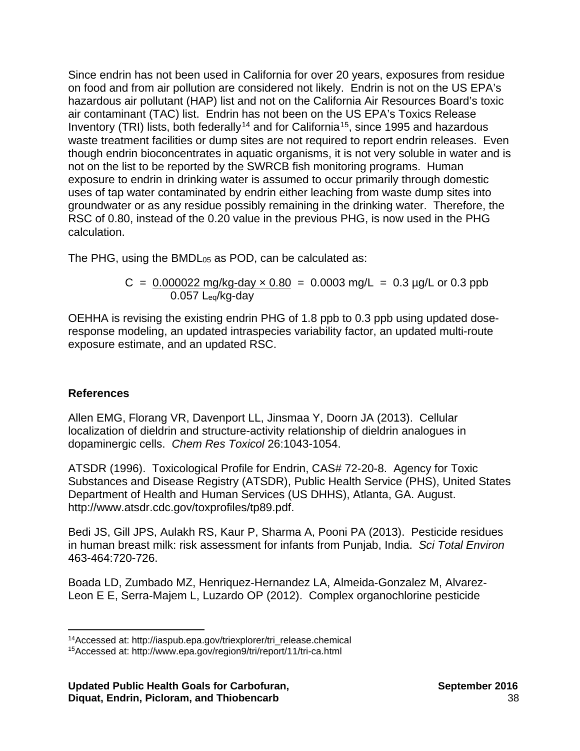Since endrin has not been used in California for over 20 years, exposures from residue on food and from air pollution are considered not likely. Endrin is not on the US EPA's hazardous air pollutant (HAP) list and not on the California Air Resources Board's toxic air contaminant (TAC) list. Endrin has not been on the US EPA's Toxics Release Inventory (TRI) lists, both federally[14] and for California[15], since 1995 and hazardous waste treatment facilities or dump sites are not required to report endrin releases. Even though endrin bioconcentrates in aquatic organisms, it is not very soluble in water and is not on the list to be reported by the SWRCB fish monitoring programs. Human exposure to endrin in drinking water is assumed to occur primarily through domestic uses of tap water contaminated by endrin either leaching from waste dump sites into groundwater or as any residue possibly remaining in the drinking water. Therefore, the RSC of 0.80, instead of the 0.20 value in the previous PHG, is now used in the PHG calculation.

The PHG, using the $BMDL_{05}$ as POD, can be calculated as:

$$C = \frac{0.000022 \text{ mg/kg-day} \times 0.80}{0.057 \text{ L}_{eq}\text{/kg-day}} = 0.0003 \text{ mg/L} = 0.3 \text{ µg/L or } 0.3 \text{ ppb}$$

OEHHA is revising the existing endrin PHG of 1.8 ppb to 0.3 ppb using updated dose-response modeling, an updated intraspecies variability factor, an updated multi-route exposure estimate, and an updated RSC.

## References

Allen EMG, Florang VR, Davenport LL, Jinsmaa Y, Doorn JA (2013). Cellular localization of dieldrin and structure-activity relationship of dieldrin analogues in dopaminergic cells. *Chem Res Toxicol* 26:1043-1054.

ATSDR (1996). Toxicological Profile for Endrin, CAS# 72-20-8. Agency for Toxic Substances and Disease Registry (ATSDR), Public Health Service (PHS), United States Department of Health and Human Services (US DHHS), Atlanta, GA. August. http://www.atsdr.cdc.gov/toxprofiles/tp89.pdf.

Bedi JS, Gill JPS, Aulakh RS, Kaur P, Sharma A, Pooni PA (2013). Pesticide residues in human breast milk: risk assessment for infants from Punjab, India. *Sci Total Environ* 463-464:720-726.

Boada LD, Zumbado MZ, Henriquez-Hernandez LA, Almeida-Gonzalez M, Alvarez-Leon E E, Serra-Majem L, Luzardo OP (2012). Complex organochlorine pesticide

[14] Accessed at: http://iaspub.epa.gov/triexplorer/tri_release.chemical
[15] Accessed at: http://www.epa.gov/region9/tri/report/11/tri-ca.html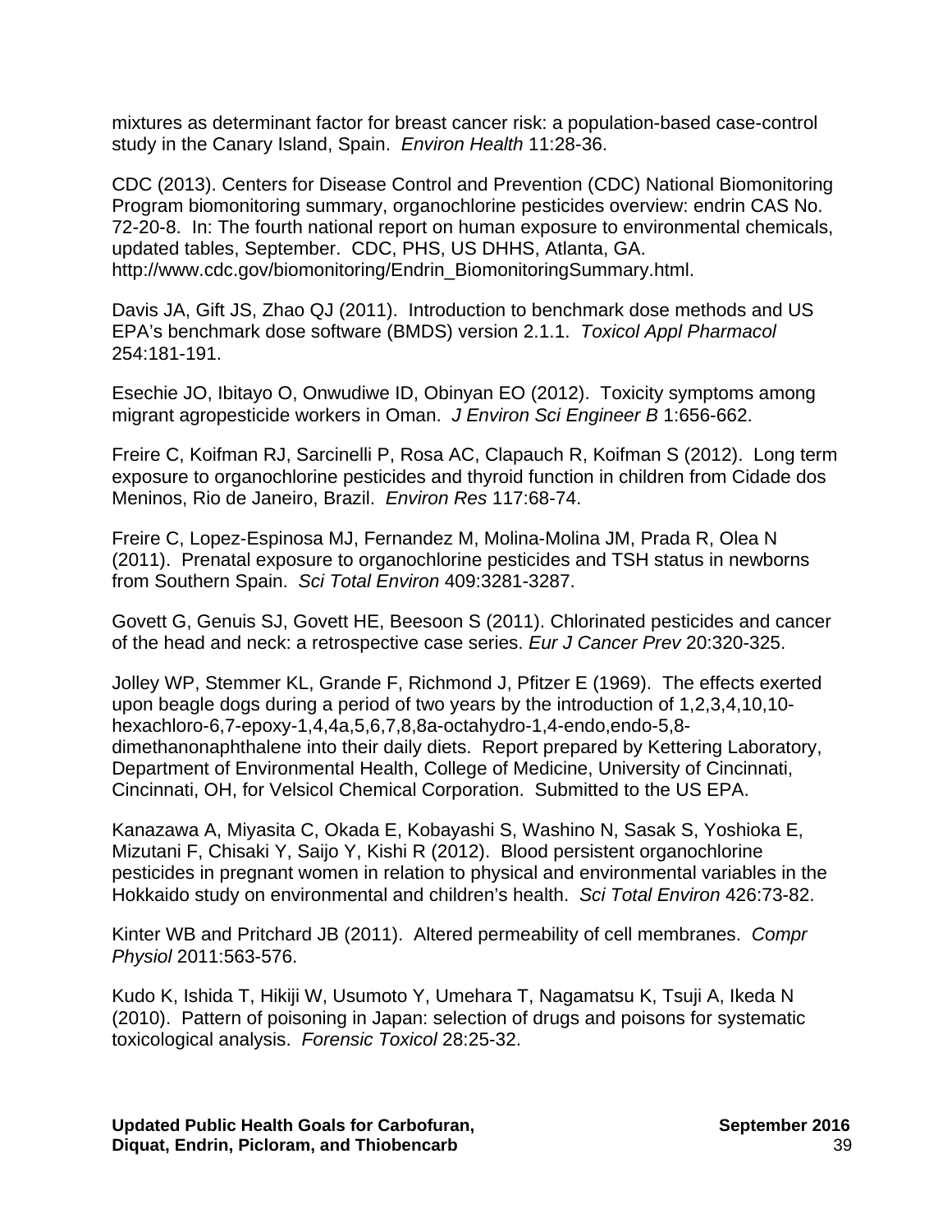mixtures as determinant factor for breast cancer risk: a population-based case-control study in the Canary Island, Spain. *Environ Health* 11:28-36.

CDC (2013). Centers for Disease Control and Prevention (CDC) National Biomonitoring Program biomonitoring summary, organochlorine pesticides overview: endrin CAS No. 72-20-8. In: The fourth national report on human exposure to environmental chemicals, updated tables, September. CDC, PHS, US DHHS, Atlanta, GA. http://www.cdc.gov/biomonitoring/Endrin_BiomonitoringSummary.html.

Davis JA, Gift JS, Zhao QJ (2011). Introduction to benchmark dose methods and US EPA's benchmark dose software (BMDS) version 2.1.1. *Toxicol Appl Pharmacol* 254:181-191.

Esechie JO, Ibitayo O, Onwudiwe ID, Obinyan EO (2012). Toxicity symptoms among migrant agropesticide workers in Oman. *J Environ Sci Engineer B* 1:656-662.

Freire C, Koifman RJ, Sarcinelli P, Rosa AC, Clapauch R, Koifman S (2012). Long term exposure to organochlorine pesticides and thyroid function in children from Cidade dos Meninos, Rio de Janeiro, Brazil. *Environ Res* 117:68-74.

Freire C, Lopez-Espinosa MJ, Fernandez M, Molina-Molina JM, Prada R, Olea N (2011). Prenatal exposure to organochlorine pesticides and TSH status in newborns from Southern Spain. *Sci Total Environ* 409:3281-3287.

Govett G, Genuis SJ, Govett HE, Beesoon S (2011). Chlorinated pesticides and cancer of the head and neck: a retrospective case series. *Eur J Cancer Prev* 20:320-325.

Jolley WP, Stemmer KL, Grande F, Richmond J, Pfitzer E (1969). The effects exerted upon beagle dogs during a period of two years by the introduction of 1,2,3,4,10,10-hexachloro-6,7-epoxy-1,4,4a,5,6,7,8,8a-octahydro-1,4-endo,endo-5,8-dimethanonaphthalene into their daily diets. Report prepared by Kettering Laboratory, Department of Environmental Health, College of Medicine, University of Cincinnati, Cincinnati, OH, for Velsicol Chemical Corporation. Submitted to the US EPA.

Kanazawa A, Miyasita C, Okada E, Kobayashi S, Washino N, Sasak S, Yoshioka E, Mizutani F, Chisaki Y, Saijo Y, Kishi R (2012). Blood persistent organochlorine pesticides in pregnant women in relation to physical and environmental variables in the Hokkaido study on environmental and children's health. *Sci Total Environ* 426:73-82.

Kinter WB and Pritchard JB (2011). Altered permeability of cell membranes. *Compr Physiol* 2011:563-576.

Kudo K, Ishida T, Hikiji W, Usumoto Y, Umehara T, Nagamatsu K, Tsuji A, Ikeda N (2010). Pattern of poisoning in Japan: selection of drugs and poisons for systematic toxicological analysis. *Forensic Toxicol* 28:25-32.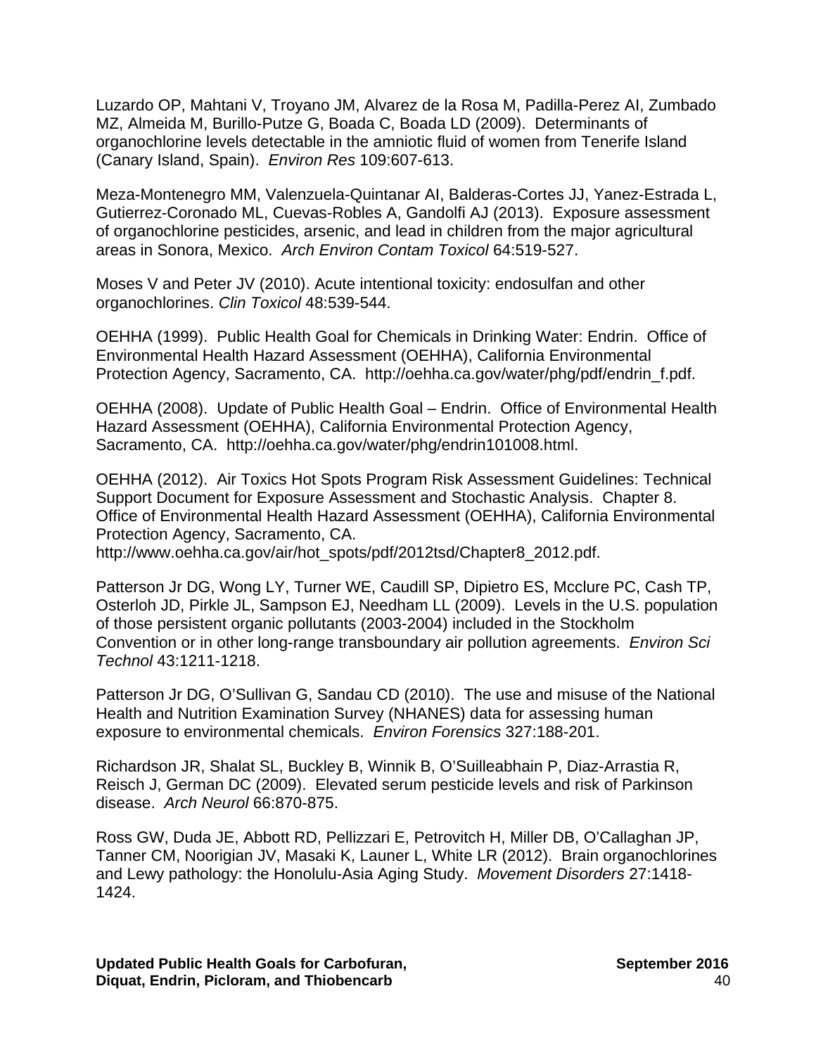Luzardo OP, Mahtani V, Troyano JM, Alvarez de la Rosa M, Padilla-Perez AI, Zumbado MZ, Almeida M, Burillo-Putze G, Boada C, Boada LD (2009). Determinants of organochlorine levels detectable in the amniotic fluid of women from Tenerife Island (Canary Island, Spain). *Environ Res* 109:607-613.

Meza-Montenegro MM, Valenzuela-Quintanar AI, Balderas-Cortes JJ, Yanez-Estrada L, Gutierrez-Coronado ML, Cuevas-Robles A, Gandolfi AJ (2013). Exposure assessment of organochlorine pesticides, arsenic, and lead in children from the major agricultural areas in Sonora, Mexico. *Arch Environ Contam Toxicol* 64:519-527.

Moses V and Peter JV (2010). Acute intentional toxicity: endosulfan and other organochlorines. *Clin Toxicol* 48:539-544.

OEHHA (1999). Public Health Goal for Chemicals in Drinking Water: Endrin. Office of Environmental Health Hazard Assessment (OEHHA), California Environmental Protection Agency, Sacramento, CA. http://oehha.ca.gov/water/phg/pdf/endrin_f.pdf.

OEHHA (2008). Update of Public Health Goal – Endrin. Office of Environmental Health Hazard Assessment (OEHHA), California Environmental Protection Agency, Sacramento, CA. http://oehha.ca.gov/water/phg/endrin101008.html.

OEHHA (2012). Air Toxics Hot Spots Program Risk Assessment Guidelines: Technical Support Document for Exposure Assessment and Stochastic Analysis. Chapter 8. Office of Environmental Health Hazard Assessment (OEHHA), California Environmental Protection Agency, Sacramento, CA. http://www.oehha.ca.gov/air/hot_spots/pdf/2012tsd/Chapter8_2012.pdf.

Patterson Jr DG, Wong LY, Turner WE, Caudill SP, Dipietro ES, Mcclure PC, Cash TP, Osterloh JD, Pirkle JL, Sampson EJ, Needham LL (2009). Levels in the U.S. population of those persistent organic pollutants (2003-2004) included in the Stockholm Convention or in other long-range transboundary air pollution agreements. *Environ Sci Technol* 43:1211-1218.

Patterson Jr DG, O'Sullivan G, Sandau CD (2010). The use and misuse of the National Health and Nutrition Examination Survey (NHANES) data for assessing human exposure to environmental chemicals. *Environ Forensics* 327:188-201.

Richardson JR, Shalat SL, Buckley B, Winnik B, O'Suilleabhain P, Diaz-Arrastia R, Reisch J, German DC (2009). Elevated serum pesticide levels and risk of Parkinson disease. *Arch Neurol* 66:870-875.

Ross GW, Duda JE, Abbott RD, Pellizzari E, Petrovitch H, Miller DB, O'Callaghan JP, Tanner CM, Noorigian JV, Masaki K, Launer L, White LR (2012). Brain organochlorines and Lewy pathology: the Honolulu-Asia Aging Study. *Movement Disorders* 27:1418-1424.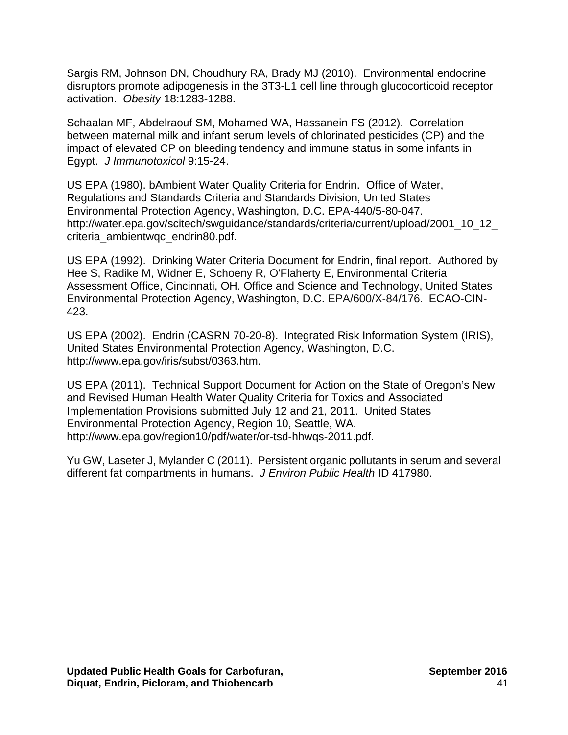Sargis RM, Johnson DN, Choudhury RA, Brady MJ (2010). Environmental endocrine disruptors promote adipogenesis in the 3T3-L1 cell line through glucocorticoid receptor activation. *Obesity* 18:1283-1288.

Schaalan MF, Abdelraouf SM, Mohamed WA, Hassanein FS (2012). Correlation between maternal milk and infant serum levels of chlorinated pesticides (CP) and the impact of elevated CP on bleeding tendency and immune status in some infants in Egypt. *J Immunotoxicol* 9:15-24.

US EPA (1980). bAmbient Water Quality Criteria for Endrin. Office of Water, Regulations and Standards Criteria and Standards Division, United States Environmental Protection Agency, Washington, D.C. EPA-440/5-80-047. http://water.epa.gov/scitech/swguidance/standards/criteria/current/upload/2001_10_12_criteria_ambientwqc_endrin80.pdf.

US EPA (1992). Drinking Water Criteria Document for Endrin, final report. Authored by Hee S, Radike M, Widner E, Schoeny R, O'Flaherty E, Environmental Criteria Assessment Office, Cincinnati, OH. Office and Science and Technology, United States Environmental Protection Agency, Washington, D.C. EPA/600/X-84/176. ECAO-CIN-423.

US EPA (2002). Endrin (CASRN 70-20-8). Integrated Risk Information System (IRIS), United States Environmental Protection Agency, Washington, D.C. http://www.epa.gov/iris/subst/0363.htm.

US EPA (2011). Technical Support Document for Action on the State of Oregon's New and Revised Human Health Water Quality Criteria for Toxics and Associated Implementation Provisions submitted July 12 and 21, 2011. United States Environmental Protection Agency, Region 10, Seattle, WA. http://www.epa.gov/region10/pdf/water/or-tsd-hhwqs-2011.pdf.

Yu GW, Laseter J, Mylander C (2011). Persistent organic pollutants in serum and several different fat compartments in humans. *J Environ Public Health* ID 417980.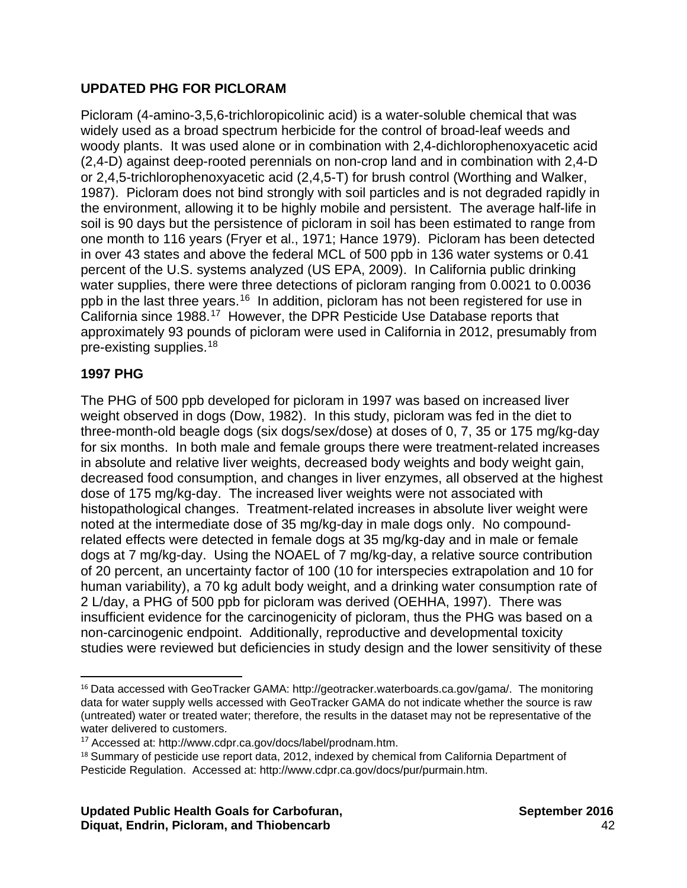## UPDATED PHG FOR PICLORAM

Picloram (4-amino-3,5,6-trichloropicolinic acid) is a water-soluble chemical that was widely used as a broad spectrum herbicide for the control of broad-leaf weeds and woody plants. It was used alone or in combination with 2,4-dichlorophenoxyacetic acid (2,4-D) against deep-rooted perennials on non-crop land and in combination with 2,4-D or 2,4,5-trichlorophenoxyacetic acid (2,4,5-T) for brush control (Worthing and Walker, 1987). Picloram does not bind strongly with soil particles and is not degraded rapidly in the environment, allowing it to be highly mobile and persistent. The average half-life in soil is 90 days but the persistence of picloram in soil has been estimated to range from one month to 116 years (Fryer et al., 1971; Hance 1979). Picloram has been detected in over 43 states and above the federal MCL of 500 ppb in 136 water systems or 0.41 percent of the U.S. systems analyzed (US EPA, 2009). In California public drinking water supplies, there were three detections of picloram ranging from 0.0021 to 0.0036 ppb in the last three years.[16] In addition, picloram has not been registered for use in California since 1988.[17] However, the DPR Pesticide Use Database reports that approximately 93 pounds of picloram were used in California in 2012, presumably from pre-existing supplies.[18]

### 1997 PHG

The PHG of 500 ppb developed for picloram in 1997 was based on increased liver weight observed in dogs (Dow, 1982). In this study, picloram was fed in the diet to three-month-old beagle dogs (six dogs/sex/dose) at doses of 0, 7, 35 or 175 mg/kg-day for six months. In both male and female groups there were treatment-related increases in absolute and relative liver weights, decreased body weights and body weight gain, decreased food consumption, and changes in liver enzymes, all observed at the highest dose of 175 mg/kg-day. The increased liver weights were not associated with histopathological changes. Treatment-related increases in absolute liver weight were noted at the intermediate dose of 35 mg/kg-day in male dogs only. No compound-related effects were detected in female dogs at 35 mg/kg-day and in male or female dogs at 7 mg/kg-day. Using the NOAEL of 7 mg/kg-day, a relative source contribution of 20 percent, an uncertainty factor of 100 (10 for interspecies extrapolation and 10 for human variability), a 70 kg adult body weight, and a drinking water consumption rate of 2 L/day, a PHG of 500 ppb for picloram was derived (OEHHA, 1997). There was insufficient evidence for the carcinogenicity of picloram, thus the PHG was based on a non-carcinogenic endpoint. Additionally, reproductive and developmental toxicity studies were reviewed but deficiencies in study design and the lower sensitivity of these

---

[16] Data accessed with GeoTracker GAMA: http://geotracker.waterboards.ca.gov/gama/. The monitoring data for water supply wells accessed with GeoTracker GAMA do not indicate whether the source is raw (untreated) water or treated water; therefore, the results in the dataset may not be representative of the water delivered to customers.

[17] Accessed at: http://www.cdpr.ca.gov/docs/label/prodnam.htm.

[18] Summary of pesticide use report data, 2012, indexed by chemical from California Department of Pesticide Regulation. Accessed at: http://www.cdpr.ca.gov/docs/pur/purmain.htm.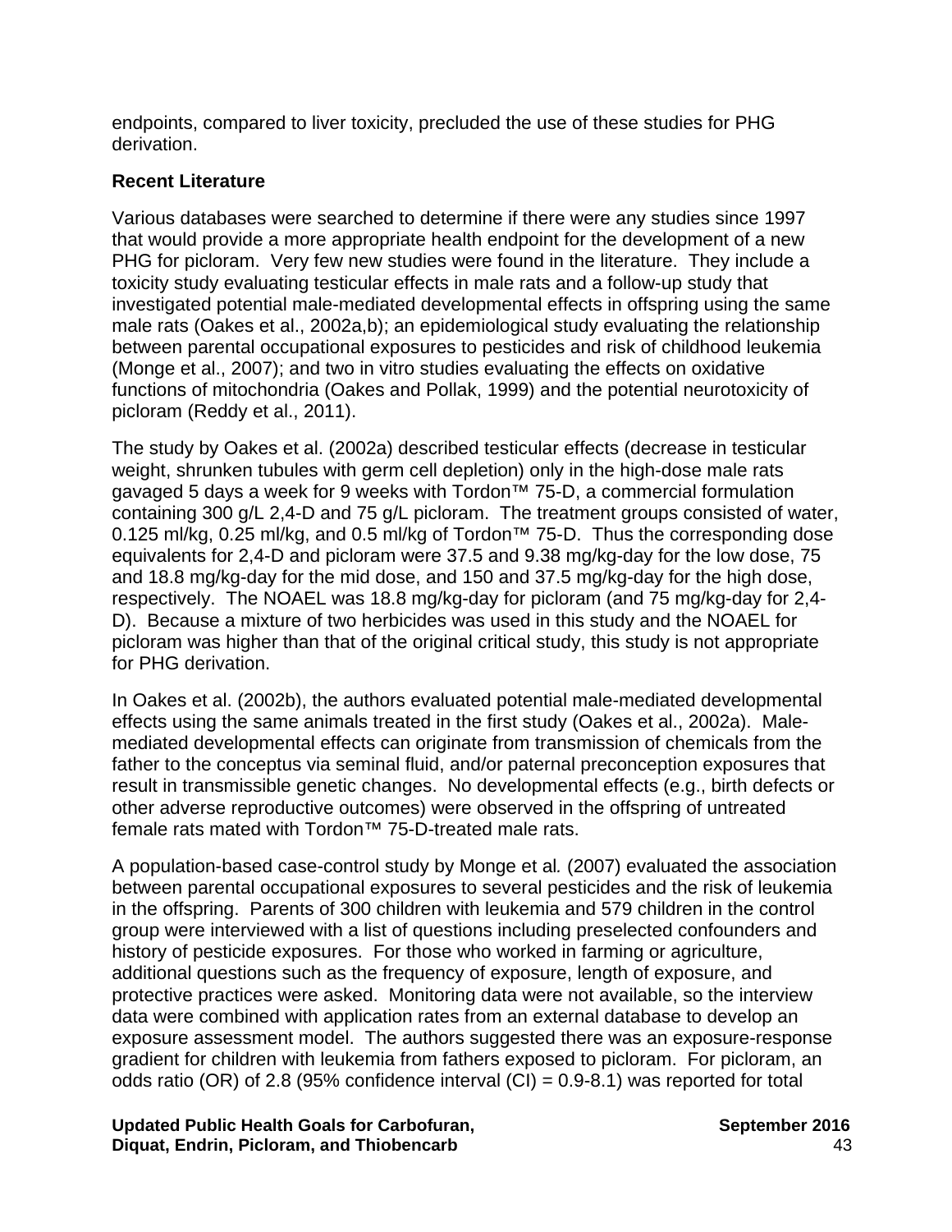endpoints, compared to liver toxicity, precluded the use of these studies for PHG derivation.

**Recent Literature**

Various databases were searched to determine if there were any studies since 1997 that would provide a more appropriate health endpoint for the development of a new PHG for picloram. Very few new studies were found in the literature. They include a toxicity study evaluating testicular effects in male rats and a follow-up study that investigated potential male-mediated developmental effects in offspring using the same male rats (Oakes et al., 2002a,b); an epidemiological study evaluating the relationship between parental occupational exposures to pesticides and risk of childhood leukemia (Monge et al., 2007); and two in vitro studies evaluating the effects on oxidative functions of mitochondria (Oakes and Pollak, 1999) and the potential neurotoxicity of picloram (Reddy et al., 2011).

The study by Oakes et al. (2002a) described testicular effects (decrease in testicular weight, shrunken tubules with germ cell depletion) only in the high-dose male rats gavaged 5 days a week for 9 weeks with Tordon™ 75-D, a commercial formulation containing 300 g/L 2,4-D and 75 g/L picloram. The treatment groups consisted of water, 0.125 ml/kg, 0.25 ml/kg, and 0.5 ml/kg of Tordon™ 75-D. Thus the corresponding dose equivalents for 2,4-D and picloram were 37.5 and 9.38 mg/kg-day for the low dose, 75 and 18.8 mg/kg-day for the mid dose, and 150 and 37.5 mg/kg-day for the high dose, respectively. The NOAEL was 18.8 mg/kg-day for picloram (and 75 mg/kg-day for 2,4-D). Because a mixture of two herbicides was used in this study and the NOAEL for picloram was higher than that of the original critical study, this study is not appropriate for PHG derivation.

In Oakes et al. (2002b), the authors evaluated potential male-mediated developmental effects using the same animals treated in the first study (Oakes et al., 2002a). Male-mediated developmental effects can originate from transmission of chemicals from the father to the conceptus via seminal fluid, and/or paternal preconception exposures that result in transmissible genetic changes. No developmental effects (e.g., birth defects or other adverse reproductive outcomes) were observed in the offspring of untreated female rats mated with Tordon™ 75-D-treated male rats.

A population-based case-control study by Monge et al*.* (2007) evaluated the association between parental occupational exposures to several pesticides and the risk of leukemia in the offspring. Parents of 300 children with leukemia and 579 children in the control group were interviewed with a list of questions including preselected confounders and history of pesticide exposures. For those who worked in farming or agriculture, additional questions such as the frequency of exposure, length of exposure, and protective practices were asked. Monitoring data were not available, so the interview data were combined with application rates from an external database to develop an exposure assessment model. The authors suggested there was an exposure-response gradient for children with leukemia from fathers exposed to picloram. For picloram, an odds ratio (OR) of 2.8 (95% confidence interval (CI) = 0.9-8.1) was reported for total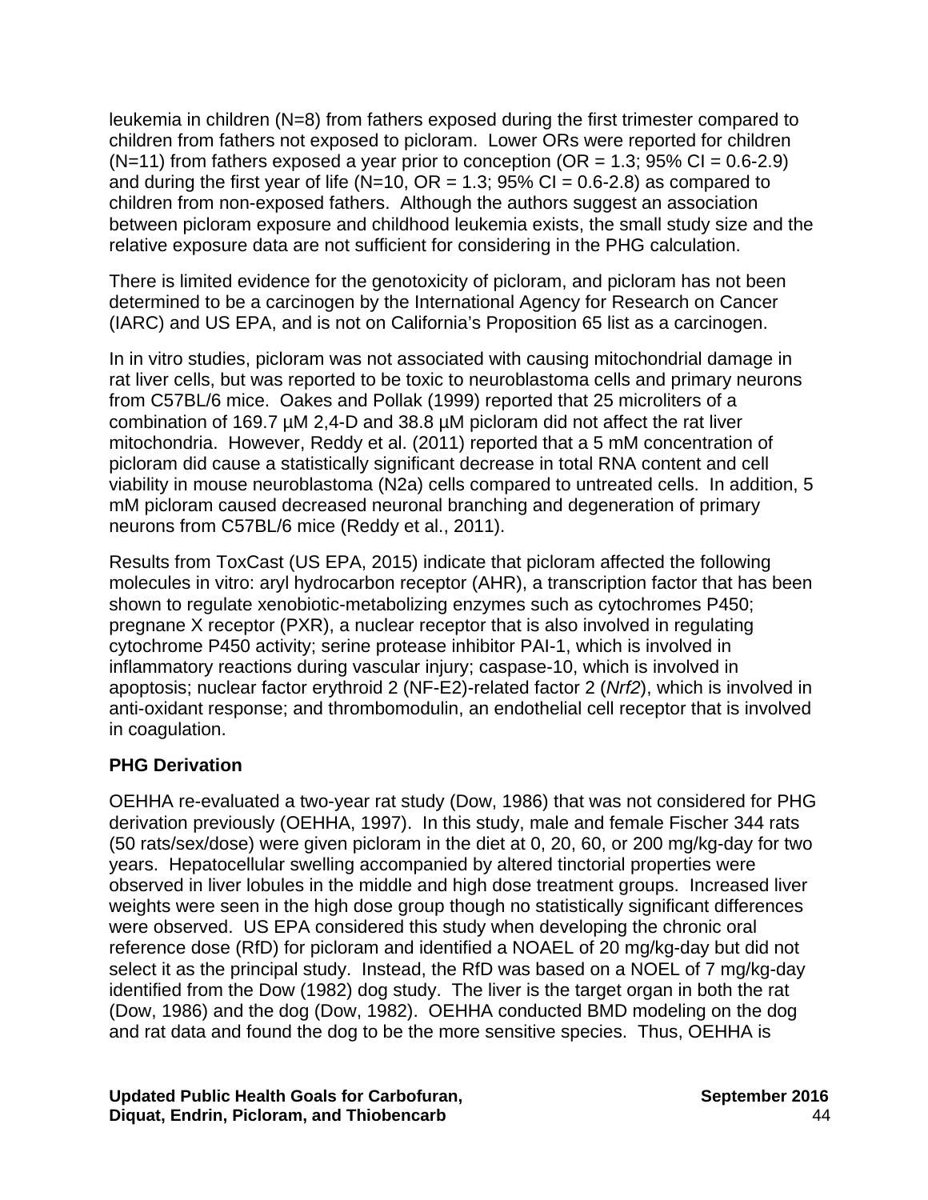leukemia in children (N=8) from fathers exposed during the first trimester compared to children from fathers not exposed to picloram. Lower ORs were reported for children (N=11) from fathers exposed a year prior to conception (OR = 1.3; 95% CI = 0.6-2.9) and during the first year of life (N=10, OR = 1.3; 95% CI = 0.6-2.8) as compared to children from non-exposed fathers. Although the authors suggest an association between picloram exposure and childhood leukemia exists, the small study size and the relative exposure data are not sufficient for considering in the PHG calculation.

There is limited evidence for the genotoxicity of picloram, and picloram has not been determined to be a carcinogen by the International Agency for Research on Cancer (IARC) and US EPA, and is not on California's Proposition 65 list as a carcinogen.

In in vitro studies, picloram was not associated with causing mitochondrial damage in rat liver cells, but was reported to be toxic to neuroblastoma cells and primary neurons from C57BL/6 mice. Oakes and Pollak (1999) reported that 25 microliters of a combination of 169.7 µM 2,4-D and 38.8 µM picloram did not affect the rat liver mitochondria. However, Reddy et al. (2011) reported that a 5 mM concentration of picloram did cause a statistically significant decrease in total RNA content and cell viability in mouse neuroblastoma (N2a) cells compared to untreated cells. In addition, 5 mM picloram caused decreased neuronal branching and degeneration of primary neurons from C57BL/6 mice (Reddy et al., 2011).

Results from ToxCast (US EPA, 2015) indicate that picloram affected the following molecules in vitro: aryl hydrocarbon receptor (AHR), a transcription factor that has been shown to regulate xenobiotic-metabolizing enzymes such as cytochromes P450; pregnane X receptor (PXR), a nuclear receptor that is also involved in regulating cytochrome P450 activity; serine protease inhibitor PAI-1, which is involved in inflammatory reactions during vascular injury; caspase-10, which is involved in apoptosis; nuclear factor erythroid 2 (NF-E2)-related factor 2 (*Nrf2*), which is involved in anti-oxidant response; and thrombomodulin, an endothelial cell receptor that is involved in coagulation.

**PHG Derivation**

OEHHA re-evaluated a two-year rat study (Dow, 1986) that was not considered for PHG derivation previously (OEHHA, 1997). In this study, male and female Fischer 344 rats (50 rats/sex/dose) were given picloram in the diet at 0, 20, 60, or 200 mg/kg-day for two years. Hepatocellular swelling accompanied by altered tinctorial properties were observed in liver lobules in the middle and high dose treatment groups. Increased liver weights were seen in the high dose group though no statistically significant differences were observed. US EPA considered this study when developing the chronic oral reference dose (RfD) for picloram and identified a NOAEL of 20 mg/kg-day but did not select it as the principal study. Instead, the RfD was based on a NOEL of 7 mg/kg-day identified from the Dow (1982) dog study. The liver is the target organ in both the rat (Dow, 1986) and the dog (Dow, 1982). OEHHA conducted BMD modeling on the dog and rat data and found the dog to be the more sensitive species. Thus, OEHHA is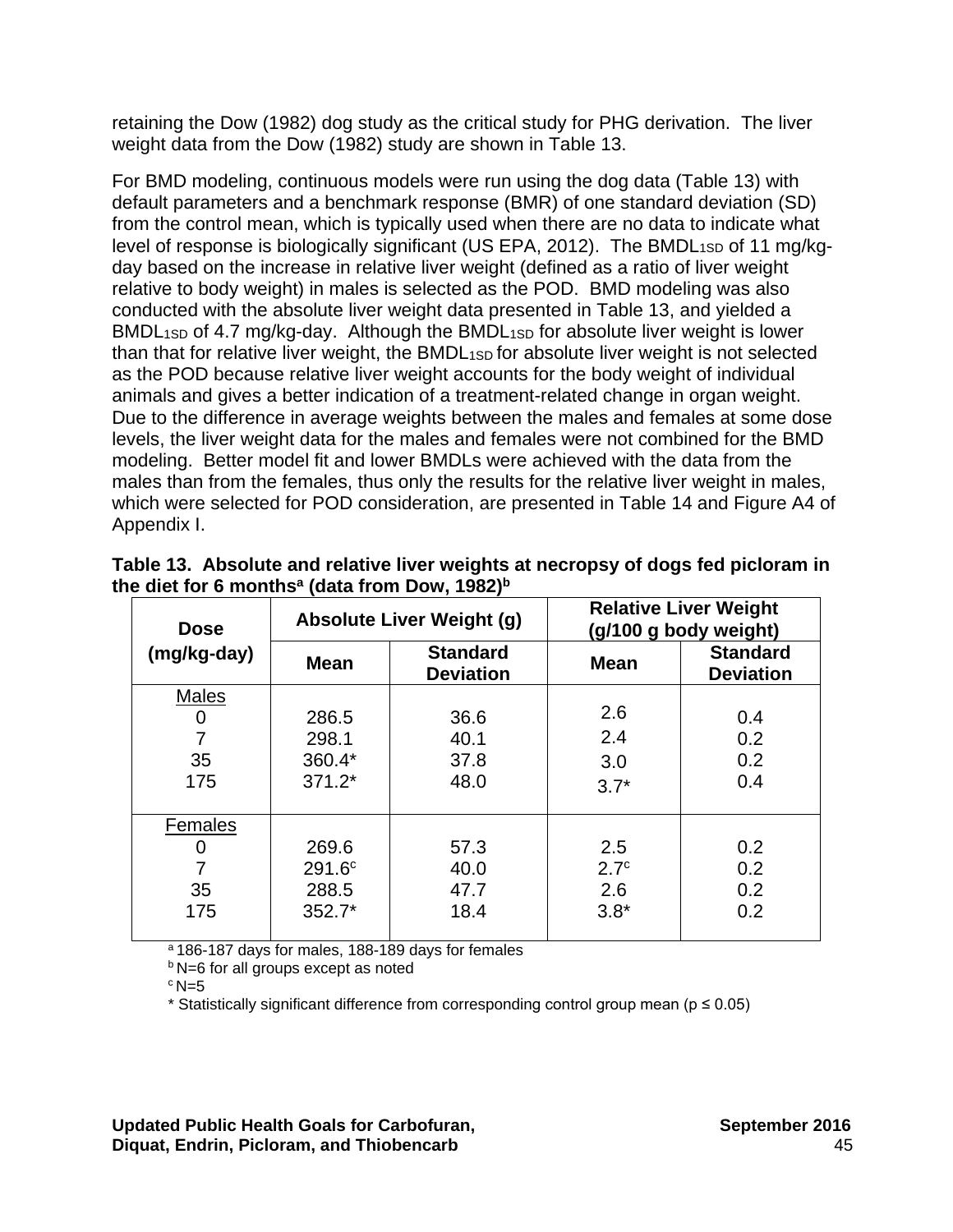retaining the Dow (1982) dog study as the critical study for PHG derivation. The liver weight data from the Dow (1982) study are shown in Table 13.

For BMD modeling, continuous models were run using the dog data (Table 13) with default parameters and a benchmark response (BMR) of one standard deviation (SD) from the control mean, which is typically used when there are no data to indicate what level of response is biologically significant (US EPA, 2012). The $BMDL_{1SD}$ of 11 mg/kg-day based on the increase in relative liver weight (defined as a ratio of liver weight relative to body weight) in males is selected as the POD. BMD modeling was also conducted with the absolute liver weight data presented in Table 13, and yielded a $BMDL_{1SD}$ of 4.7 mg/kg-day. Although the $BMDL_{1SD}$ for absolute liver weight is lower than that for relative liver weight, the $BMDL_{1SD}$ for absolute liver weight is not selected as the POD because relative liver weight accounts for the body weight of individual animals and gives a better indication of a treatment-related change in organ weight. Due to the difference in average weights between the males and females at some dose levels, the liver weight data for the males and females were not combined for the BMD modeling. Better model fit and lower BMDLs were achieved with the data from the males than from the females, thus only the results for the relative liver weight in males, which were selected for POD consideration, are presented in Table 14 and Figure A4 of Appendix I.

**Table 13. Absolute and relative liver weights at necropsy of dogs fed picloram in the diet for 6 months[a] (data from Dow, 1982)[b]**

| Dose (mg/kg-day) | Absolute Liver Weight (g) | | Relative Liver Weight (g/100 g body weight) | |
|---|---|---|---|---|
| | Mean | Standard Deviation | Mean | Standard Deviation |
| Males | | | | |
| 0 | 286.5 | 36.6 | 2.6 | 0.4 |
| 7 | 298.1 | 40.1 | 2.4 | 0.2 |
| 35 | 360.4* | 37.8 | 3.0 | 0.2 |
| 175 | 371.2* | 48.0 | 3.7* | 0.4 |
| Females | | | | |
| 0 | 269.6 | 57.3 | 2.5 | 0.2 |
| 7 | 291.6[c] | 40.0 | 2.7[c] | 0.2 |
| 35 | 288.5 | 47.7 | 2.6 | 0.2 |
| 175 | 352.7* | 18.4 | 3.8* | 0.2 |

[a] 186-187 days for males, 188-189 days for females

[b] N=6 for all groups except as noted

[c] N=5

\* Statistically significant difference from corresponding control group mean ($p \leq 0.05$)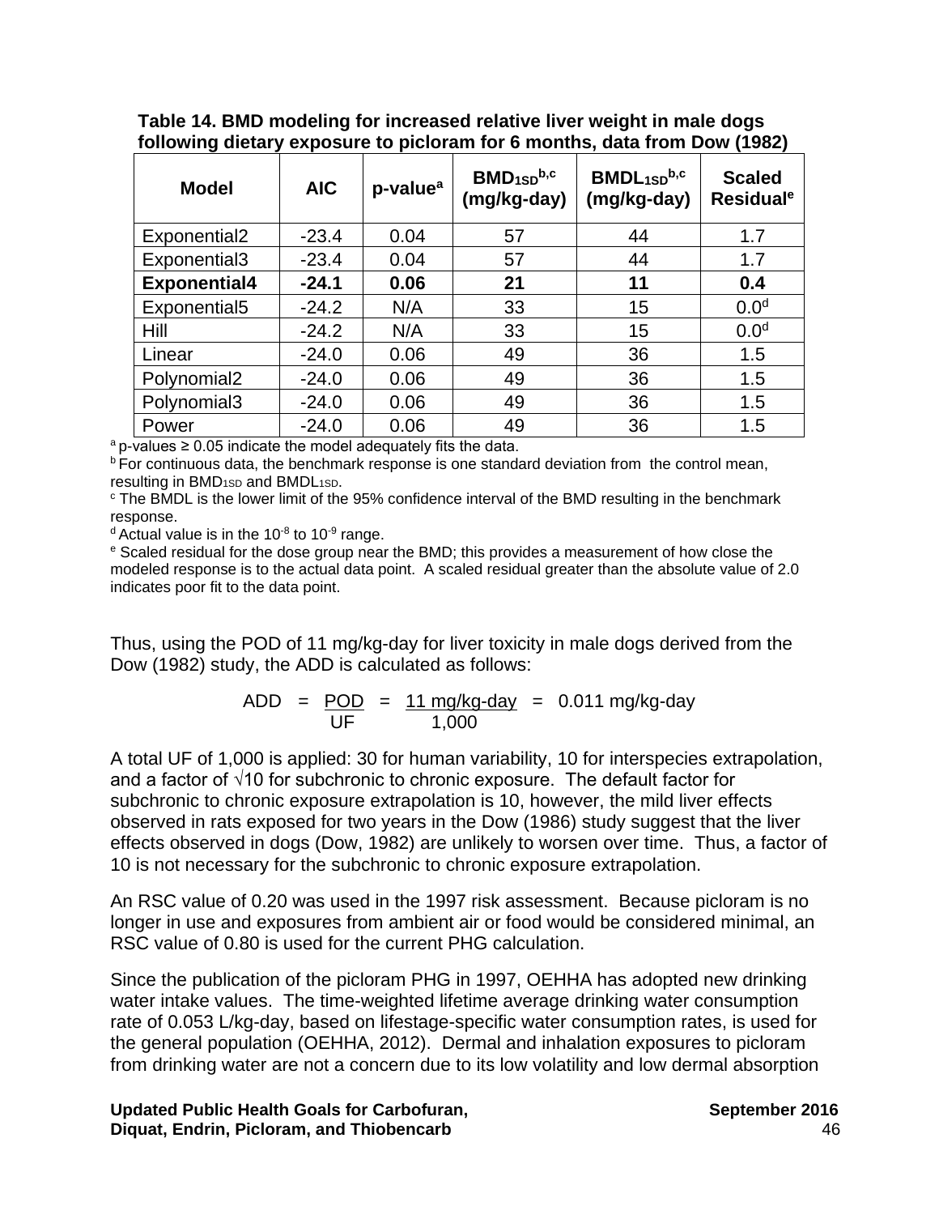**Table 14. BMD modeling for increased relative liver weight in male dogs following dietary exposure to picloram for 6 months, data from Dow (1982)**

| Model | AIC | p-value[a] | $BMD_{1SD}$[b,c] (mg/kg-day) | $BMDL_{1SD}$[b,c] (mg/kg-day) | Scaled Residual[e] |
|---|---|---|---|---|---|
| Exponential2 | -23.4 | 0.04 | 57 | 44 | 1.7 |
| Exponential3 | -23.4 | 0.04 | 57 | 44 | 1.7 |
| **Exponential4** | **-24.1** | **0.06** | **21** | **11** | **0.4** |
| Exponential5 | -24.2 | N/A | 33 | 15 | 0.0[d] |
| Hill | -24.2 | N/A | 33 | 15 | 0.0[d] |
| Linear | -24.0 | 0.06 | 49 | 36 | 1.5 |
| Polynomial2 | -24.0 | 0.06 | 49 | 36 | 1.5 |
| Polynomial3 | -24.0 | 0.06 | 49 | 36 | 1.5 |
| Power | -24.0 | 0.06 | 49 | 36 | 1.5 |

[a] p-values ≥ 0.05 indicate the model adequately fits the data.
[b] For continuous data, the benchmark response is one standard deviation from the control mean, resulting in $BMD_{1SD}$ and $BMDL_{1SD}$.
[c] The BMDL is the lower limit of the 95% confidence interval of the BMD resulting in the benchmark response.
[d] Actual value is in the $10^{-8}$ to $10^{-9}$ range.
[e] Scaled residual for the dose group near the BMD; this provides a measurement of how close the modeled response is to the actual data point. A scaled residual greater than the absolute value of 2.0 indicates poor fit to the data point.

Thus, using the POD of 11 mg/kg-day for liver toxicity in male dogs derived from the Dow (1982) study, the ADD is calculated as follows:

$$ADD = \frac{POD}{UF} = \frac{11 \text{ mg/kg-day}}{1{,}000} = 0.011 \text{ mg/kg-day}$$

A total UF of 1,000 is applied: 30 for human variability, 10 for interspecies extrapolation, and a factor of $\sqrt{10}$ for subchronic to chronic exposure. The default factor for subchronic to chronic exposure extrapolation is 10, however, the mild liver effects observed in rats exposed for two years in the Dow (1986) study suggest that the liver effects observed in dogs (Dow, 1982) are unlikely to worsen over time. Thus, a factor of 10 is not necessary for the subchronic to chronic exposure extrapolation.

An RSC value of 0.20 was used in the 1997 risk assessment. Because picloram is no longer in use and exposures from ambient air or food would be considered minimal, an RSC value of 0.80 is used for the current PHG calculation.

Since the publication of the picloram PHG in 1997, OEHHA has adopted new drinking water intake values. The time-weighted lifetime average drinking water consumption rate of 0.053 L/kg-day, based on lifestage-specific water consumption rates, is used for the general population (OEHHA, 2012). Dermal and inhalation exposures to picloram from drinking water are not a concern due to its low volatility and low dermal absorption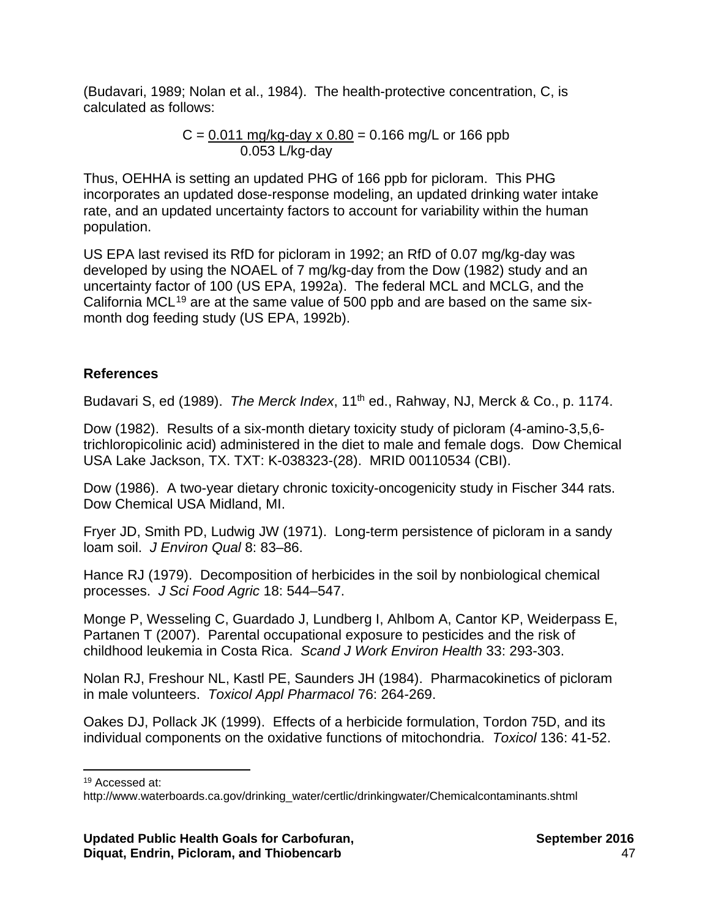(Budavari, 1989; Nolan et al., 1984). The health-protective concentration, C, is calculated as follows:

$$C = \frac{0.011 \text{ mg/kg-day} \times 0.80}{0.053 \text{ L/kg-day}} = 0.166 \text{ mg/L or } 166 \text{ ppb}$$

Thus, OEHHA is setting an updated PHG of 166 ppb for picloram. This PHG incorporates an updated dose-response modeling, an updated drinking water intake rate, and an updated uncertainty factors to account for variability within the human population.

US EPA last revised its RfD for picloram in 1992; an RfD of 0.07 mg/kg-day was developed by using the NOAEL of 7 mg/kg-day from the Dow (1982) study and an uncertainty factor of 100 (US EPA, 1992a). The federal MCL and MCLG, and the California MCL[19] are at the same value of 500 ppb and are based on the same six-month dog feeding study (US EPA, 1992b).

## References

Budavari S, ed (1989). *The Merck Index*, 11th ed., Rahway, NJ, Merck & Co., p. 1174.

Dow (1982). Results of a six-month dietary toxicity study of picloram (4-amino-3,5,6-trichloropicolinic acid) administered in the diet to male and female dogs. Dow Chemical USA Lake Jackson, TX. TXT: K-038323-(28). MRID 00110534 (CBI).

Dow (1986). A two-year dietary chronic toxicity-oncogenicity study in Fischer 344 rats. Dow Chemical USA Midland, MI.

Fryer JD, Smith PD, Ludwig JW (1971). Long-term persistence of picloram in a sandy loam soil. *J Environ Qual* 8: 83–86.

Hance RJ (1979). Decomposition of herbicides in the soil by nonbiological chemical processes. *J Sci Food Agric* 18: 544–547.

Monge P, Wesseling C, Guardado J, Lundberg I, Ahlbom A, Cantor KP, Weiderpass E, Partanen T (2007). Parental occupational exposure to pesticides and the risk of childhood leukemia in Costa Rica. *Scand J Work Environ Health* 33: 293-303.

Nolan RJ, Freshour NL, Kastl PE, Saunders JH (1984). Pharmacokinetics of picloram in male volunteers. *Toxicol Appl Pharmacol* 76: 264-269.

Oakes DJ, Pollack JK (1999). Effects of a herbicide formulation, Tordon 75D, and its individual components on the oxidative functions of mitochondria. *Toxicol* 136: 41-52.

---

[19] Accessed at: http://www.waterboards.ca.gov/drinking_water/certlic/drinkingwater/Chemicalcontaminants.shtml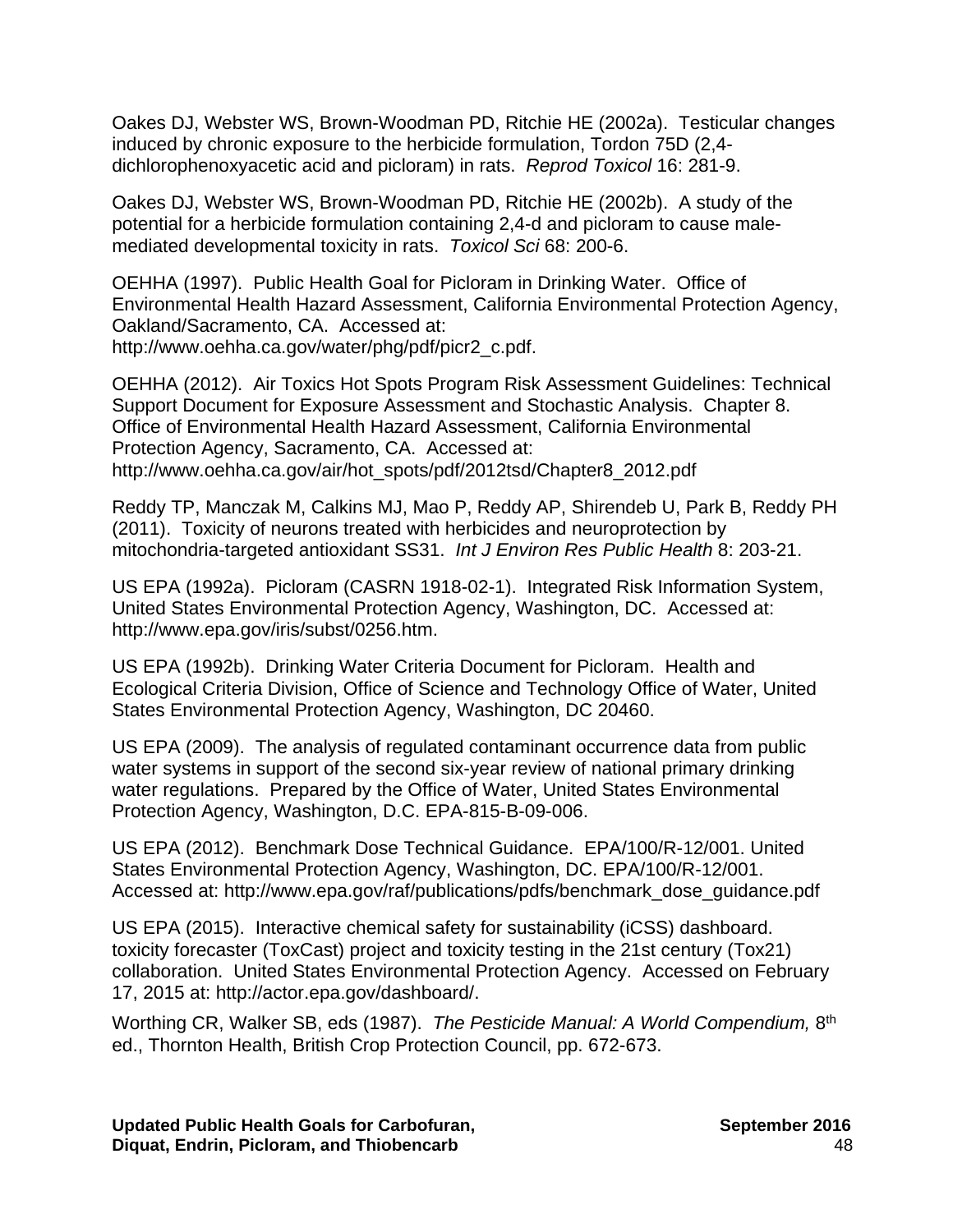Oakes DJ, Webster WS, Brown-Woodman PD, Ritchie HE (2002a). Testicular changes induced by chronic exposure to the herbicide formulation, Tordon 75D (2,4-dichlorophenoxyacetic acid and picloram) in rats. *Reprod Toxicol* 16: 281-9.

Oakes DJ, Webster WS, Brown-Woodman PD, Ritchie HE (2002b). A study of the potential for a herbicide formulation containing 2,4-d and picloram to cause male-mediated developmental toxicity in rats. *Toxicol Sci* 68: 200-6.

OEHHA (1997). Public Health Goal for Picloram in Drinking Water. Office of Environmental Health Hazard Assessment, California Environmental Protection Agency, Oakland/Sacramento, CA. Accessed at: http://www.oehha.ca.gov/water/phg/pdf/picr2_c.pdf.

OEHHA (2012). Air Toxics Hot Spots Program Risk Assessment Guidelines: Technical Support Document for Exposure Assessment and Stochastic Analysis. Chapter 8. Office of Environmental Health Hazard Assessment, California Environmental Protection Agency, Sacramento, CA. Accessed at: http://www.oehha.ca.gov/air/hot_spots/pdf/2012tsd/Chapter8_2012.pdf

Reddy TP, Manczak M, Calkins MJ, Mao P, Reddy AP, Shirendeb U, Park B, Reddy PH (2011). Toxicity of neurons treated with herbicides and neuroprotection by mitochondria-targeted antioxidant SS31. *Int J Environ Res Public Health* 8: 203-21.

US EPA (1992a). Picloram (CASRN 1918-02-1). Integrated Risk Information System, United States Environmental Protection Agency, Washington, DC. Accessed at: http://www.epa.gov/iris/subst/0256.htm.

US EPA (1992b). Drinking Water Criteria Document for Picloram. Health and Ecological Criteria Division, Office of Science and Technology Office of Water, United States Environmental Protection Agency, Washington, DC 20460.

US EPA (2009). The analysis of regulated contaminant occurrence data from public water systems in support of the second six-year review of national primary drinking water regulations. Prepared by the Office of Water, United States Environmental Protection Agency, Washington, D.C. EPA-815-B-09-006.

US EPA (2012). Benchmark Dose Technical Guidance. EPA/100/R-12/001. United States Environmental Protection Agency, Washington, DC. EPA/100/R-12/001. Accessed at: http://www.epa.gov/raf/publications/pdfs/benchmark_dose_guidance.pdf

US EPA (2015). Interactive chemical safety for sustainability (iCSS) dashboard. toxicity forecaster (ToxCast) project and toxicity testing in the 21st century (Tox21) collaboration. United States Environmental Protection Agency. Accessed on February 17, 2015 at: http://actor.epa.gov/dashboard/.

Worthing CR, Walker SB, eds (1987). *The Pesticide Manual: A World Compendium,* 8th ed., Thornton Health, British Crop Protection Council, pp. 672-673.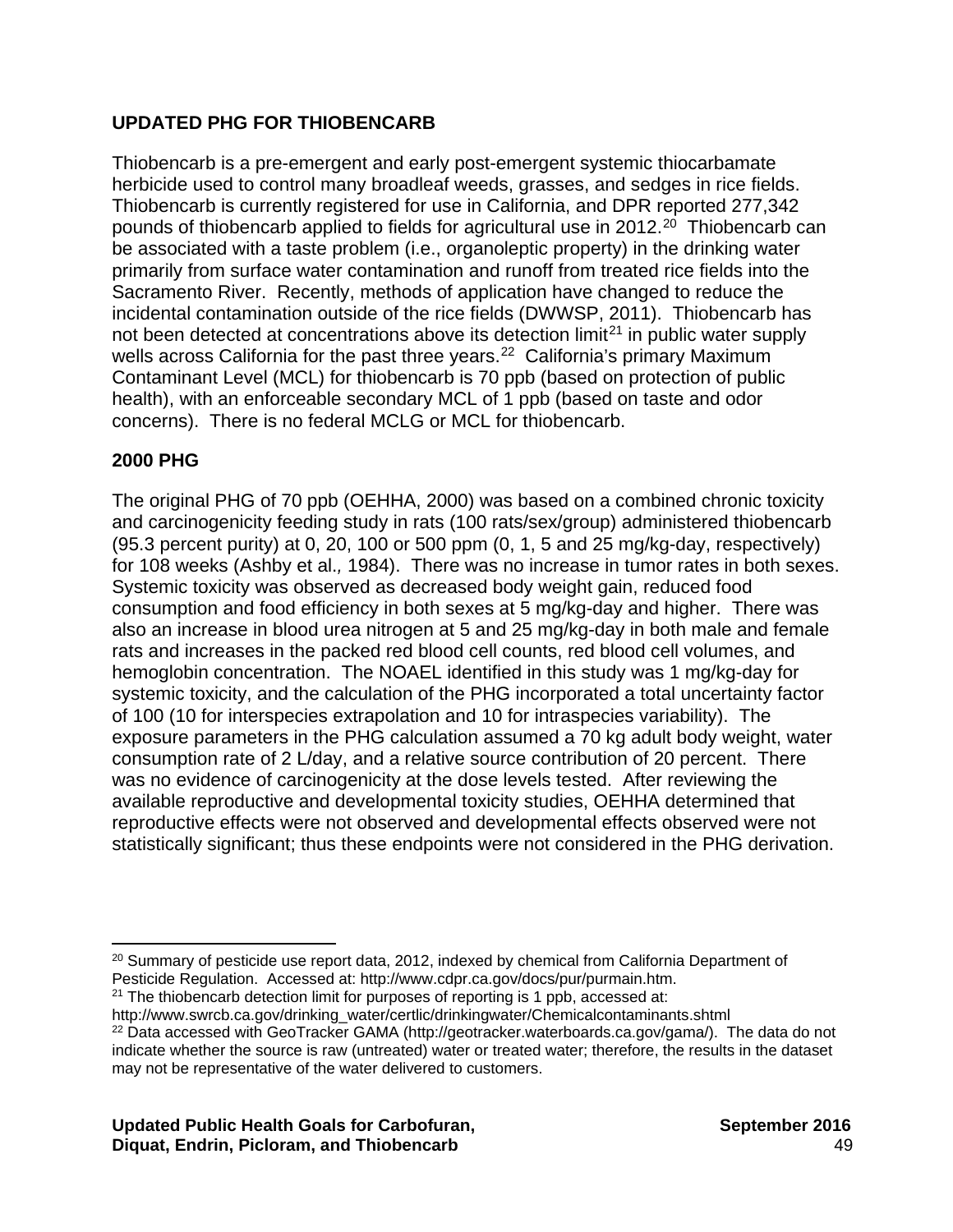## UPDATED PHG FOR THIOBENCARB

Thiobencarb is a pre-emergent and early post-emergent systemic thiocarbamate herbicide used to control many broadleaf weeds, grasses, and sedges in rice fields. Thiobencarb is currently registered for use in California, and DPR reported 277,342 pounds of thiobencarb applied to fields for agricultural use in 2012.[20] Thiobencarb can be associated with a taste problem (i.e., organoleptic property) in the drinking water primarily from surface water contamination and runoff from treated rice fields into the Sacramento River. Recently, methods of application have changed to reduce the incidental contamination outside of the rice fields (DWWSP, 2011). Thiobencarb has not been detected at concentrations above its detection limit[21] in public water supply wells across California for the past three years.[22] California's primary Maximum Contaminant Level (MCL) for thiobencarb is 70 ppb (based on protection of public health), with an enforceable secondary MCL of 1 ppb (based on taste and odor concerns). There is no federal MCLG or MCL for thiobencarb.

### 2000 PHG

The original PHG of 70 ppb (OEHHA, 2000) was based on a combined chronic toxicity and carcinogenicity feeding study in rats (100 rats/sex/group) administered thiobencarb (95.3 percent purity) at 0, 20, 100 or 500 ppm (0, 1, 5 and 25 mg/kg-day, respectively) for 108 weeks (Ashby et al*.,* 1984). There was no increase in tumor rates in both sexes. Systemic toxicity was observed as decreased body weight gain, reduced food consumption and food efficiency in both sexes at 5 mg/kg-day and higher. There was also an increase in blood urea nitrogen at 5 and 25 mg/kg-day in both male and female rats and increases in the packed red blood cell counts, red blood cell volumes, and hemoglobin concentration. The NOAEL identified in this study was 1 mg/kg-day for systemic toxicity, and the calculation of the PHG incorporated a total uncertainty factor of 100 (10 for interspecies extrapolation and 10 for intraspecies variability). The exposure parameters in the PHG calculation assumed a 70 kg adult body weight, water consumption rate of 2 L/day, and a relative source contribution of 20 percent. There was no evidence of carcinogenicity at the dose levels tested. After reviewing the available reproductive and developmental toxicity studies, OEHHA determined that reproductive effects were not observed and developmental effects observed were not statistically significant; thus these endpoints were not considered in the PHG derivation.

---

[20] Summary of pesticide use report data, 2012, indexed by chemical from California Department of Pesticide Regulation. Accessed at: http://www.cdpr.ca.gov/docs/pur/purmain.htm.

[21] The thiobencarb detection limit for purposes of reporting is 1 ppb, accessed at: http://www.swrcb.ca.gov/drinking_water/certlic/drinkingwater/Chemicalcontaminants.shtml

[22] Data accessed with GeoTracker GAMA (http://geotracker.waterboards.ca.gov/gama/). The data do not indicate whether the source is raw (untreated) water or treated water; therefore, the results in the dataset may not be representative of the water delivered to customers.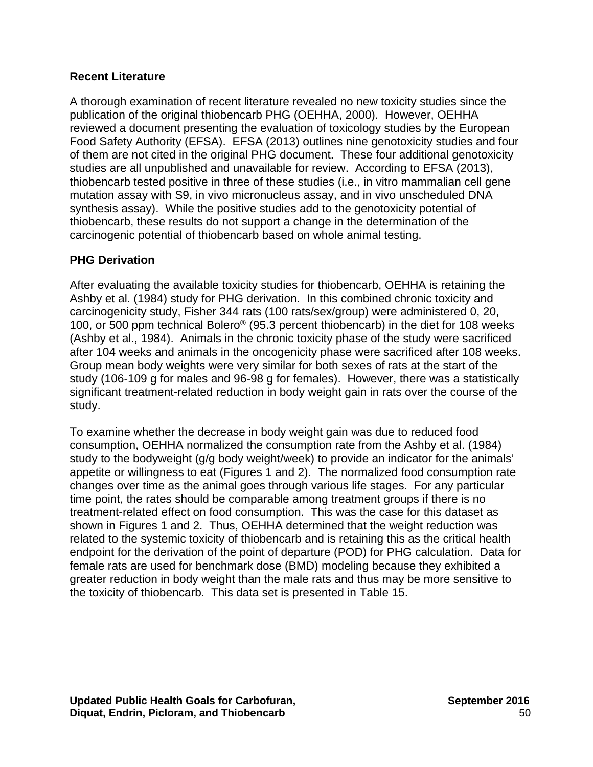**Recent Literature**

A thorough examination of recent literature revealed no new toxicity studies since the publication of the original thiobencarb PHG (OEHHA, 2000). However, OEHHA reviewed a document presenting the evaluation of toxicology studies by the European Food Safety Authority (EFSA). EFSA (2013) outlines nine genotoxicity studies and four of them are not cited in the original PHG document. These four additional genotoxicity studies are all unpublished and unavailable for review. According to EFSA (2013), thiobencarb tested positive in three of these studies (i.e., in vitro mammalian cell gene mutation assay with S9, in vivo micronucleus assay, and in vivo unscheduled DNA synthesis assay). While the positive studies add to the genotoxicity potential of thiobencarb, these results do not support a change in the determination of the carcinogenic potential of thiobencarb based on whole animal testing.

**PHG Derivation**

After evaluating the available toxicity studies for thiobencarb, OEHHA is retaining the Ashby et al. (1984) study for PHG derivation. In this combined chronic toxicity and carcinogenicity study, Fisher 344 rats (100 rats/sex/group) were administered 0, 20, 100, or 500 ppm technical Bolero® (95.3 percent thiobencarb) in the diet for 108 weeks (Ashby et al., 1984). Animals in the chronic toxicity phase of the study were sacrificed after 104 weeks and animals in the oncogenicity phase were sacrificed after 108 weeks. Group mean body weights were very similar for both sexes of rats at the start of the study (106-109 g for males and 96-98 g for females). However, there was a statistically significant treatment-related reduction in body weight gain in rats over the course of the study.

To examine whether the decrease in body weight gain was due to reduced food consumption, OEHHA normalized the consumption rate from the Ashby et al. (1984) study to the bodyweight (g/g body weight/week) to provide an indicator for the animals' appetite or willingness to eat (Figures 1 and 2). The normalized food consumption rate changes over time as the animal goes through various life stages. For any particular time point, the rates should be comparable among treatment groups if there is no treatment-related effect on food consumption. This was the case for this dataset as shown in Figures 1 and 2. Thus, OEHHA determined that the weight reduction was related to the systemic toxicity of thiobencarb and is retaining this as the critical health endpoint for the derivation of the point of departure (POD) for PHG calculation. Data for female rats are used for benchmark dose (BMD) modeling because they exhibited a greater reduction in body weight than the male rats and thus may be more sensitive to the toxicity of thiobencarb. This data set is presented in Table 15.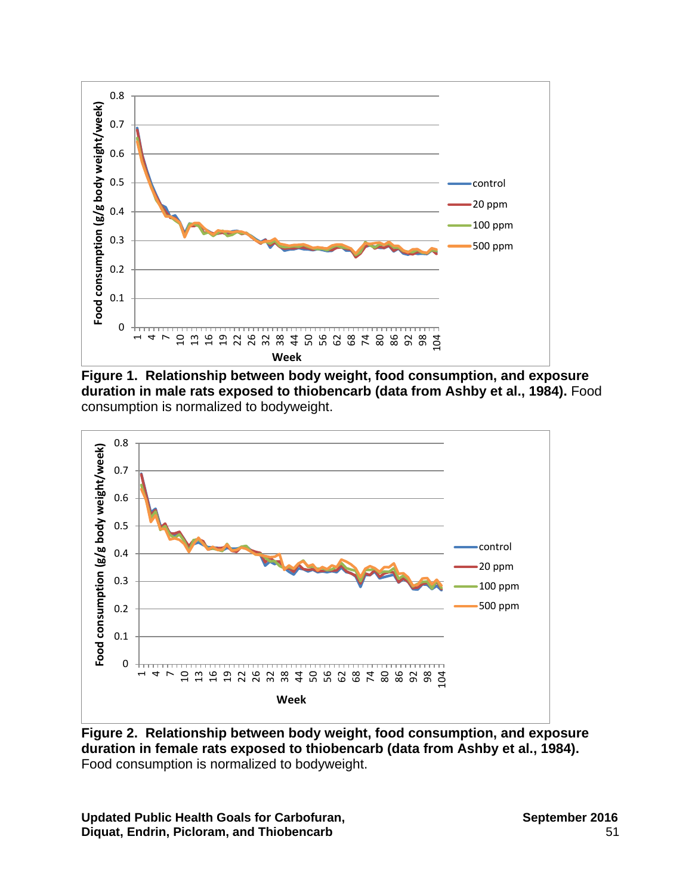0.8
0.7
0.6
0.5
0.4
0.3
0.2
0.1
0

Food consumption (g/g body weight/week)

1 4 7 10 13 16 19 22 26 32 38 44 50 56 62 68 74 80 86 92 98 104

Week

control
20 ppm
100 ppm
500 ppm

**Figure 1. Relationship between body weight, food consumption, and exposure duration in male rats exposed to thiobencarb (data from Ashby et al., 1984).** Food consumption is normalized to bodyweight.

0.8
0.7
0.6
0.5
0.4
0.3
0.2
0.1
0

Food consumption (g/g body weight/week)

1 4 7 10 13 16 19 22 26 32 38 44 50 56 62 68 74 80 86 92 98 104

Week

control
20 ppm
100 ppm
500 ppm

**Figure 2. Relationship between body weight, food consumption, and exposure duration in female rats exposed to thiobencarb (data from Ashby et al., 1984).** Food consumption is normalized to bodyweight.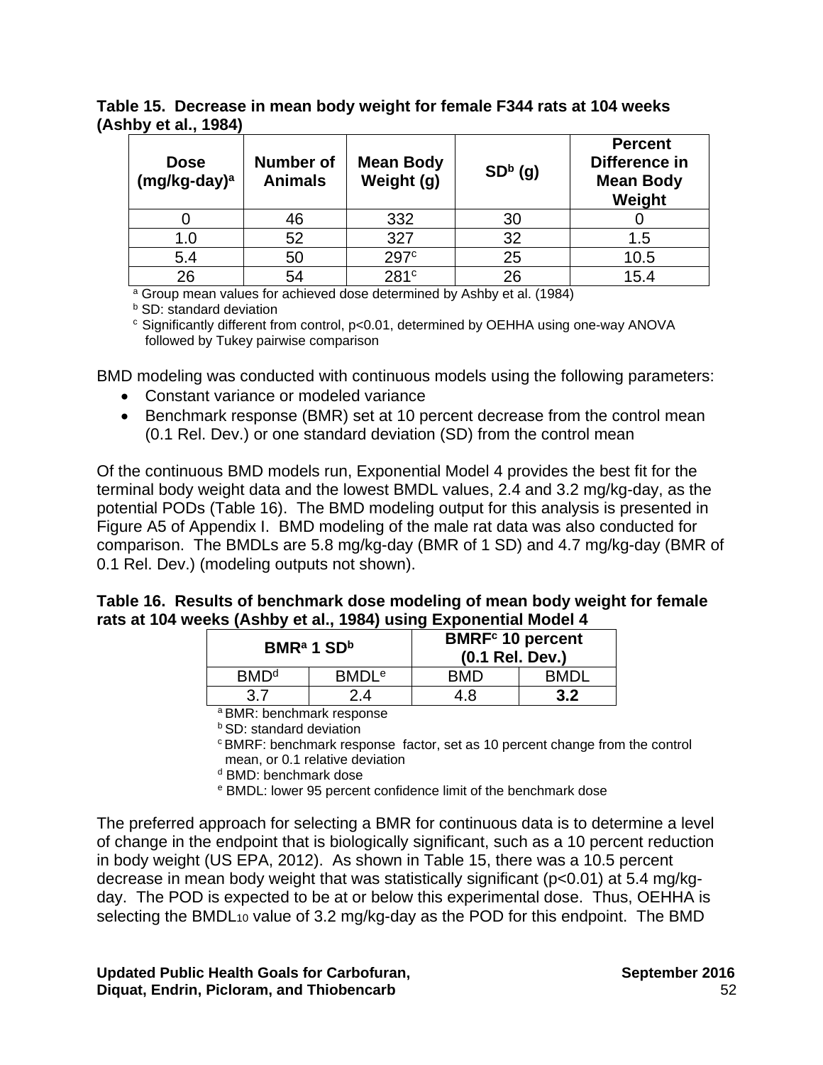**Table 15. Decrease in mean body weight for female F344 rats at 104 weeks (Ashby et al., 1984)**

| Dose (mg/kg-day)[a] | Number of Animals | Mean Body Weight (g) | SD[b] (g) | Percent Difference in Mean Body Weight |
|---|---|---|---|---|
| 0 | 46 | 332 | 30 | 0 |
| 1.0 | 52 | 327 | 32 | 1.5 |
| 5.4 | 50 | 297[c] | 25 | 10.5 |
| 26 | 54 | 281[c] | 26 | 15.4 |

[a] Group mean values for achieved dose determined by Ashby et al. (1984)
[b] SD: standard deviation
[c] Significantly different from control, p<0.01, determined by OEHHA using one-way ANOVA followed by Tukey pairwise comparison

BMD modeling was conducted with continuous models using the following parameters:

- Constant variance or modeled variance
- Benchmark response (BMR) set at 10 percent decrease from the control mean (0.1 Rel. Dev.) or one standard deviation (SD) from the control mean

Of the continuous BMD models run, Exponential Model 4 provides the best fit for the terminal body weight data and the lowest BMDL values, 2.4 and 3.2 mg/kg-day, as the potential PODs (Table 16). The BMD modeling output for this analysis is presented in Figure A5 of Appendix I. BMD modeling of the male rat data was also conducted for comparison. The BMDLs are 5.8 mg/kg-day (BMR of 1 SD) and 4.7 mg/kg-day (BMR of 0.1 Rel. Dev.) (modeling outputs not shown).

**Table 16. Results of benchmark dose modeling of mean body weight for female rats at 104 weeks (Ashby et al., 1984) using Exponential Model 4**

| BMR[a] 1 SD[b] | | BMRF[c] 10 percent (0.1 Rel. Dev.) | |
|---|---|---|---|
| BMD[d] | BMDL[e] | BMD | BMDL |
| 3.7 | 2.4 | 4.8 | **3.2** |

[a] BMR: benchmark response
[b] SD: standard deviation
[c] BMRF: benchmark response factor, set as 10 percent change from the control mean, or 0.1 relative deviation
[d] BMD: benchmark dose
[e] BMDL: lower 95 percent confidence limit of the benchmark dose

The preferred approach for selecting a BMR for continuous data is to determine a level of change in the endpoint that is biologically significant, such as a 10 percent reduction in body weight (US EPA, 2012). As shown in Table 15, there was a 10.5 percent decrease in mean body weight that was statistically significant (p<0.01) at 5.4 mg/kg-day. The POD is expected to be at or below this experimental dose. Thus, OEHHA is selecting the $BMDL_{10}$ value of 3.2 mg/kg-day as the POD for this endpoint. The BMD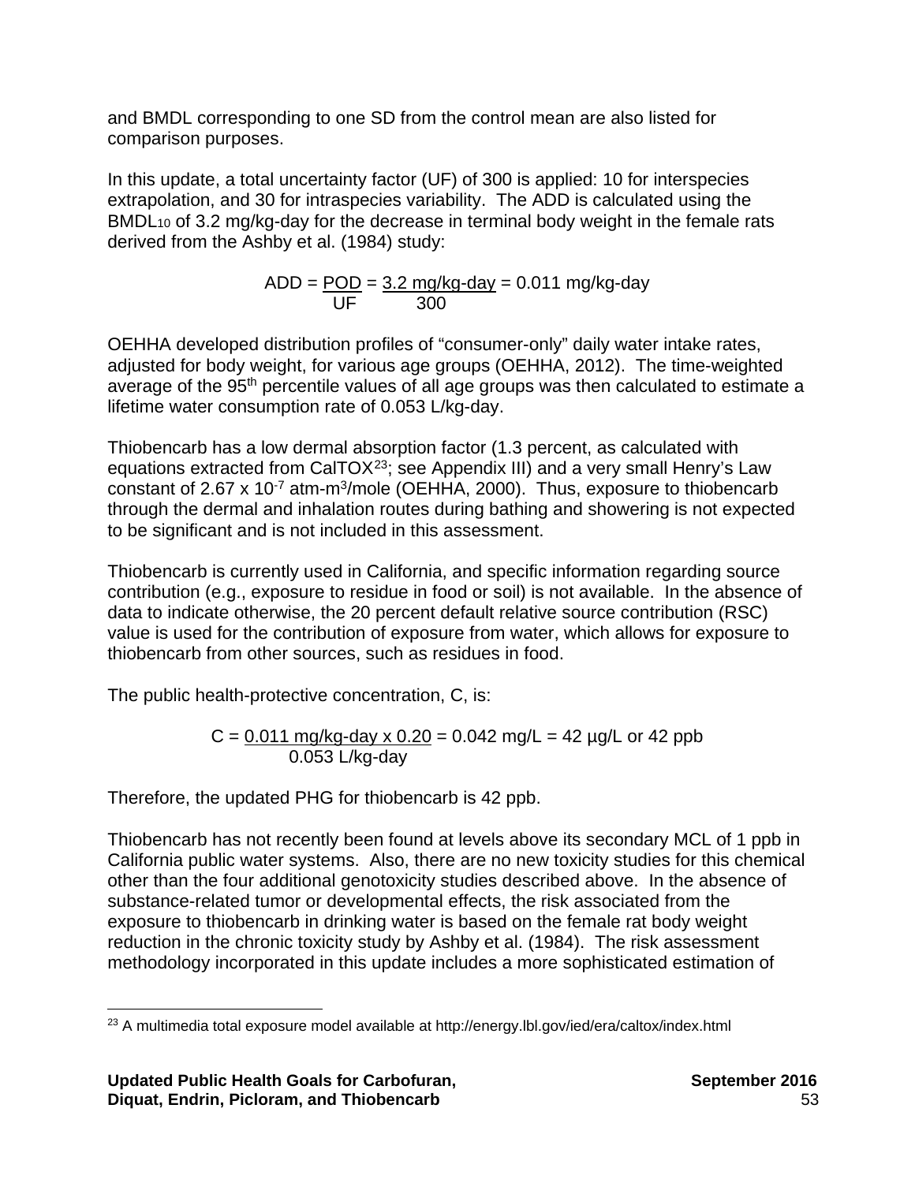and BMDL corresponding to one SD from the control mean are also listed for comparison purposes.

In this update, a total uncertainty factor (UF) of 300 is applied: 10 for interspecies extrapolation, and 30 for intraspecies variability. The ADD is calculated using the $BMDL_{10}$ of 3.2 mg/kg-day for the decrease in terminal body weight in the female rats derived from the Ashby et al. (1984) study:

$$ADD = \frac{POD}{UF} = \frac{3.2\ \text{mg/kg-day}}{300} = 0.011\ \text{mg/kg-day}$$

OEHHA developed distribution profiles of "consumer-only" daily water intake rates, adjusted for body weight, for various age groups (OEHHA, 2012). The time-weighted average of the 95th percentile values of all age groups was then calculated to estimate a lifetime water consumption rate of 0.053 L/kg-day.

Thiobencarb has a low dermal absorption factor (1.3 percent, as calculated with equations extracted from CalTOX[23]; see Appendix III) and a very small Henry's Law constant of $2.67 \times 10^{-7}$ atm-$m^3$/mole (OEHHA, 2000). Thus, exposure to thiobencarb through the dermal and inhalation routes during bathing and showering is not expected to be significant and is not included in this assessment.

Thiobencarb is currently used in California, and specific information regarding source contribution (e.g., exposure to residue in food or soil) is not available. In the absence of data to indicate otherwise, the 20 percent default relative source contribution (RSC) value is used for the contribution of exposure from water, which allows for exposure to thiobencarb from other sources, such as residues in food.

The public health-protective concentration, C, is:

$$C = \frac{0.011\ \text{mg/kg-day} \times 0.20}{0.053\ \text{L/kg-day}} = 0.042\ \text{mg/L} = 42\ \mu\text{g/L or } 42\ \text{ppb}$$

Therefore, the updated PHG for thiobencarb is 42 ppb.

Thiobencarb has not recently been found at levels above its secondary MCL of 1 ppb in California public water systems. Also, there are no new toxicity studies for this chemical other than the four additional genotoxicity studies described above. In the absence of substance-related tumor or developmental effects, the risk associated from the exposure to thiobencarb in drinking water is based on the female rat body weight reduction in the chronic toxicity study by Ashby et al. (1984). The risk assessment methodology incorporated in this update includes a more sophisticated estimation of

---

[23] A multimedia total exposure model available at http://energy.lbl.gov/ied/era/caltox/index.html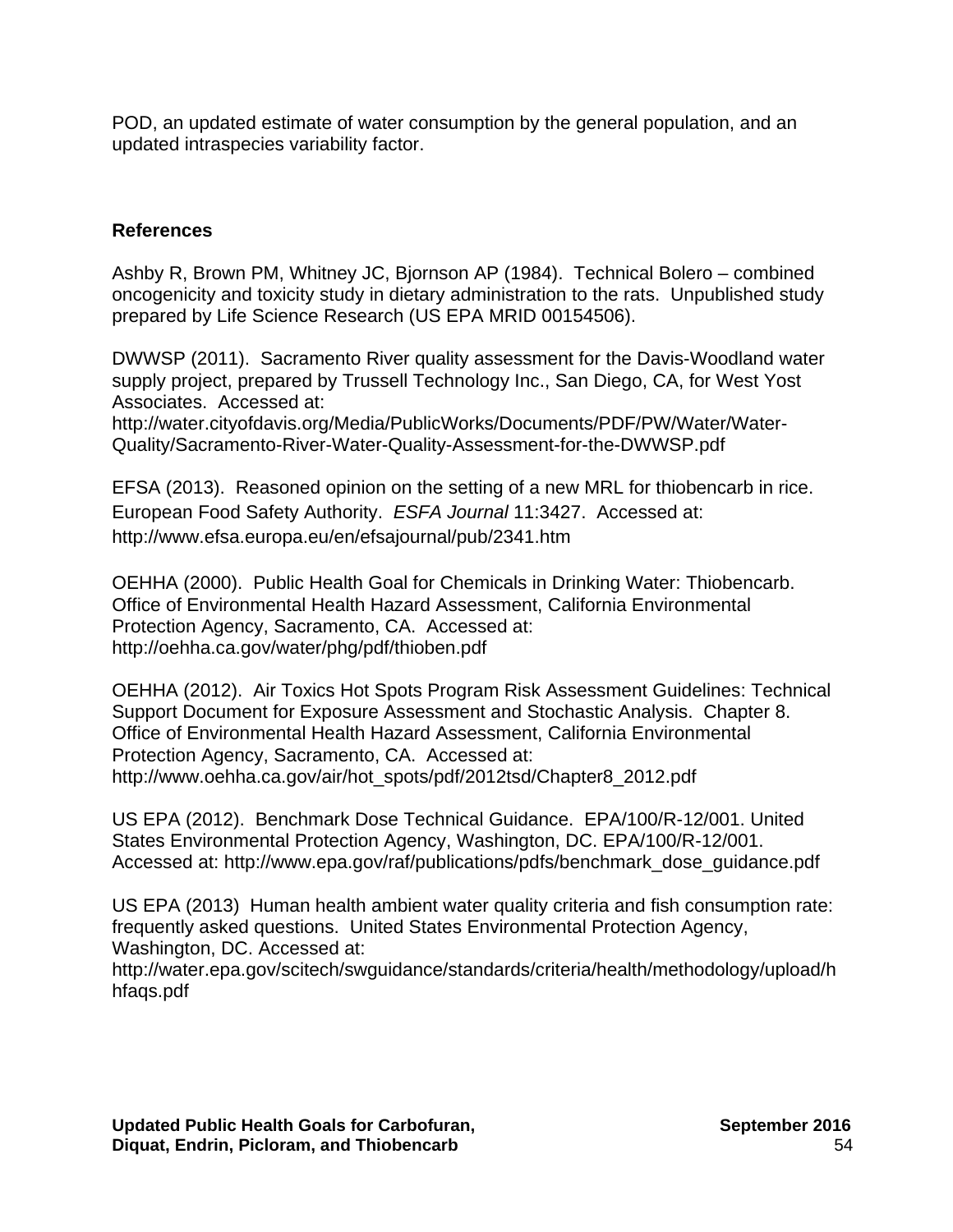POD, an updated estimate of water consumption by the general population, and an updated intraspecies variability factor.

## References

Ashby R, Brown PM, Whitney JC, Bjornson AP (1984). Technical Bolero – combined oncogenicity and toxicity study in dietary administration to the rats. Unpublished study prepared by Life Science Research (US EPA MRID 00154506).

DWWSP (2011). Sacramento River quality assessment for the Davis-Woodland water supply project, prepared by Trussell Technology Inc., San Diego, CA, for West Yost Associates. Accessed at: http://water.cityofdavis.org/Media/PublicWorks/Documents/PDF/PW/Water/Water-Quality/Sacramento-River-Water-Quality-Assessment-for-the-DWWSP.pdf

EFSA (2013). Reasoned opinion on the setting of a new MRL for thiobencarb in rice. European Food Safety Authority. *ESFA Journal* 11:3427. Accessed at: http://www.efsa.europa.eu/en/efsajournal/pub/2341.htm

OEHHA (2000). Public Health Goal for Chemicals in Drinking Water: Thiobencarb. Office of Environmental Health Hazard Assessment, California Environmental Protection Agency, Sacramento, CA. Accessed at: http://oehha.ca.gov/water/phg/pdf/thioben.pdf

OEHHA (2012). Air Toxics Hot Spots Program Risk Assessment Guidelines: Technical Support Document for Exposure Assessment and Stochastic Analysis. Chapter 8. Office of Environmental Health Hazard Assessment, California Environmental Protection Agency, Sacramento, CA. Accessed at: http://www.oehha.ca.gov/air/hot_spots/pdf/2012tsd/Chapter8_2012.pdf

US EPA (2012). Benchmark Dose Technical Guidance. EPA/100/R-12/001. United States Environmental Protection Agency, Washington, DC. EPA/100/R-12/001. Accessed at: http://www.epa.gov/raf/publications/pdfs/benchmark_dose_guidance.pdf

US EPA (2013) Human health ambient water quality criteria and fish consumption rate: frequently asked questions. United States Environmental Protection Agency, Washington, DC. Accessed at: http://water.epa.gov/scitech/swguidance/standards/criteria/health/methodology/upload/hhfaqs.pdf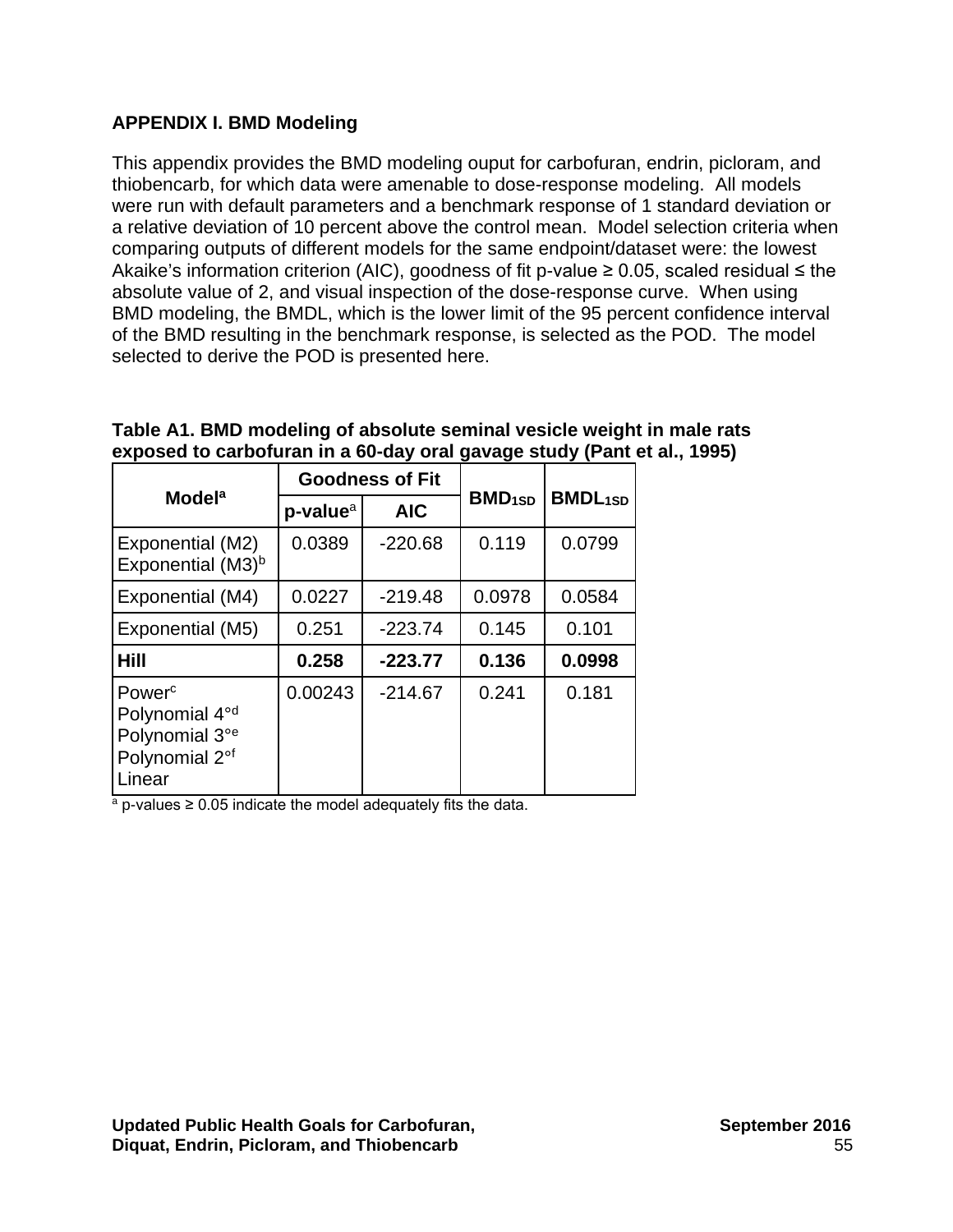## APPENDIX I. BMD Modeling

This appendix provides the BMD modeling ouput for carbofuran, endrin, picloram, and thiobencarb, for which data were amenable to dose-response modeling. All models were run with default parameters and a benchmark response of 1 standard deviation or a relative deviation of 10 percent above the control mean. Model selection criteria when comparing outputs of different models for the same endpoint/dataset were: the lowest Akaike's information criterion (AIC), goodness of fit p-value ≥ 0.05, scaled residual ≤ the absolute value of 2, and visual inspection of the dose-response curve. When using BMD modeling, the BMDL, which is the lower limit of the 95 percent confidence interval of the BMD resulting in the benchmark response, is selected as the POD. The model selected to derive the POD is presented here.

**Table A1. BMD modeling of absolute seminal vesicle weight in male rats exposed to carbofuran in a 60-day oral gavage study (Pant et al., 1995)**

| Model[a] | Goodness of Fit | | $BMD_{1SD}$ | $BMDL_{1SD}$ |
|---|---|---|---|---|
| | p-value[a] | AIC | | |
| Exponential (M2)<br>Exponential (M3)[b] | 0.0389 | -220.68 | 0.119 | 0.0799 |
| Exponential (M4) | 0.0227 | -219.48 | 0.0978 | 0.0584 |
| Exponential (M5) | 0.251 | -223.74 | 0.145 | 0.101 |
| **Hill** | **0.258** | **-223.77** | **0.136** | **0.0998** |
| Power[c]<br>Polynomial 4°[d]<br>Polynomial 3°[e]<br>Polynomial 2°[f]<br>Linear | 0.00243 | -214.67 | 0.241 | 0.181 |

[a] p-values ≥ 0.05 indicate the model adequately fits the data.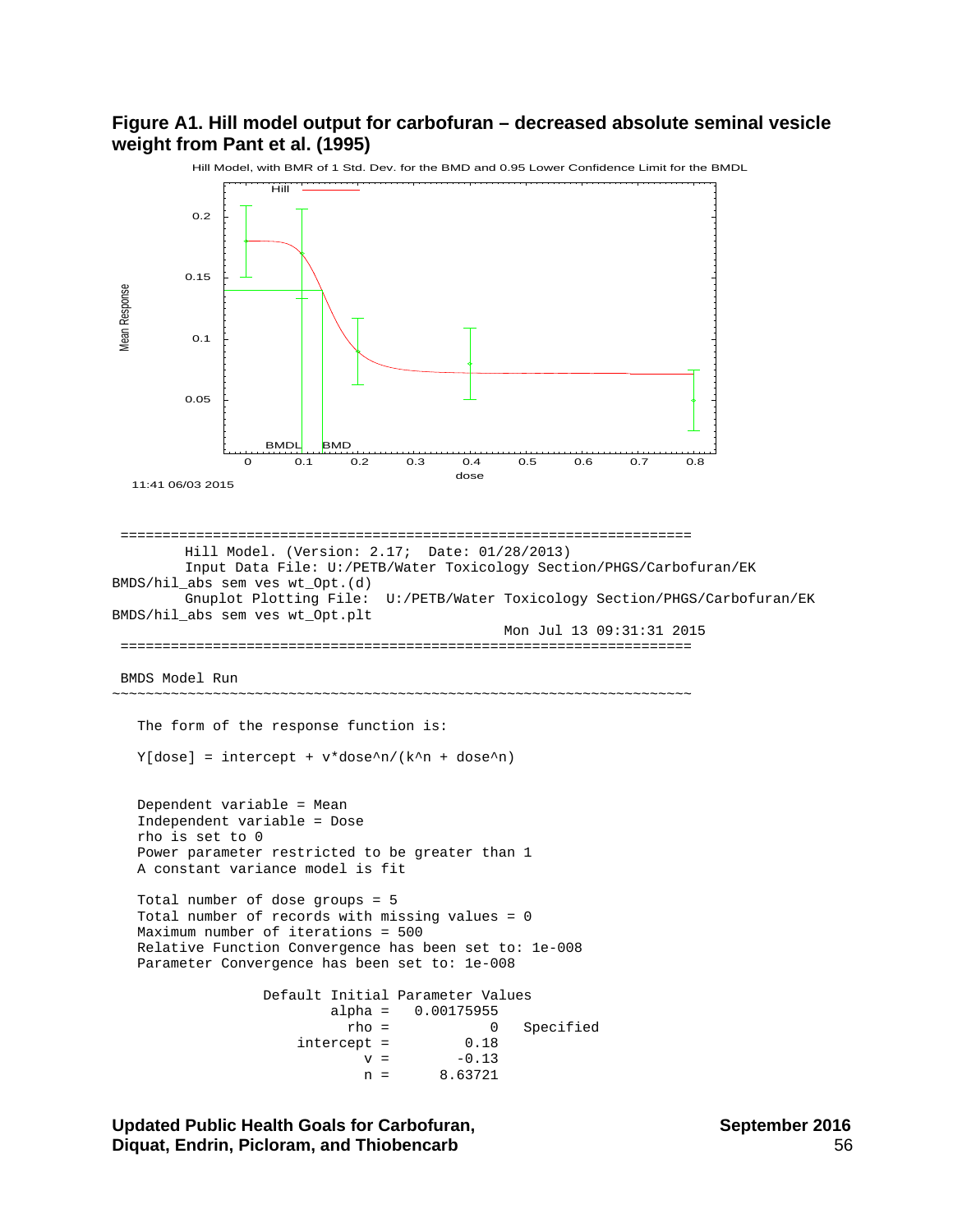**Figure A1. Hill model output for carbofuran – decreased absolute seminal vesicle weight from Pant et al. (1995)**

Hill Model, with BMR of 1 Std. Dev. for the BMD and 0.95 Lower Confidence Limit for the BMDL

Hill

Mean Response

0.2
0.15
0.1
0.05

BMDL
BMD

0
0.1
0.2
0.3
0.4
0.5
0.6
0.7
0.8

dose

11:41 06/03 2015

```
 ====================================================================
        Hill Model. (Version: 2.17;  Date: 01/28/2013)
        Input Data File: U:/PETB/Water Toxicology Section/PHGS/Carbofuran/EK
BMDS/hil_abs sem ves wt_Opt.(d)
        Gnuplot Plotting File:  U:/PETB/Water Toxicology Section/PHGS/Carbofuran/EK
BMDS/hil_abs sem ves wt_Opt.plt
                                               Mon Jul 13 09:31:31 2015
 ====================================================================

 BMDS Model Run
~~~~~~~~~~~~~~~~~~~~~~~~~~~~~~~~~~~~~~~~~~~~~~~~~~~~~~~~~~~~~~~~~~~~~

   The form of the response function is:

   Y[dose] = intercept + v*dose^n/(k^n + dose^n)


   Dependent variable = Mean
   Independent variable = Dose
   rho is set to 0
   Power parameter restricted to be greater than 1
   A constant variance model is fit

   Total number of dose groups = 5
   Total number of records with missing values = 0
   Maximum number of iterations = 500
   Relative Function Convergence has been set to: 1e-008
   Parameter Convergence has been set to: 1e-008

                  Default Initial Parameter Values
                          alpha =   0.00175955
                            rho =            0   Specified
                      intercept =         0.18
                              v =        -0.13
                              n =      8.63721
```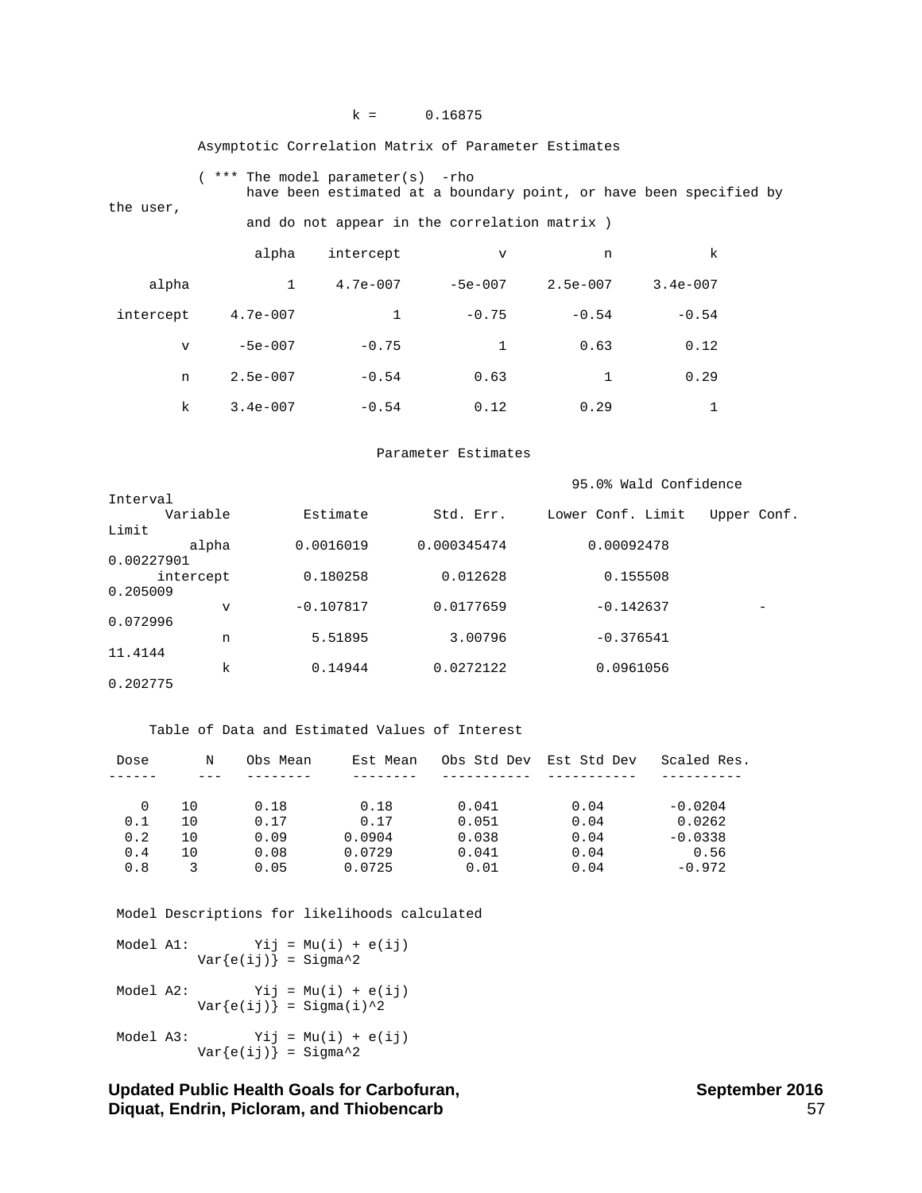k = 0.16875

Asymptotic Correlation Matrix of Parameter Estimates

( *** The model parameter(s) -rho have been estimated at a boundary point, or have been specified by the user, and do not appear in the correlation matrix )

| | alpha | intercept | v | n | k |
|---|---|---|---|---|---|
| alpha | 1 | 4.7e-007 | -5e-007 | 2.5e-007 | 3.4e-007 |
| intercept | 4.7e-007 | 1 | -0.75 | -0.54 | -0.54 |
| v | -5e-007 | -0.75 | 1 | 0.63 | 0.12 |
| n | 2.5e-007 | -0.54 | 0.63 | 1 | 0.29 |
| k | 3.4e-007 | -0.54 | 0.12 | 0.29 | 1 |

Parameter Estimates

| Variable | Estimate | Std. Err. | 95.0% Wald Confidence Interval Lower Conf. Limit | Upper Conf. Limit |
|---|---|---|---|---|
| alpha | 0.0016019 | 0.000345474 | 0.00092478 | 0.00227901 |
| intercept | 0.180258 | 0.012628 | 0.155508 | 0.205009 |
| v | -0.107817 | 0.0177659 | -0.142637 | -0.072996 |
| n | 5.51895 | 3.00796 | -0.376541 | 11.4144 |
| k | 0.14944 | 0.0272122 | 0.0961056 | 0.202775 |

Table of Data and Estimated Values of Interest

| Dose | N | Obs Mean | Est Mean | Obs Std Dev | Est Std Dev | Scaled Res. |
|---|---|---|---|---|---|---|
| 0 | 10 | 0.18 | 0.18 | 0.041 | 0.04 | -0.0204 |
| 0.1 | 10 | 0.17 | 0.17 | 0.051 | 0.04 | 0.0262 |
| 0.2 | 10 | 0.09 | 0.0904 | 0.038 | 0.04 | -0.0338 |
| 0.4 | 10 | 0.08 | 0.0729 | 0.041 | 0.04 | 0.56 |
| 0.8 | 3 | 0.05 | 0.0725 | 0.01 | 0.04 | -0.972 |

Model Descriptions for likelihoods calculated

```
Model A1:        Yij = Mu(i) + e(ij)
          Var{e(ij)} = Sigma^2

Model A2:        Yij = Mu(i) + e(ij)
          Var{e(ij)} = Sigma(i)^2

Model A3:        Yij = Mu(i) + e(ij)
          Var{e(ij)} = Sigma^2
```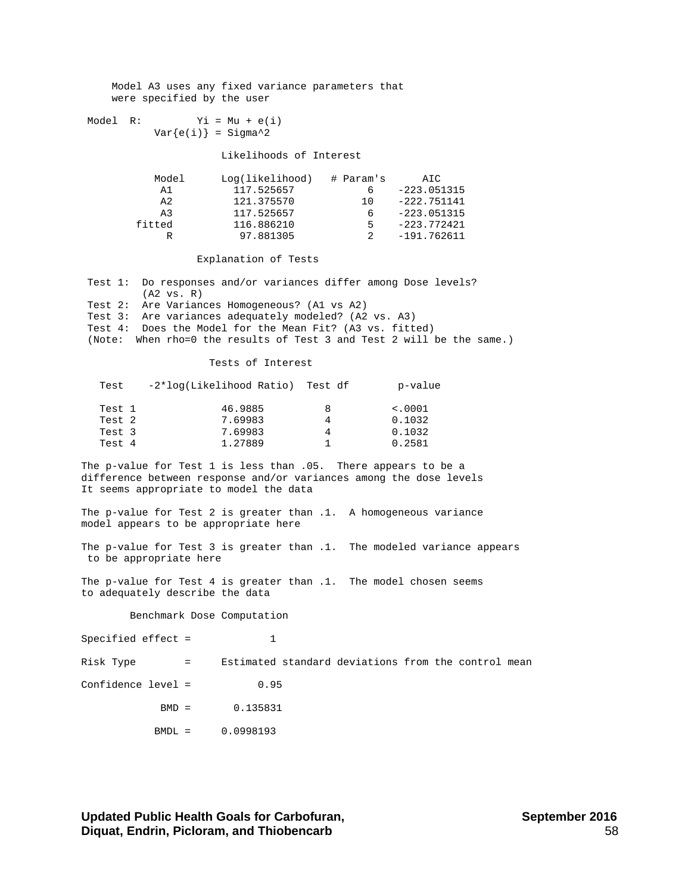```
     Model A3 uses any fixed variance parameters that
     were specified by the user

 Model  R:         Yi = Mu + e(i)
           Var{e(i)} = Sigma^2

                       Likelihoods of Interest

           Model      Log(likelihood)   # Param's      AIC
            A1         117.525657           6    -223.051315
            A2         121.375570          10    -222.751141
            A3         117.525657           6    -223.051315
        fitted         116.886210           5    -223.772421
             R          97.881305           2    -191.762611

                   Explanation of Tests

 Test 1:  Do responses and/or variances differ among Dose levels?
          (A2 vs. R)
 Test 2:  Are Variances Homogeneous? (A1 vs A2)
 Test 3:  Are variances adequately modeled? (A2 vs. A3)
 Test 4:  Does the Model for the Mean Fit? (A3 vs. fitted)
 (Note:  When rho=0 the results of Test 3 and Test 2 will be the same.)

                     Tests of Interest

   Test    -2*log(Likelihood Ratio)  Test df        p-value

   Test 1              46.9885          8          <.0001
   Test 2              7.69983          4          0.1032
   Test 3              7.69983          4          0.1032
   Test 4              1.27889          1          0.2581

The p-value for Test 1 is less than .05.  There appears to be a
difference between response and/or variances among the dose levels
It seems appropriate to model the data

The p-value for Test 2 is greater than .1.  A homogeneous variance
model appears to be appropriate here

The p-value for Test 3 is greater than .1.  The modeled variance appears
 to be appropriate here

The p-value for Test 4 is greater than .1.  The model chosen seems
to adequately describe the data

        Benchmark Dose Computation

Specified effect =            1

Risk Type        =     Estimated standard deviations from the control mean

Confidence level =          0.95

             BMD =       0.135831

            BMDL =     0.0998193
```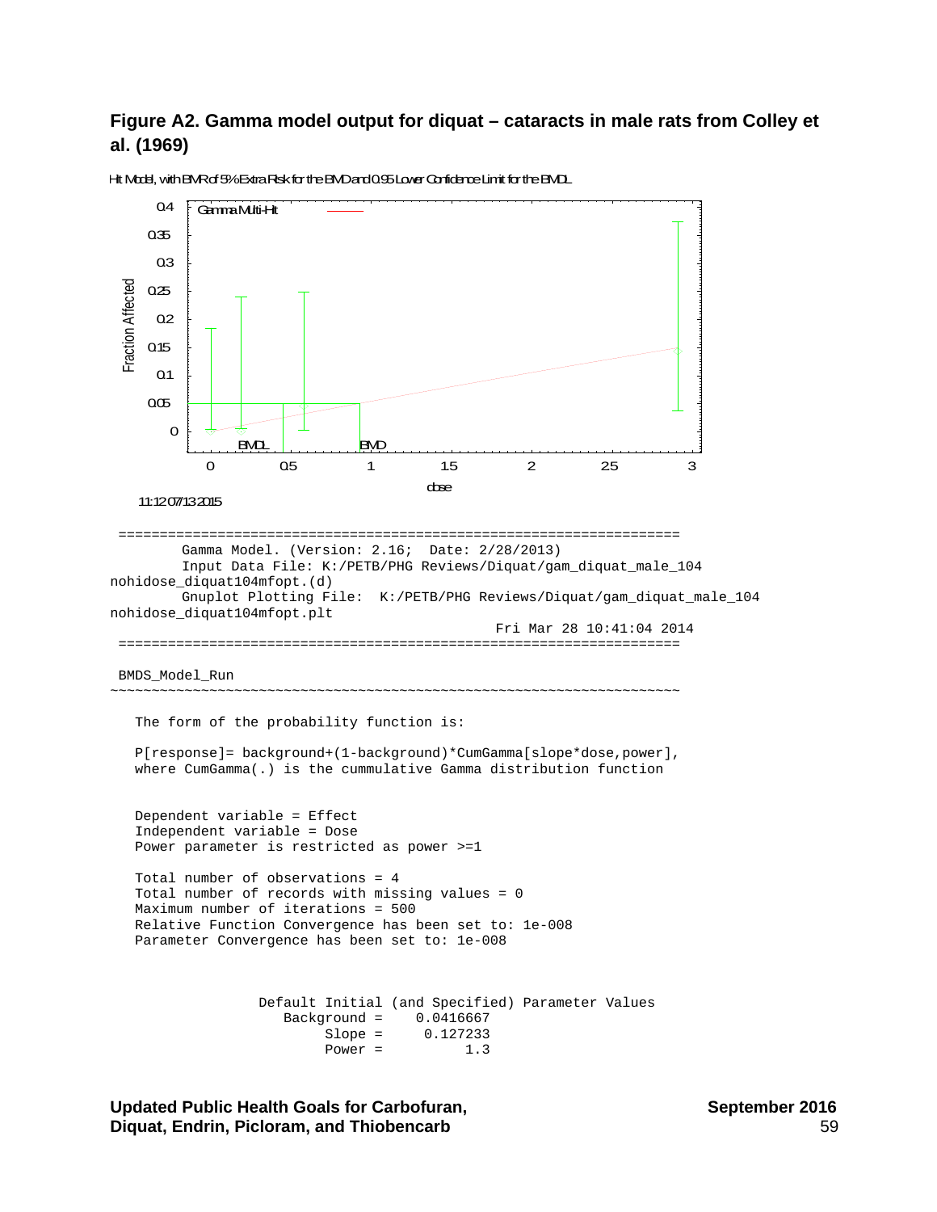**Figure A2. Gamma model output for diquat – cataracts in male rats from Colley et al. (1969)**

Hit Model, with BMR of 5% Extra Risk for the BMD and 0.95 Lower Confidence Limit for the BMDL

Gamma Multi-Hit

Fraction Affected

0.4
0.35
0.3
0.25
0.2
0.15
0.1
0.05
0

BMDL
BMD

0
0.5
1
1.5
2
2.5
3

dose

11:12 07/13 2015

```
 ====================================================================
        Gamma Model. (Version: 2.16;  Date: 2/28/2013)
        Input Data File: K:/PETB/PHG Reviews/Diquat/gam_diquat_male_104
nohidose_diquat104mfopt.(d)
        Gnuplot Plotting File:  K:/PETB/PHG Reviews/Diquat/gam_diquat_male_104
nohidose_diquat104mfopt.plt
                                               Fri Mar 28 10:41:04 2014
 ====================================================================

 BMDS_Model_Run
~~~~~~~~~~~~~~~~~~~~~~~~~~~~~~~~~~~~~~~~~~~~~~~~~~~~~~~~~~~~~~~~~~~~~

   The form of the probability function is:

   P[response]= background+(1-background)*CumGamma[slope*dose,power],
   where CumGamma(.) is the cummulative Gamma distribution function


   Dependent variable = Effect
   Independent variable = Dose
   Power parameter is restricted as power >=1

   Total number of observations = 4
   Total number of records with missing values = 0
   Maximum number of iterations = 500
   Relative Function Convergence has been set to: 1e-008
   Parameter Convergence has been set to: 1e-008



                  Default Initial (and Specified) Parameter Values
                     Background =    0.0416667
                          Slope =     0.127233
                          Power =          1.3
```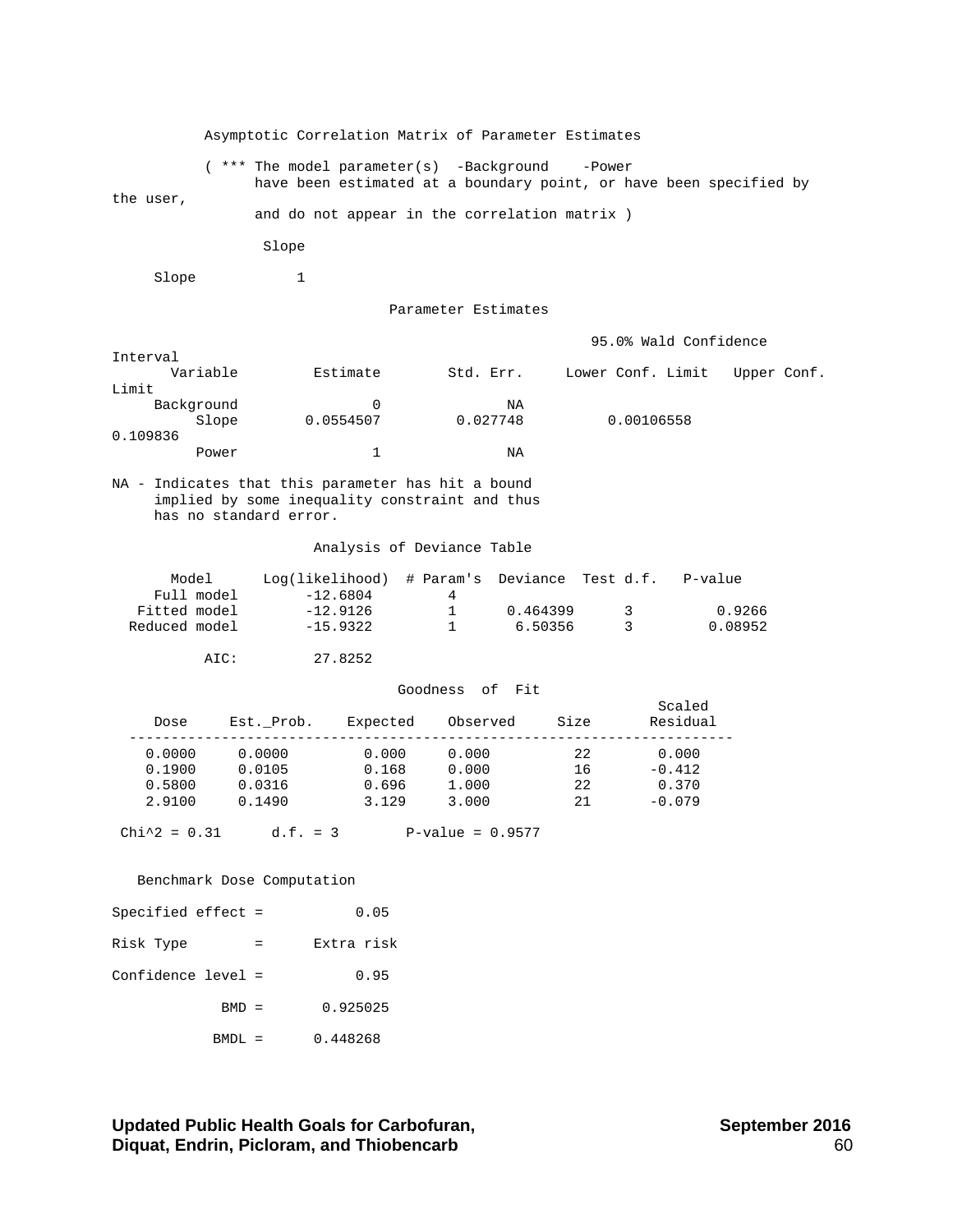Asymptotic Correlation Matrix of Parameter Estimates

( *** The model parameter(s) -Background -Power have been estimated at a boundary point, or have been specified by the user, and do not appear in the correlation matrix )

| | Slope |
|---|---|
| Slope | 1 |

Parameter Estimates

| Variable | Estimate | Std. Err. | 95.0% Wald Confidence Interval Lower Conf. Limit | Upper Conf. Limit |
|---|---|---|---|---|
| Background | 0 | NA | | |
| Slope | 0.0554507 | 0.027748 | 0.00106558 | 0.109836 |
| Power | 1 | NA | | |

NA - Indicates that this parameter has hit a bound implied by some inequality constraint and thus has no standard error.

Analysis of Deviance Table

| Model | Log(likelihood) | # Param's | Deviance | Test d.f. | P-value |
|---|---|---|---|---|---|
| Full model | -12.6804 | 4 | | | |
| Fitted model | -12.9126 | 1 | 0.464399 | 3 | 0.9266 |
| Reduced model | -15.9322 | 1 | 6.50356 | 3 | 0.08952 |

AIC: 27.8252

Goodness of Fit

| Dose | Est._Prob. | Expected | Observed | Size | Scaled Residual |
|---|---|---|---|---|---|
| 0.0000 | 0.0000 | 0.000 | 0.000 | 22 | 0.000 |
| 0.1900 | 0.0105 | 0.168 | 0.000 | 16 | -0.412 |
| 0.5800 | 0.0316 | 0.696 | 1.000 | 22 | 0.370 |
| 2.9100 | 0.1490 | 3.129 | 3.000 | 21 | -0.079 |

Chi^2 = 0.31 d.f. = 3 P-value = 0.9577

Benchmark Dose Computation

Specified effect = 0.05

Risk Type = Extra risk

Confidence level = 0.95

BMD = 0.925025

BMDL = 0.448268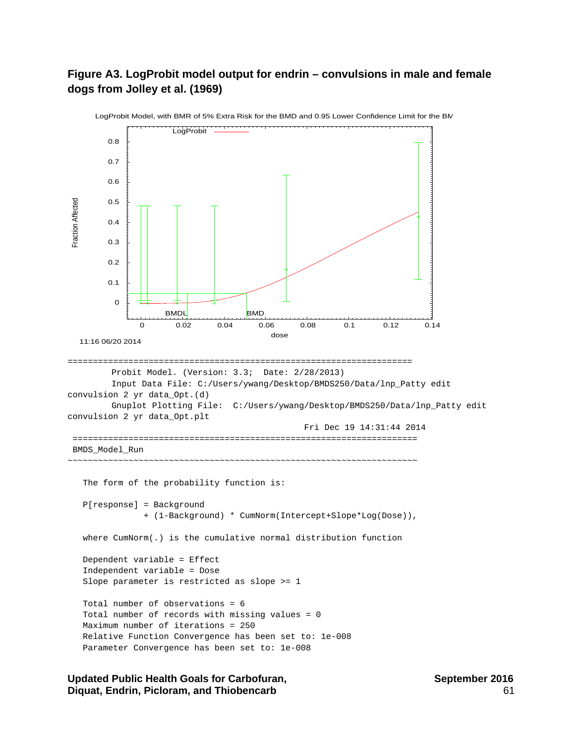**Figure A3. LogProbit model output for endrin – convulsions in male and female dogs from Jolley et al. (1969)**

LogProbit Model, with BMR of 5% Extra Risk for the BMD and 0.95 Lower Confidence Limit for the BM

LogProbit

Fraction Affected

0.8
0.7
0.6
0.5
0.4
0.3
0.2
0.1
0

BMDL
BMD

0
0.02
0.04
0.06
0.08
0.1
0.12
0.14

dose

11:16 06/20 2014

```
====================================================================
        Probit Model. (Version: 3.3;  Date: 2/28/2013)
        Input Data File: C:/Users/ywang/Desktop/BMDS250/Data/lnp_Patty edit
convulsion 2 yr data_Opt.(d)
        Gnuplot Plotting File:  C:/Users/ywang/Desktop/BMDS250/Data/lnp_Patty edit
convulsion 2 yr data_Opt.plt
                                             Fri Dec 19 14:31:44 2014
 ====================================================================
 BMDS_Model_Run
~~~~~~~~~~~~~~~~~~~~~~~~~~~~~~~~~~~~~~~~~~~~~~~~~~~~~~~~~~~~~~~~~~~~~~

   The form of the probability function is:

   P[response] = Background
               + (1-Background) * CumNorm(Intercept+Slope*Log(Dose)),

   where CumNorm(.) is the cumulative normal distribution function

   Dependent variable = Effect
   Independent variable = Dose
   Slope parameter is restricted as slope >= 1

   Total number of observations = 6
   Total number of records with missing values = 0
   Maximum number of iterations = 250
   Relative Function Convergence has been set to: 1e-008
   Parameter Convergence has been set to: 1e-008
```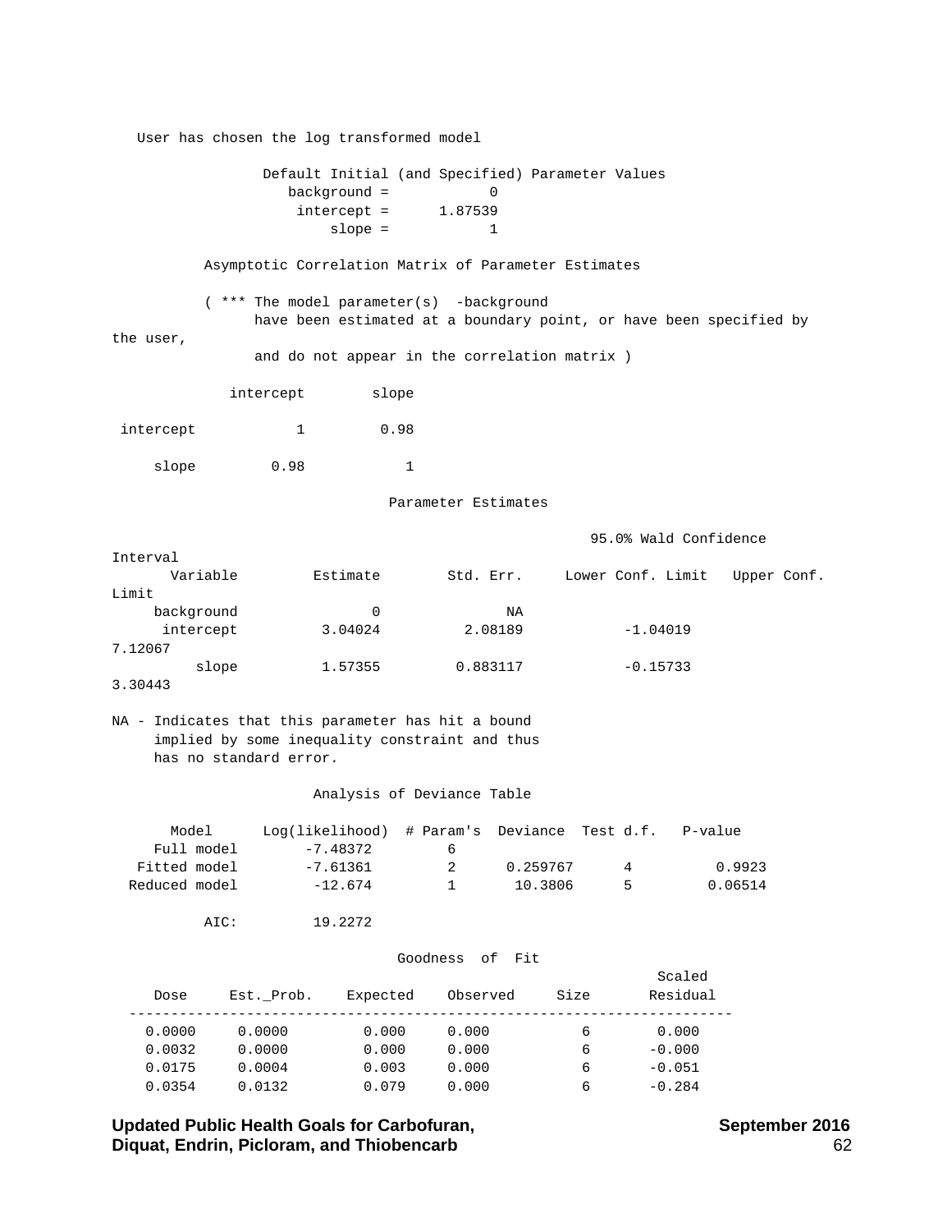User has chosen the log transformed model

Default Initial (and Specified) Parameter Values

| | |
|---|---|
| background = | 0 |
| intercept = | 1.87539 |
| slope = | 1 |

Asymptotic Correlation Matrix of Parameter Estimates

( *** The model parameter(s) -background have been estimated at a boundary point, or have been specified by the user, and do not appear in the correlation matrix )

| | intercept | slope |
|---|---|---|
| intercept | 1 | 0.98 |
| slope | 0.98 | 1 |

Parameter Estimates

| Variable | Estimate | Std. Err. | 95.0% Wald Confidence Interval Lower Conf. Limit | Upper Conf. Limit |
|---|---|---|---|---|
| background | 0 | NA | | |
| intercept | 3.04024 | 2.08189 | -1.04019 | 7.12067 |
| slope | 1.57355 | 0.883117 | -0.15733 | 3.30443 |

NA - Indicates that this parameter has hit a bound implied by some inequality constraint and thus has no standard error.

Analysis of Deviance Table

| Model | Log(likelihood) | # Param's | Deviance | Test d.f. | P-value |
|---|---|---|---|---|---|
| Full model | -7.48372 | 6 | | | |
| Fitted model | -7.61361 | 2 | 0.259767 | 4 | 0.9923 |
| Reduced model | -12.674 | 1 | 10.3806 | 5 | 0.06514 |

AIC: 19.2272

Goodness of Fit

| Dose | Est._Prob. | Expected | Observed | Size | Scaled Residual |
|---|---|---|---|---|---|
| 0.0000 | 0.0000 | 0.000 | 0.000 | 6 | 0.000 |
| 0.0032 | 0.0000 | 0.000 | 0.000 | 6 | -0.000 |
| 0.0175 | 0.0004 | 0.003 | 0.000 | 6 | -0.051 |
| 0.0354 | 0.0132 | 0.079 | 0.000 | 6 | -0.284 |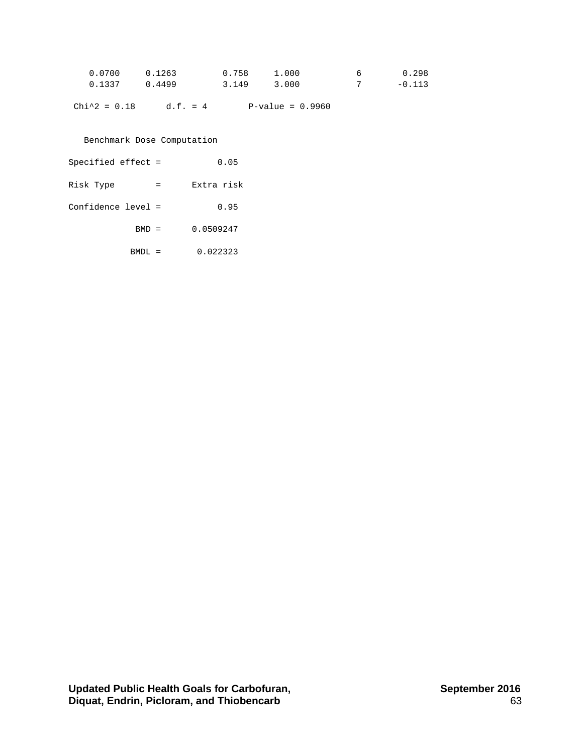```
    0.0700     0.1263         0.758     1.000           6        0.298
    0.1337     0.4499         3.149     3.000           7       -0.113

 Chi^2 = 0.18      d.f. = 4        P-value = 0.9960


   Benchmark Dose Computation

Specified effect =          0.05

Risk Type        =      Extra risk

Confidence level =          0.95

             BMD =      0.0509247

            BMDL =       0.022323
```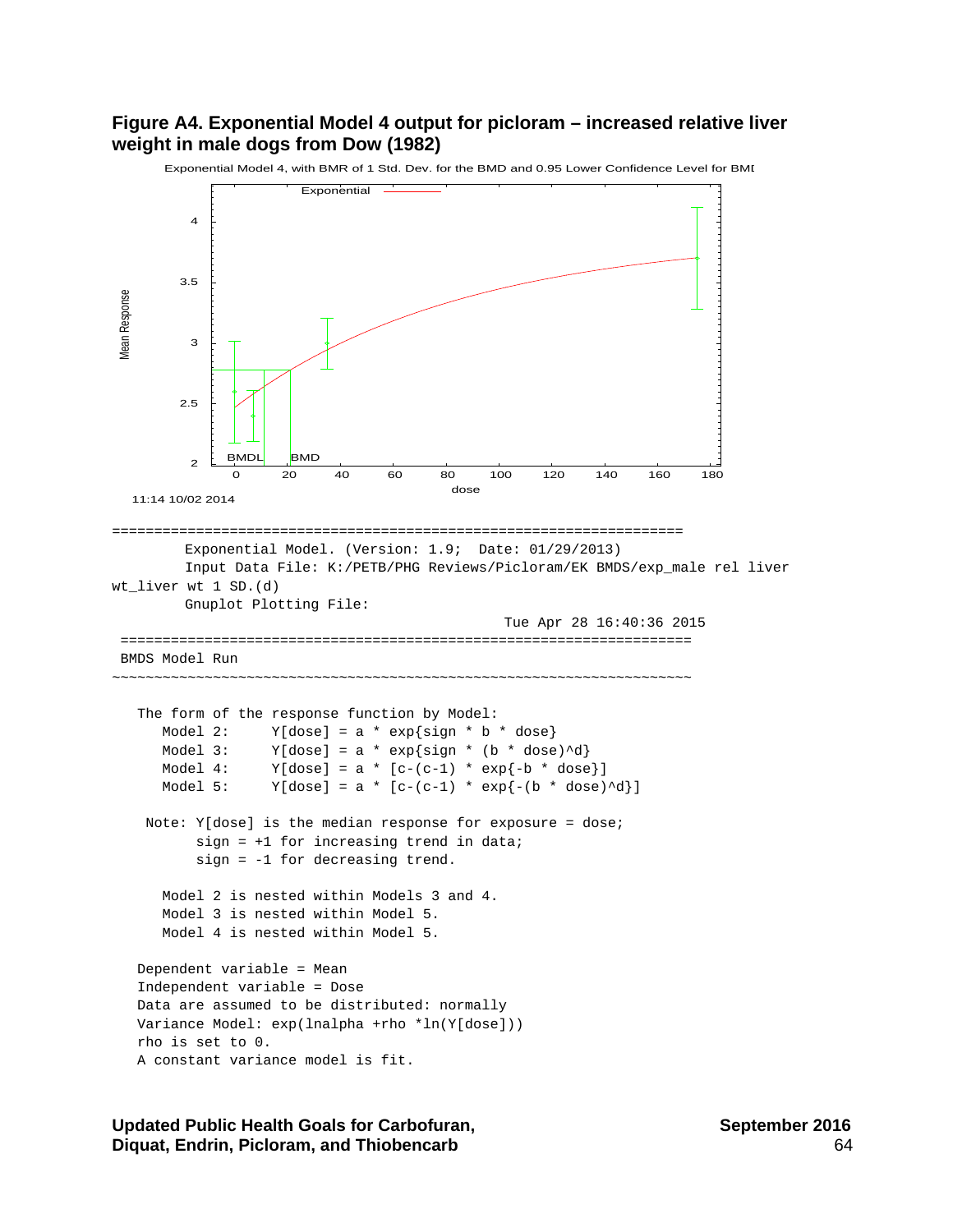**Figure A4. Exponential Model 4 output for picloram – increased relative liver weight in male dogs from Dow (1982)**

Exponential Model 4, with BMR of 1 Std. Dev. for the BMD and 0.95 Lower Confidence Level for BMI

Exponential

Mean Response

4

3.5

3

2.5

2

BMDL

BMD

0 20 40 60 80 100 120 140 160 180

dose

11:14 10/02 2014

```
=====================================================================
        Exponential Model. (Version: 1.9;  Date: 01/29/2013)
        Input Data File: K:/PETB/PHG Reviews/Picloram/EK BMDS/exp_male rel liver
wt_liver wt 1 SD.(d)
        Gnuplot Plotting File:
                                                  Tue Apr 28 16:40:36 2015
 =====================================================================
 BMDS Model Run
~~~~~~~~~~~~~~~~~~~~~~~~~~~~~~~~~~~~~~~~~~~~~~~~~~~~~~~~~~~~~~~~~~~~~~

   The form of the response function by Model:
      Model 2:     Y[dose] = a * exp{sign * b * dose}
      Model 3:     Y[dose] = a * exp{sign * (b * dose)^d}
      Model 4:     Y[dose] = a * [c-(c-1) * exp{-b * dose}]
      Model 5:     Y[dose] = a * [c-(c-1) * exp{-(b * dose)^d}]

    Note: Y[dose] is the median response for exposure = dose;
          sign = +1 for increasing trend in data;
          sign = -1 for decreasing trend.

      Model 2 is nested within Models 3 and 4.
      Model 3 is nested within Model 5.
      Model 4 is nested within Model 5.

   Dependent variable = Mean
   Independent variable = Dose
   Data are assumed to be distributed: normally
   Variance Model: exp(lnalpha +rho *ln(Y[dose]))
   rho is set to 0.
   A constant variance model is fit.
```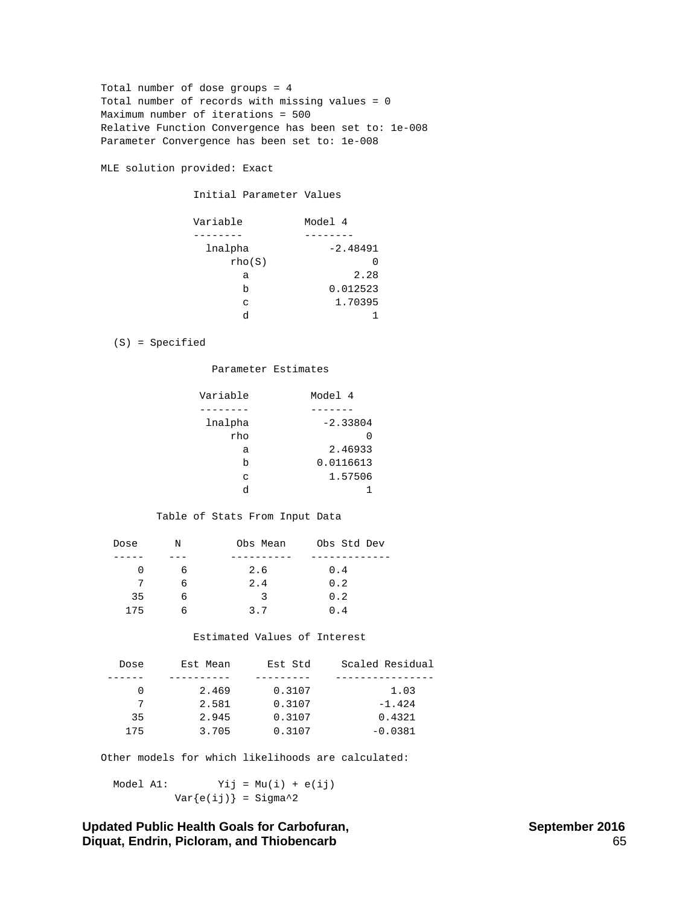```
Total number of dose groups = 4
Total number of records with missing values = 0
Maximum number of iterations = 500
Relative Function Convergence has been set to: 1e-008
Parameter Convergence has been set to: 1e-008

MLE solution provided: Exact

              Initial Parameter Values

              Variable          Model 4
              --------          --------
                lnalpha          -2.48491
                    rho(S)              0
                      a              2.28
                      b          0.012523
                      c           1.70395
                      d                 1

  (S) = Specified

                 Parameter Estimates

               Variable          Model 4
               --------          -------
                lnalpha          -2.33804
                    rho                 0
                      a           2.46933
                      b         0.0116613
                      c           1.57506
                      d                 1

        Table of Stats From Input Data

  Dose      N        Obs Mean     Obs Std Dev
  -----    ---      ----------   -------------
     0      6          2.6          0.4
     7      6          2.4          0.2
    35      6            3          0.2
   175      6          3.7          0.4

              Estimated Values of Interest

   Dose      Est Mean      Est Std     Scaled Residual
  ------    ----------    ---------    ----------------
     0         2.469       0.3107            1.03
     7         2.581       0.3107          -1.424
    35         2.945       0.3107          0.4321
   175         3.705       0.3107         -0.0381

Other models for which likelihoods are calculated:

  Model A1:        Yij = Mu(i) + e(ij)
           Var{e(ij)} = Sigma^2
```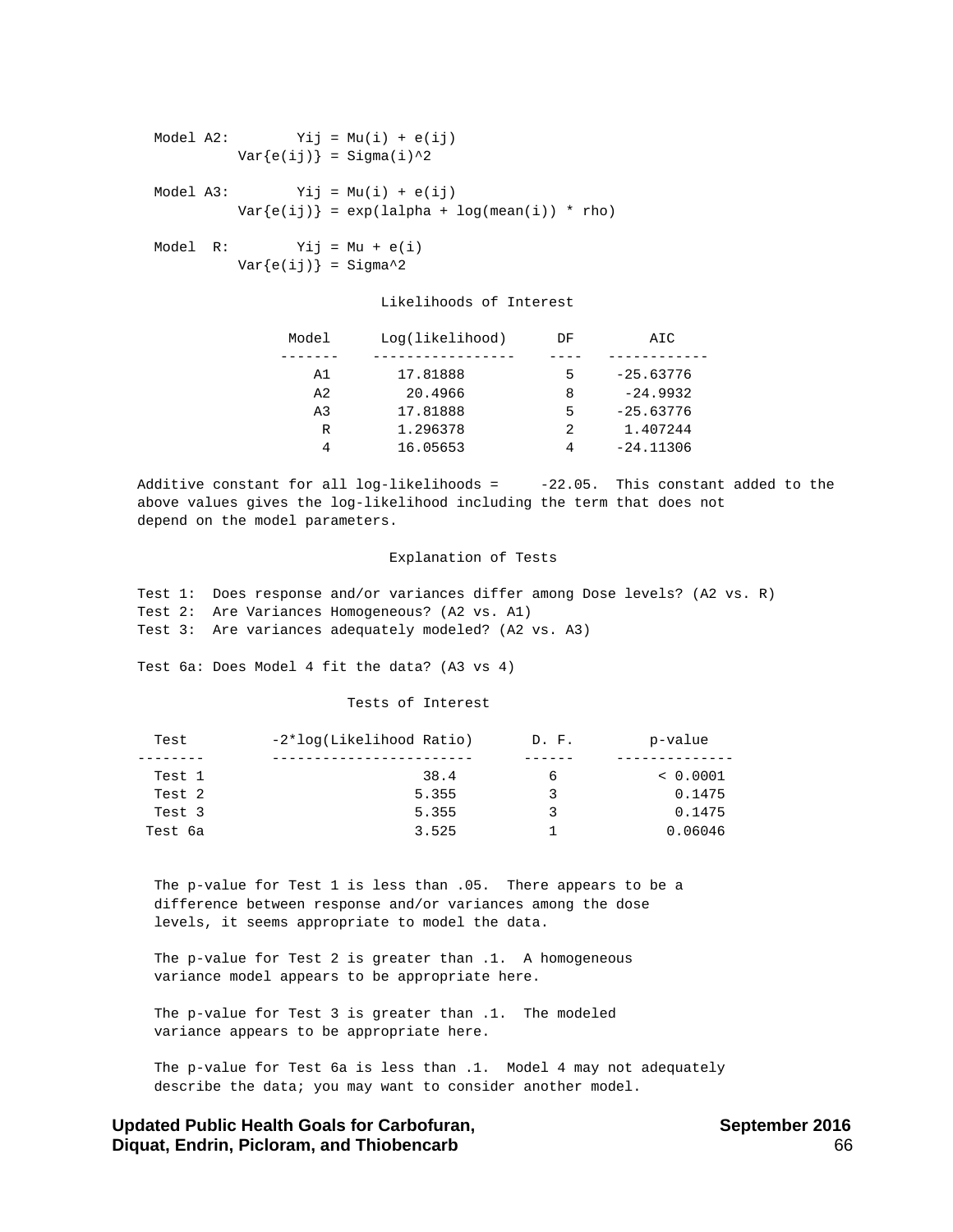```
Model A2:        Yij = Mu(i) + e(ij)
          Var{e(ij)} = Sigma(i)^2

Model A3:        Yij = Mu(i) + e(ij)
          Var{e(ij)} = exp(lalpha + log(mean(i)) * rho)

Model  R:        Yij = Mu + e(i)
          Var{e(ij)} = Sigma^2
```

Likelihoods of Interest

| Model | Log(likelihood) | DF | AIC |
|---|---|---|---|
| A1 | 17.81888 | 5 | -25.63776 |
| A2 | 20.4966 | 8 | -24.9932 |
| A3 | 17.81888 | 5 | -25.63776 |
| R | 1.296378 | 2 | 1.407244 |
| 4 | 16.05653 | 4 | -24.11306 |

Additive constant for all log-likelihoods = -22.05. This constant added to the above values gives the log-likelihood including the term that does not depend on the model parameters.

Explanation of Tests

Test 1: Does response and/or variances differ among Dose levels? (A2 vs. R)
Test 2: Are Variances Homogeneous? (A2 vs. A1)
Test 3: Are variances adequately modeled? (A2 vs. A3)

Test 6a: Does Model 4 fit the data? (A3 vs 4)

Tests of Interest

| Test | -2*log(Likelihood Ratio) | D. F. | p-value |
|---|---|---|---|
| Test 1 | 38.4 | 6 | < 0.0001 |
| Test 2 | 5.355 | 3 | 0.1475 |
| Test 3 | 5.355 | 3 | 0.1475 |
| Test 6a | 3.525 | 1 | 0.06046 |

The p-value for Test 1 is less than .05. There appears to be a difference between response and/or variances among the dose levels, it seems appropriate to model the data.

The p-value for Test 2 is greater than .1. A homogeneous variance model appears to be appropriate here.

The p-value for Test 3 is greater than .1. The modeled variance appears to be appropriate here.

The p-value for Test 6a is less than .1. Model 4 may not adequately describe the data; you may want to consider another model.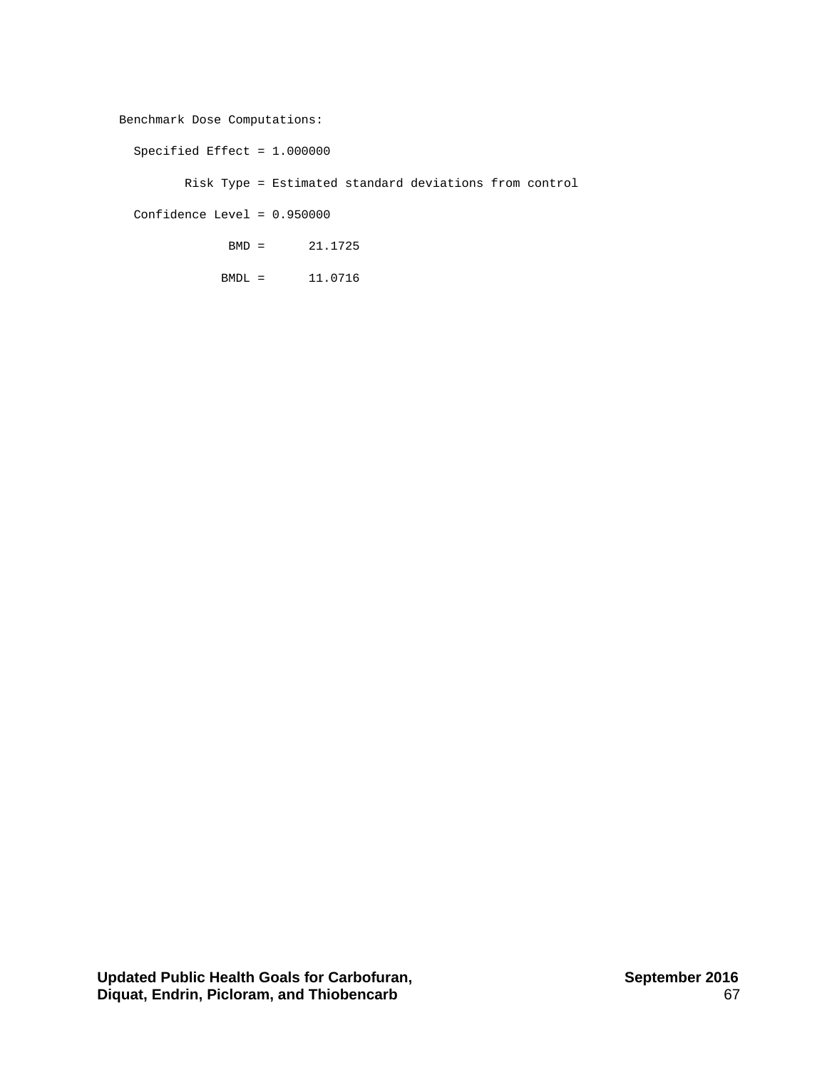```
Benchmark Dose Computations:

  Specified Effect = 1.000000

         Risk Type = Estimated standard deviations from control

  Confidence Level = 0.950000

               BMD =      21.1725

              BMDL =      11.0716
```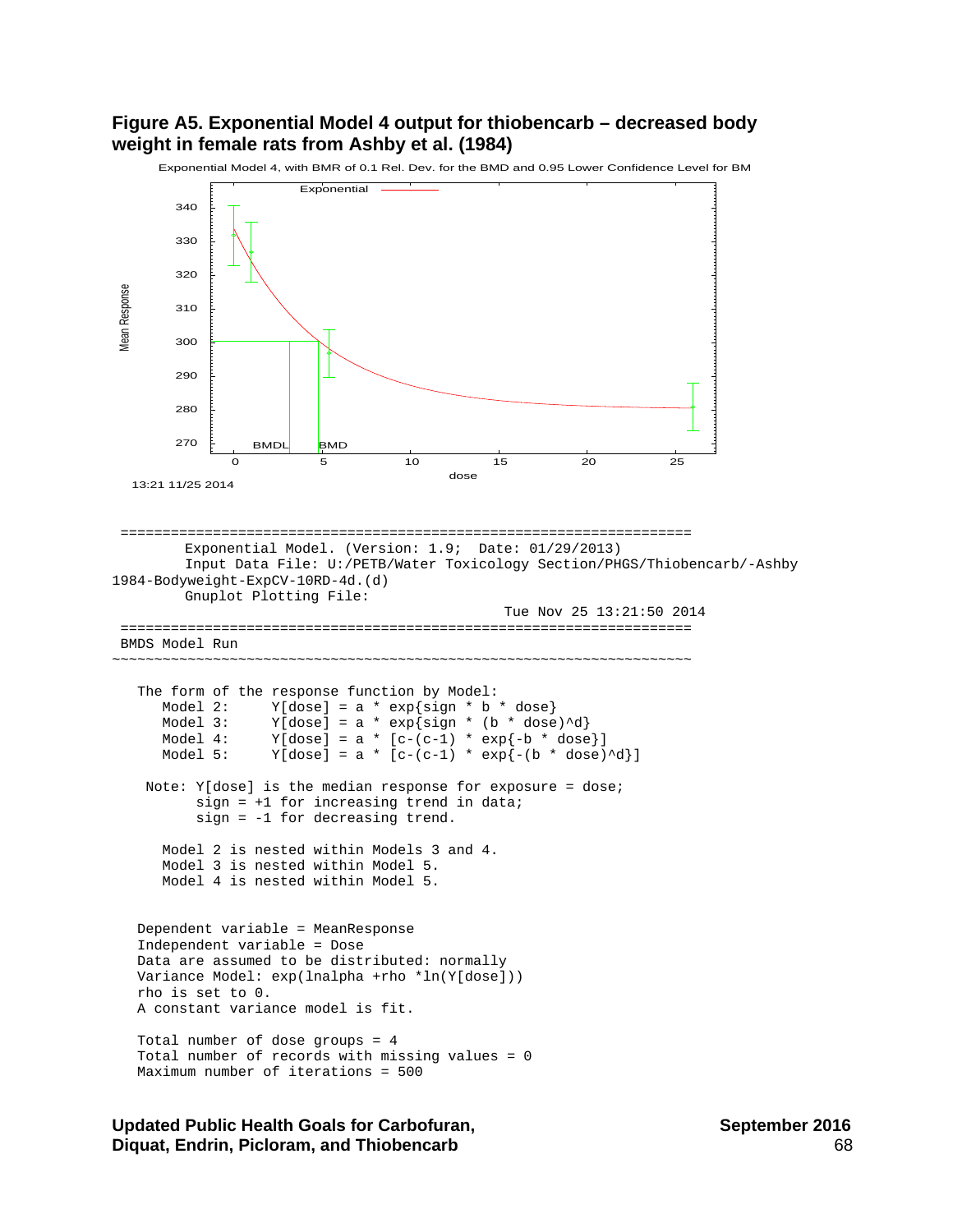**Figure A5. Exponential Model 4 output for thiobencarb – decreased body weight in female rats from Ashby et al. (1984)**

Exponential Model 4, with BMR of 0.1 Rel. Dev. for the BMD and 0.95 Lower Confidence Level for BM

Exponential

Mean Response

340
330
320
310
300
290
280
270

BMDL BMD

0 5 10 15 20 25

dose

13:21 11/25 2014

```
 ====================================================================
        Exponential Model. (Version: 1.9;  Date: 01/29/2013)
        Input Data File: U:/PETB/Water Toxicology Section/PHGS/Thiobencarb/-Ashby
1984-Bodyweight-ExpCV-10RD-4d.(d)
        Gnuplot Plotting File:
                                                 Tue Nov 25 13:21:50 2014
 ====================================================================
 BMDS Model Run
~~~~~~~~~~~~~~~~~~~~~~~~~~~~~~~~~~~~~~~~~~~~~~~~~~~~~~~~~~~~~~~~~~~~~~

   The form of the response function by Model:
      Model 2:     Y[dose] = a * exp{sign * b * dose}
      Model 3:     Y[dose] = a * exp{sign * (b * dose)^d}
      Model 4:     Y[dose] = a * [c-(c-1) * exp{-b * dose}]
      Model 5:     Y[dose] = a * [c-(c-1) * exp{-(b * dose)^d}]

    Note: Y[dose] is the median response for exposure = dose;
          sign = +1 for increasing trend in data;
          sign = -1 for decreasing trend.

      Model 2 is nested within Models 3 and 4.
      Model 3 is nested within Model 5.
      Model 4 is nested within Model 5.


   Dependent variable = MeanResponse
   Independent variable = Dose
   Data are assumed to be distributed: normally
   Variance Model: exp(lnalpha +rho *ln(Y[dose]))
   rho is set to 0.
   A constant variance model is fit.

   Total number of dose groups = 4
   Total number of records with missing values = 0
   Maximum number of iterations = 500
```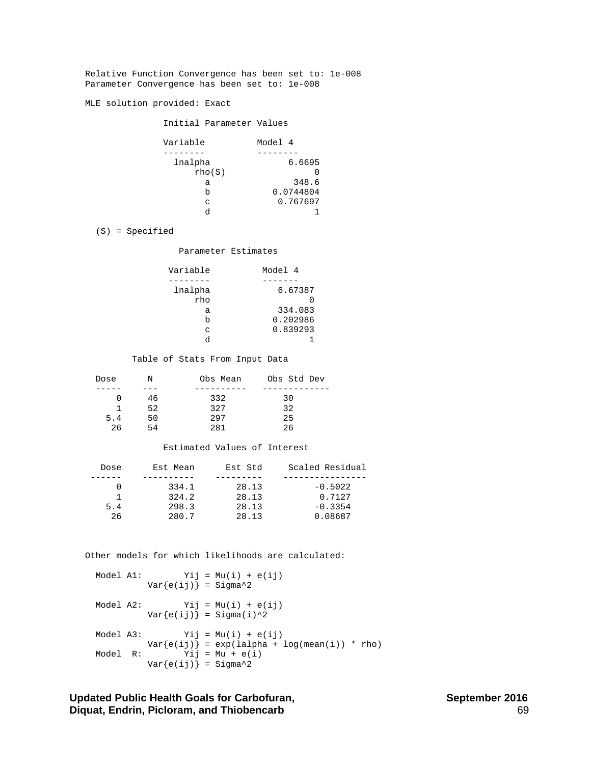Relative Function Convergence has been set to: 1e-008
Parameter Convergence has been set to: 1e-008

MLE solution provided: Exact

Initial Parameter Values

| Variable | Model 4 |
|---|---|
| lnalpha | 6.6695 |
| rho(S) | 0 |
| a | 348.6 |
| b | 0.0744804 |
| c | 0.767697 |
| d | 1 |

(S) = Specified

Parameter Estimates

| Variable | Model 4 |
|---|---|
| lnalpha | 6.67387 |
| rho | 0 |
| a | 334.083 |
| b | 0.202986 |
| c | 0.839293 |
| d | 1 |

Table of Stats From Input Data

| Dose | N | Obs Mean | Obs Std Dev |
|---|---|---|---|
| 0 | 46 | 332 | 30 |
| 1 | 52 | 327 | 32 |
| 5.4 | 50 | 297 | 25 |
| 26 | 54 | 281 | 26 |

Estimated Values of Interest

| Dose | Est Mean | Est Std | Scaled Residual |
|---|---|---|---|
| 0 | 334.1 | 28.13 | -0.5022 |
| 1 | 324.2 | 28.13 | 0.7127 |
| 5.4 | 298.3 | 28.13 | -0.3354 |
| 26 | 280.7 | 28.13 | 0.08687 |

Other models for which likelihoods are calculated:

```
  Model A1:        Yij = Mu(i) + e(ij)
            Var{e(ij)} = Sigma^2

  Model A2:        Yij = Mu(i) + e(ij)
            Var{e(ij)} = Sigma(i)^2

  Model A3:        Yij = Mu(i) + e(ij)
            Var{e(ij)} = exp(lalpha + log(mean(i)) * rho)
  Model  R:        Yij = Mu + e(i)
            Var{e(ij)} = Sigma^2
```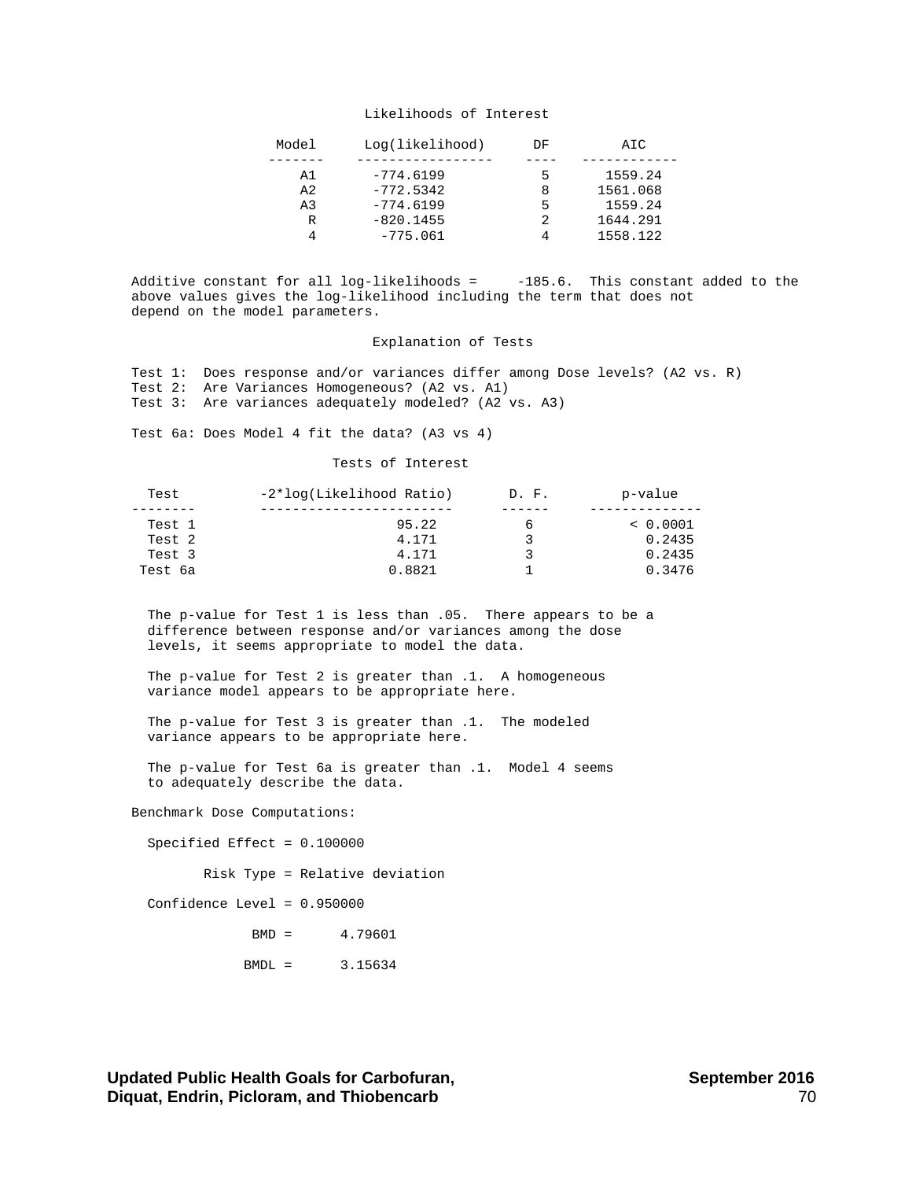Likelihoods of Interest

| Model | Log(likelihood) | DF | AIC |
|---|---|---|---|
| A1 | -774.6199 | 5 | 1559.24 |
| A2 | -772.5342 | 8 | 1561.068 |
| A3 | -774.6199 | 5 | 1559.24 |
| R | -820.1455 | 2 | 1644.291 |
| 4 | -775.061 | 4 | 1558.122 |

Additive constant for all log-likelihoods = -185.6. This constant added to the above values gives the log-likelihood including the term that does not depend on the model parameters.

Explanation of Tests

Test 1: Does response and/or variances differ among Dose levels? (A2 vs. R)
Test 2: Are Variances Homogeneous? (A2 vs. A1)
Test 3: Are variances adequately modeled? (A2 vs. A3)

Test 6a: Does Model 4 fit the data? (A3 vs 4)

Tests of Interest

| Test | -2*log(Likelihood Ratio) | D. F. | p-value |
|---|---|---|---|
| Test 1 | 95.22 | 6 | < 0.0001 |
| Test 2 | 4.171 | 3 | 0.2435 |
| Test 3 | 4.171 | 3 | 0.2435 |
| Test 6a | 0.8821 | 1 | 0.3476 |

The p-value for Test 1 is less than .05. There appears to be a difference between response and/or variances among the dose levels, it seems appropriate to model the data.

The p-value for Test 2 is greater than .1. A homogeneous variance model appears to be appropriate here.

The p-value for Test 3 is greater than .1. The modeled variance appears to be appropriate here.

The p-value for Test 6a is greater than .1. Model 4 seems to adequately describe the data.

Benchmark Dose Computations:

Specified Effect = 0.100000

Risk Type = Relative deviation

Confidence Level = 0.950000

BMD = 4.79601

BMDL = 3.15634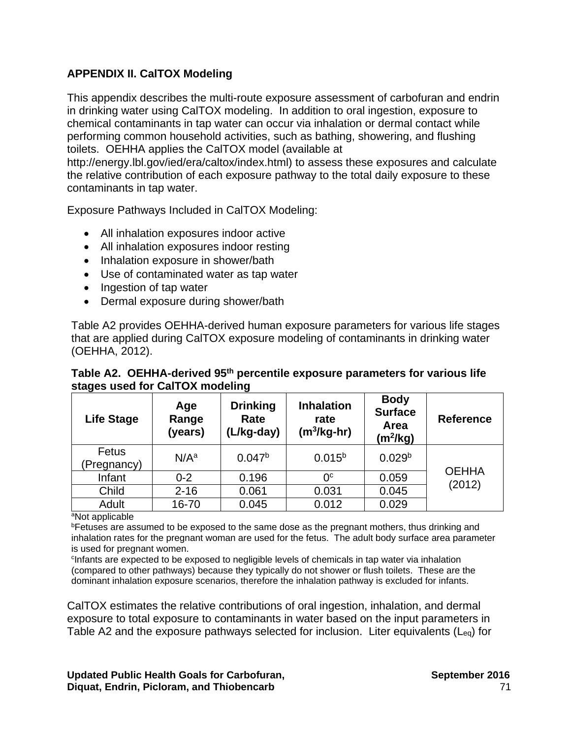## APPENDIX II. CalTOX Modeling

This appendix describes the multi-route exposure assessment of carbofuran and endrin in drinking water using CalTOX modeling. In addition to oral ingestion, exposure to chemical contaminants in tap water can occur via inhalation or dermal contact while performing common household activities, such as bathing, showering, and flushing toilets. OEHHA applies the CalTOX model (available at http://energy.lbl.gov/ied/era/caltox/index.html) to assess these exposures and calculate the relative contribution of each exposure pathway to the total daily exposure to these contaminants in tap water.

Exposure Pathways Included in CalTOX Modeling:

- All inhalation exposures indoor active
- All inhalation exposures indoor resting
- Inhalation exposure in shower/bath
- Use of contaminated water as tap water
- Ingestion of tap water
- Dermal exposure during shower/bath

Table A2 provides OEHHA-derived human exposure parameters for various life stages that are applied during CalTOX exposure modeling of contaminants in drinking water (OEHHA, 2012).

**Table A2. OEHHA-derived 95th percentile exposure parameters for various life stages used for CalTOX modeling**

| Life Stage | Age Range (years) | Drinking Rate (L/kg-day) | Inhalation rate ($m^3$/kg-hr) | Body Surface Area ($m^2$/kg) | Reference |
|---|---|---|---|---|---|
| Fetus (Pregnancy) | N/A[a] | 0.047[b] | 0.015[b] | 0.029[b] | OEHHA (2012) |
| Infant | 0-2 | 0.196 | 0[c] | 0.059 | |
| Child | 2-16 | 0.061 | 0.031 | 0.045 | |
| Adult | 16-70 | 0.045 | 0.012 | 0.029 | |

[a]Not applicable

[b]Fetuses are assumed to be exposed to the same dose as the pregnant mothers, thus drinking and inhalation rates for the pregnant woman are used for the fetus. The adult body surface area parameter is used for pregnant women.

[c]Infants are expected to be exposed to negligible levels of chemicals in tap water via inhalation (compared to other pathways) because they typically do not shower or flush toilets. These are the dominant inhalation exposure scenarios, therefore the inhalation pathway is excluded for infants.

CalTOX estimates the relative contributions of oral ingestion, inhalation, and dermal exposure to total exposure to contaminants in water based on the input parameters in Table A2 and the exposure pathways selected for inclusion. Liter equivalents ($L_{eq}$) for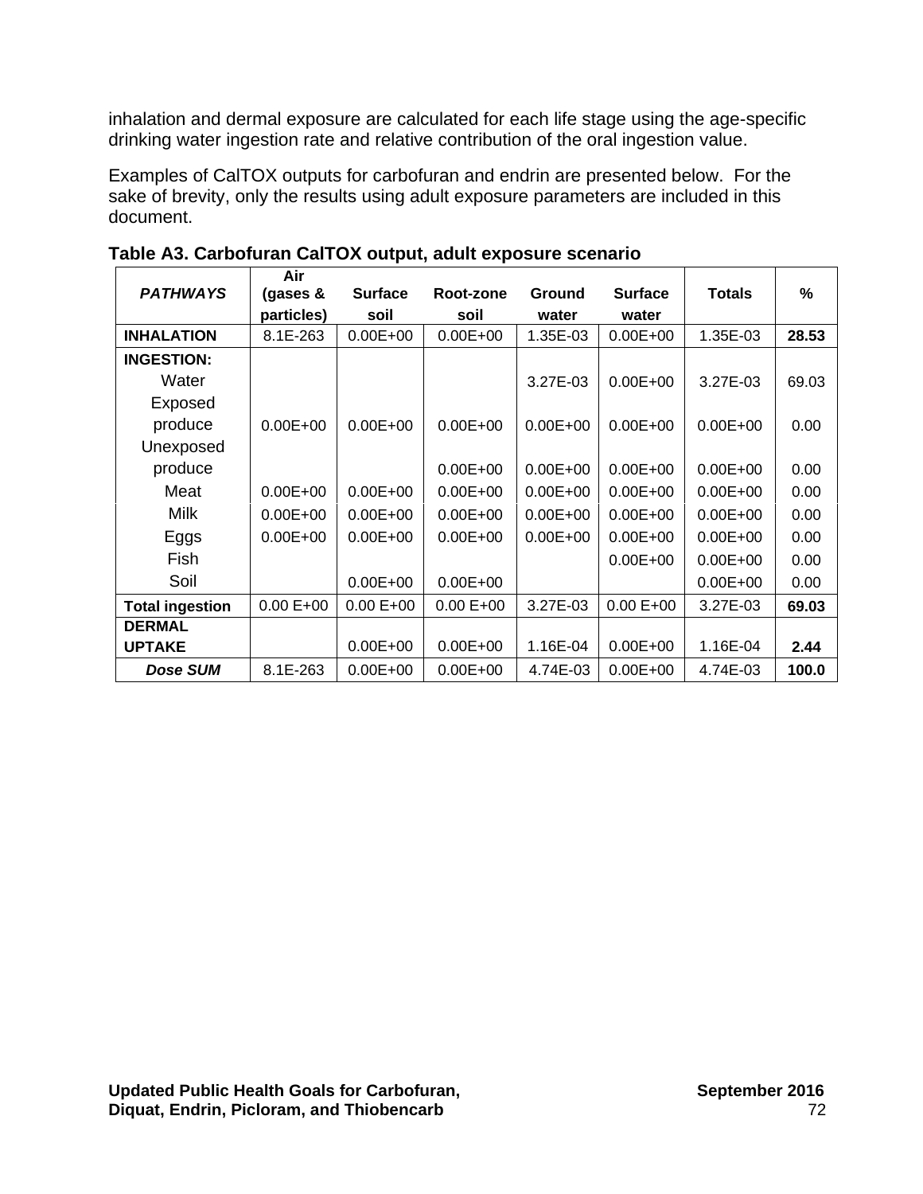inhalation and dermal exposure are calculated for each life stage using the age-specific drinking water ingestion rate and relative contribution of the oral ingestion value.

Examples of CalTOX outputs for carbofuran and endrin are presented below. For the sake of brevity, only the results using adult exposure parameters are included in this document.

**Table A3. Carbofuran CalTOX output, adult exposure scenario**

| ***PATHWAYS*** | **Air (gases & particles)** | **Surface soil** | **Root-zone soil** | **Ground water** | **Surface water** | **Totals** | **%** |
|---|---|---|---|---|---|---|---|
| **INHALATION** | 8.1E-263 | 0.00E+00 | 0.00E+00 | 1.35E-03 | 0.00E+00 | 1.35E-03 | **28.53** |
| **INGESTION:** | | | | | | | |
| Water | | | | 3.27E-03 | 0.00E+00 | 3.27E-03 | 69.03 |
| Exposed produce | 0.00E+00 | 0.00E+00 | 0.00E+00 | 0.00E+00 | 0.00E+00 | 0.00E+00 | 0.00 |
| Unexposed produce | | | 0.00E+00 | 0.00E+00 | 0.00E+00 | 0.00E+00 | 0.00 |
| Meat | 0.00E+00 | 0.00E+00 | 0.00E+00 | 0.00E+00 | 0.00E+00 | 0.00E+00 | 0.00 |
| Milk | 0.00E+00 | 0.00E+00 | 0.00E+00 | 0.00E+00 | 0.00E+00 | 0.00E+00 | 0.00 |
| Eggs | 0.00E+00 | 0.00E+00 | 0.00E+00 | 0.00E+00 | 0.00E+00 | 0.00E+00 | 0.00 |
| Fish | | | | | 0.00E+00 | 0.00E+00 | 0.00 |
| Soil | | 0.00E+00 | 0.00E+00 | | | 0.00E+00 | 0.00 |
| **Total ingestion** | 0.00 E+00 | 0.00 E+00 | 0.00 E+00 | 3.27E-03 | 0.00 E+00 | 3.27E-03 | **69.03** |
| **DERMAL UPTAKE** | | 0.00E+00 | 0.00E+00 | 1.16E-04 | 0.00E+00 | 1.16E-04 | **2.44** |
| ***Dose SUM*** | 8.1E-263 | 0.00E+00 | 0.00E+00 | 4.74E-03 | 0.00E+00 | 4.74E-03 | **100.0** |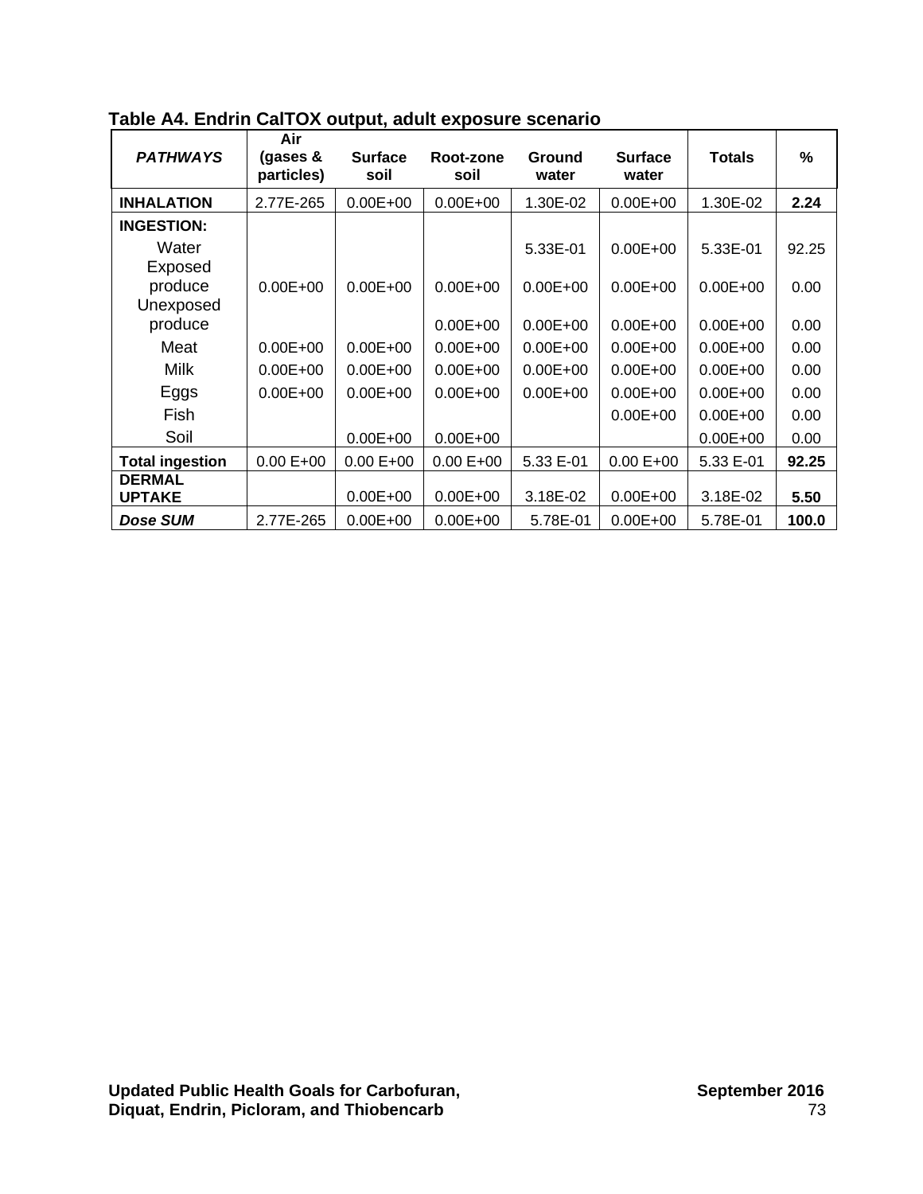**Table A4. Endrin CalTOX output, adult exposure scenario**

| ***PATHWAYS*** | **Air (gases & particles)** | **Surface soil** | **Root-zone soil** | **Ground water** | **Surface water** | **Totals** | **%** |
|---|---|---|---|---|---|---|---|
| **INHALATION** | 2.77E-265 | 0.00E+00 | 0.00E+00 | 1.30E-02 | 0.00E+00 | 1.30E-02 | **2.24** |
| **INGESTION:** | | | | | | | |
| Water | | | | 5.33E-01 | 0.00E+00 | 5.33E-01 | 92.25 |
| Exposed produce | 0.00E+00 | 0.00E+00 | 0.00E+00 | 0.00E+00 | 0.00E+00 | 0.00E+00 | 0.00 |
| Unexposed produce | | | 0.00E+00 | 0.00E+00 | 0.00E+00 | 0.00E+00 | 0.00 |
| Meat | 0.00E+00 | 0.00E+00 | 0.00E+00 | 0.00E+00 | 0.00E+00 | 0.00E+00 | 0.00 |
| Milk | 0.00E+00 | 0.00E+00 | 0.00E+00 | 0.00E+00 | 0.00E+00 | 0.00E+00 | 0.00 |
| Eggs | 0.00E+00 | 0.00E+00 | 0.00E+00 | 0.00E+00 | 0.00E+00 | 0.00E+00 | 0.00 |
| Fish | | | | | 0.00E+00 | 0.00E+00 | 0.00 |
| Soil | | 0.00E+00 | 0.00E+00 | | | 0.00E+00 | 0.00 |
| **Total ingestion** | 0.00 E+00 | 0.00 E+00 | 0.00 E+00 | 5.33 E-01 | 0.00 E+00 | 5.33 E-01 | **92.25** |
| **DERMAL UPTAKE** | | 0.00E+00 | 0.00E+00 | 3.18E-02 | 0.00E+00 | 3.18E-02 | **5.50** |
| ***Dose SUM*** | 2.77E-265 | 0.00E+00 | 0.00E+00 | 5.78E-01 | 0.00E+00 | 5.78E-01 | **100.0** |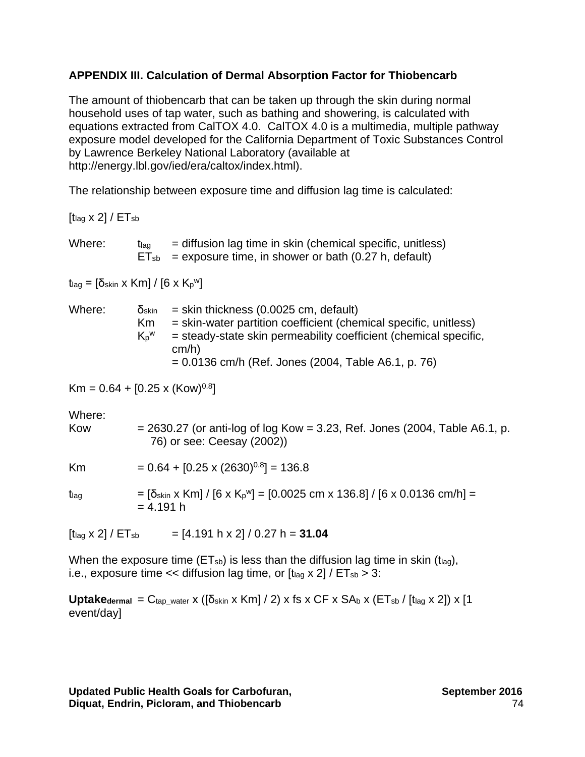**APPENDIX III. Calculation of Dermal Absorption Factor for Thiobencarb**

The amount of thiobencarb that can be taken up through the skin during normal household uses of tap water, such as bathing and showering, is calculated with equations extracted from CalTOX 4.0. CalTOX 4.0 is a multimedia, multiple pathway exposure model developed for the California Department of Toxic Substances Control by Lawrence Berkeley National Laboratory (available at http://energy.lbl.gov/ied/era/caltox/index.html).

The relationship between exposure time and diffusion lag time is calculated:

$[t_{lag} \times 2] / ET_{sb}$

Where: $t_{lag}$ = diffusion lag time in skin (chemical specific, unitless)
$ET_{sb}$ = exposure time, in shower or bath (0.27 h, default)

$t_{lag} = [\delta_{skin} \times Km] / [6 \times K_p^w]$

Where: $\delta_{skin}$ = skin thickness (0.0025 cm, default)
$Km$ = skin-water partition coefficient (chemical specific, unitless)
$K_p^w$ = steady-state skin permeability coefficient (chemical specific, cm/h)
= 0.0136 cm/h (Ref. Jones (2004, Table A6.1, p. 76)

$Km = 0.64 + [0.25 \times (Kow)^{0.8}]$

Where:
Kow = 2630.27 (or anti-log of log Kow = 3.23, Ref. Jones (2004, Table A6.1, p. 76) or see: Ceesay (2002))

Km $= 0.64 + [0.25 \times (2630)^{0.8}] = 136.8$

$t_{lag}$ $= [\delta_{skin} \times Km] / [6 \times K_p^w] = [0.0025 \text{ cm} \times 136.8] / [6 \times 0.0136 \text{ cm/h}] =$
$= 4.191$ h

$[t_{lag} \times 2] / ET_{sb}$ $= [4.191 \text{ h} \times 2] / 0.27 \text{ h} =$ **31.04**

When the exposure time ($ET_{sb}$) is less than the diffusion lag time in skin ($t_{lag}$), i.e., exposure time << diffusion lag time, or $[t_{lag} \times 2] / ET_{sb} > 3$:

$\textbf{Uptake}_{\textbf{dermal}} = C_{tap\_water} \times ([\delta_{skin} \times Km] / 2) \times fs \times CF \times SA_b \times (ET_{sb} / [t_{lag} \times 2]) \times [1 \text{ event/day}]$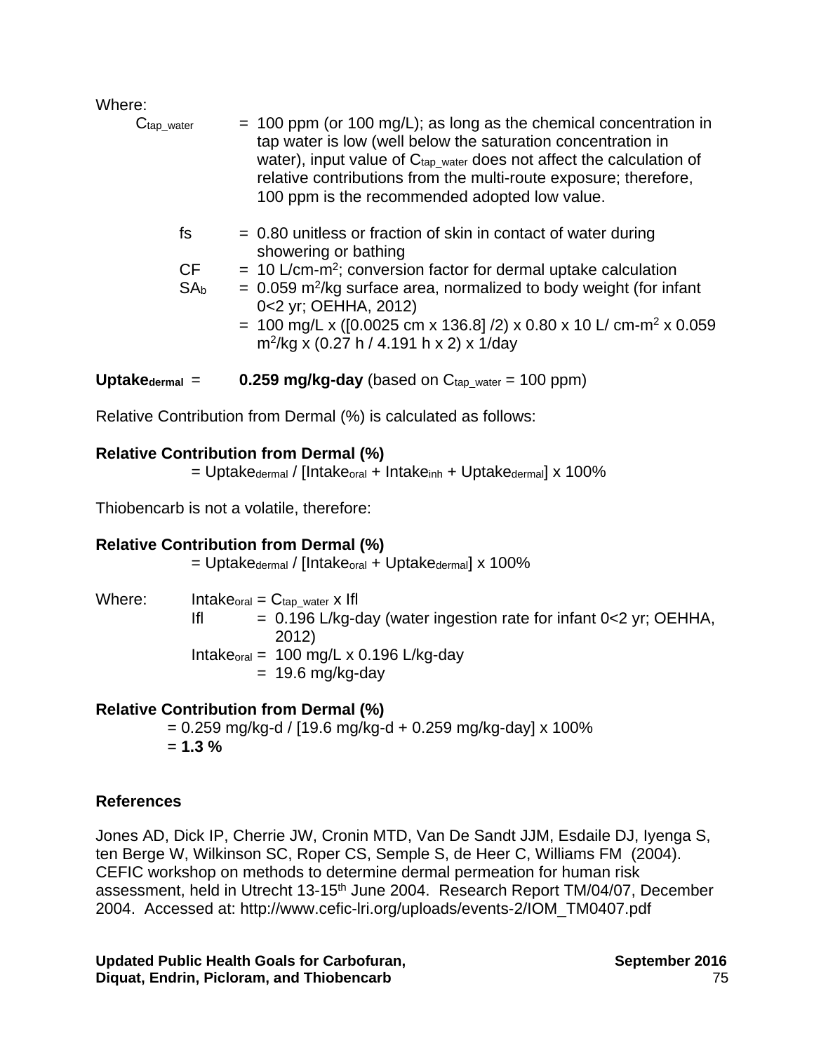Where:

$C_{tap\_water}$ = 100 ppm (or 100 mg/L); as long as the chemical concentration in tap water is low (well below the saturation concentration in water), input value of $C_{tap\_water}$ does not affect the calculation of relative contributions from the multi-route exposure; therefore, 100 ppm is the recommended adopted low value.

fs = 0.80 unitless or fraction of skin in contact of water during showering or bathing

CF = 10 L/cm-m$^2$; conversion factor for dermal uptake calculation

$SA_b$ = 0.059 m$^2$/kg surface area, normalized to body weight (for infant 0<2 yr; OEHHA, 2012)

= 100 mg/L x ([0.0025 cm x 136.8] /2) x 0.80 x 10 L/ cm-m$^2$ x 0.059 m$^2$/kg x (0.27 h / 4.191 h x 2) x 1/day

**$Uptake_{dermal}$** = **0.259 mg/kg-day** (based on $C_{tap\_water}$ = 100 ppm)

Relative Contribution from Dermal (%) is calculated as follows:

**Relative Contribution from Dermal (%)**

= $Uptake_{dermal}$ / [$Intake_{oral}$ + $Intake_{inh}$ + $Uptake_{dermal}$] x 100%

Thiobencarb is not a volatile, therefore:

**Relative Contribution from Dermal (%)**

= $Uptake_{dermal}$ / [$Intake_{oral}$ + $Uptake_{dermal}$] x 100%

Where: $Intake_{oral}$ = $C_{tap\_water}$ x Ifl

Ifl = 0.196 L/kg-day (water ingestion rate for infant 0<2 yr; OEHHA, 2012)

$Intake_{oral}$ = 100 mg/L x 0.196 L/kg-day

= 19.6 mg/kg-day

**Relative Contribution from Dermal (%)**

= 0.259 mg/kg-d / [19.6 mg/kg-d + 0.259 mg/kg-day] x 100%

= **1.3 %**

**References**

Jones AD, Dick IP, Cherrie JW, Cronin MTD, Van De Sandt JJM, Esdaile DJ, Iyenga S, ten Berge W, Wilkinson SC, Roper CS, Semple S, de Heer C, Williams FM (2004). CEFIC workshop on methods to determine dermal permeation for human risk assessment, held in Utrecht 13-15th June 2004. Research Report TM/04/07, December 2004. Accessed at: http://www.cefic-lri.org/uploads/events-2/IOM_TM0407.pdf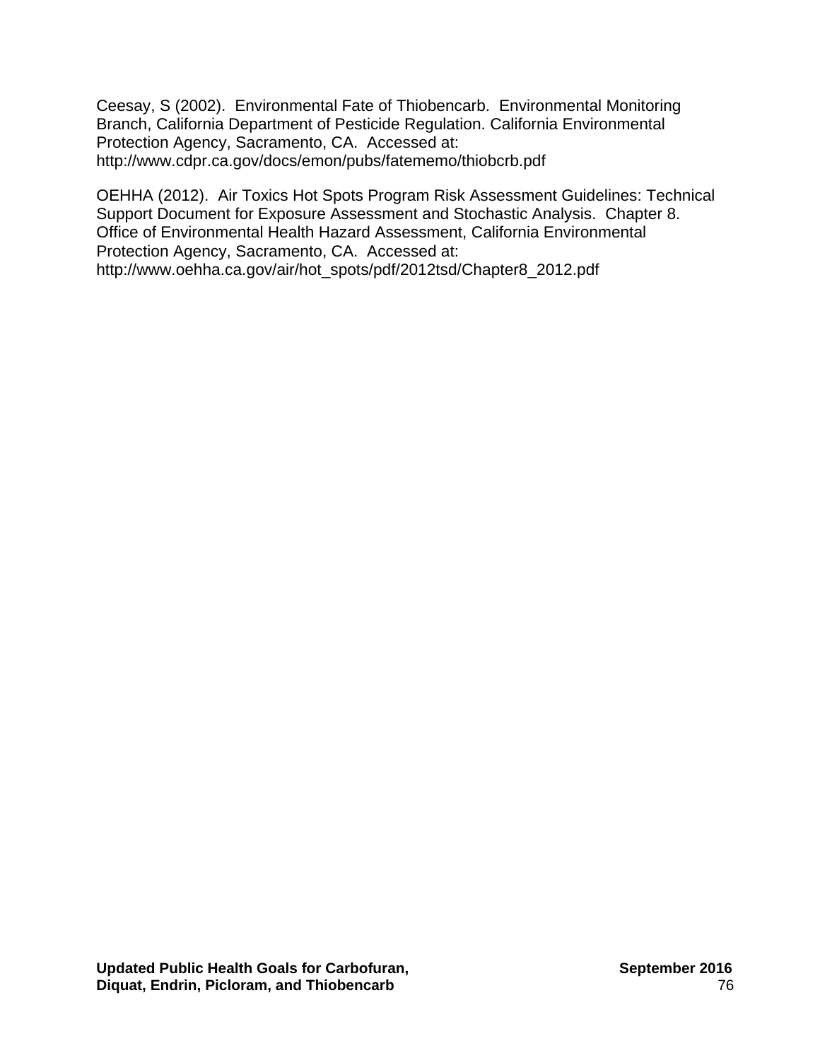Ceesay, S (2002). Environmental Fate of Thiobencarb. Environmental Monitoring Branch, California Department of Pesticide Regulation. California Environmental Protection Agency, Sacramento, CA. Accessed at: http://www.cdpr.ca.gov/docs/emon/pubs/fatememo/thiobcrb.pdf

OEHHA (2012). Air Toxics Hot Spots Program Risk Assessment Guidelines: Technical Support Document for Exposure Assessment and Stochastic Analysis. Chapter 8. Office of Environmental Health Hazard Assessment, California Environmental Protection Agency, Sacramento, CA. Accessed at: http://www.oehha.ca.gov/air/hot_spots/pdf/2012tsd/Chapter8_2012.pdf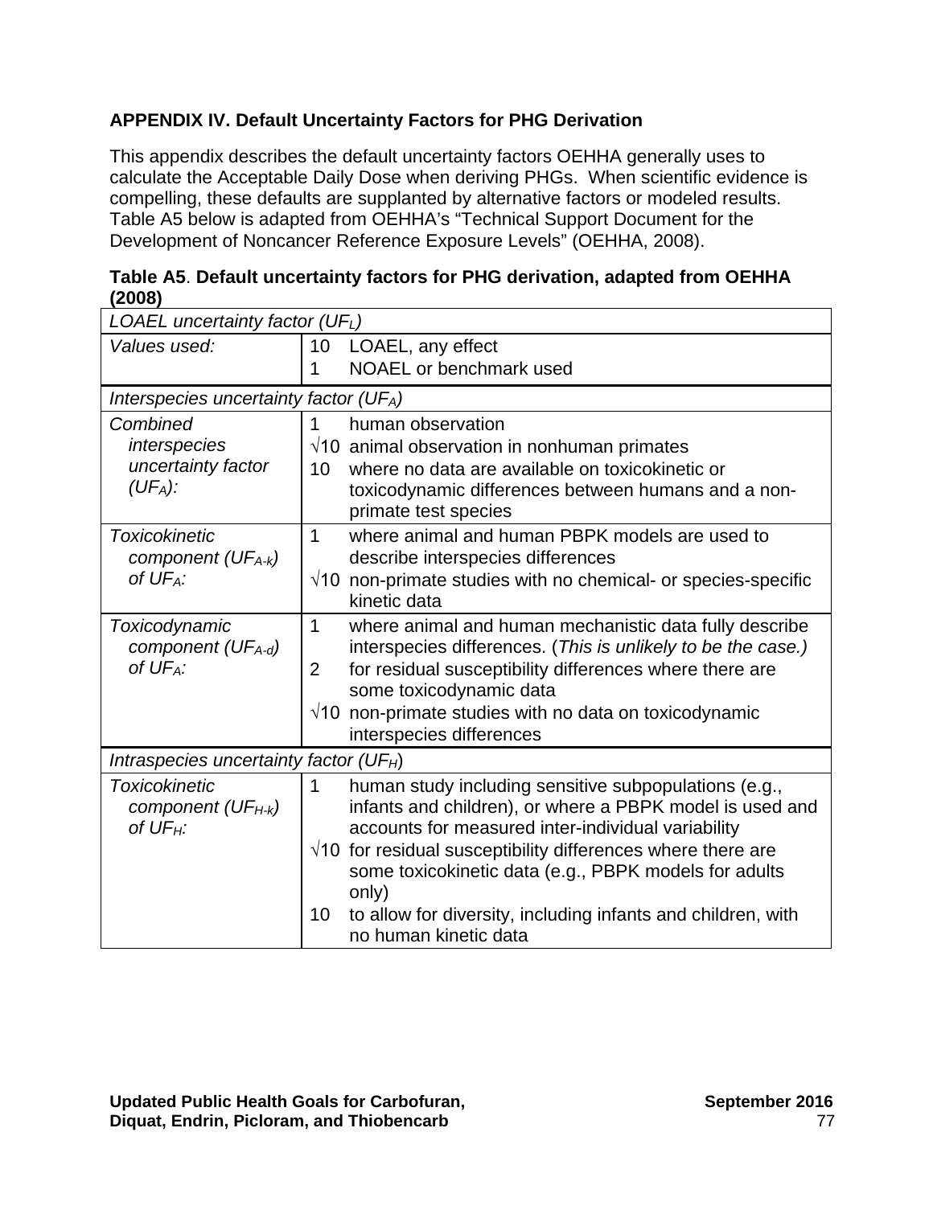## APPENDIX IV. Default Uncertainty Factors for PHG Derivation

This appendix describes the default uncertainty factors OEHHA generally uses to calculate the Acceptable Daily Dose when deriving PHGs. When scientific evidence is compelling, these defaults are supplanted by alternative factors or modeled results. Table A5 below is adapted from OEHHA's "Technical Support Document for the Development of Noncancer Reference Exposure Levels" (OEHHA, 2008).

**Table A5**. **Default uncertainty factors for PHG derivation, adapted from OEHHA (2008)**

| | | |
|---|---|---|
| *LOAEL uncertainty factor ($UF_L$)* | | |
| *Values used:* | 10 | LOAEL, any effect |
| | 1 | NOAEL or benchmark used |
| *Interspecies uncertainty factor ($UF_A$)* | | |
| *Combined interspecies uncertainty factor ($UF_A$):* | 1 | human observation |
| | $\sqrt{10}$ | animal observation in nonhuman primates |
| | 10 | where no data are available on toxicokinetic or toxicodynamic differences between humans and a non-primate test species |
| *Toxicokinetic component ($UF_{A-k}$) of $UF_A$:* | 1 | where animal and human PBPK models are used to describe interspecies differences |
| | $\sqrt{10}$ | non-primate studies with no chemical- or species-specific kinetic data |
| *Toxicodynamic component ($UF_{A-d}$) of $UF_A$:* | 1 | where animal and human mechanistic data fully describe interspecies differences. (*This is unlikely to be the case.)* |
| | 2 | for residual susceptibility differences where there are some toxicodynamic data |
| | $\sqrt{10}$ | non-primate studies with no data on toxicodynamic interspecies differences |
| *Intraspecies uncertainty factor ($UF_H$)* | | |
| *Toxicokinetic component ($UF_{H-k}$) of $UF_H$:* | 1 | human study including sensitive subpopulations (e.g., infants and children), or where a PBPK model is used and accounts for measured inter-individual variability |
| | $\sqrt{10}$ | for residual susceptibility differences where there are some toxicokinetic data (e.g., PBPK models for adults only) |
| | 10 | to allow for diversity, including infants and children, with no human kinetic data |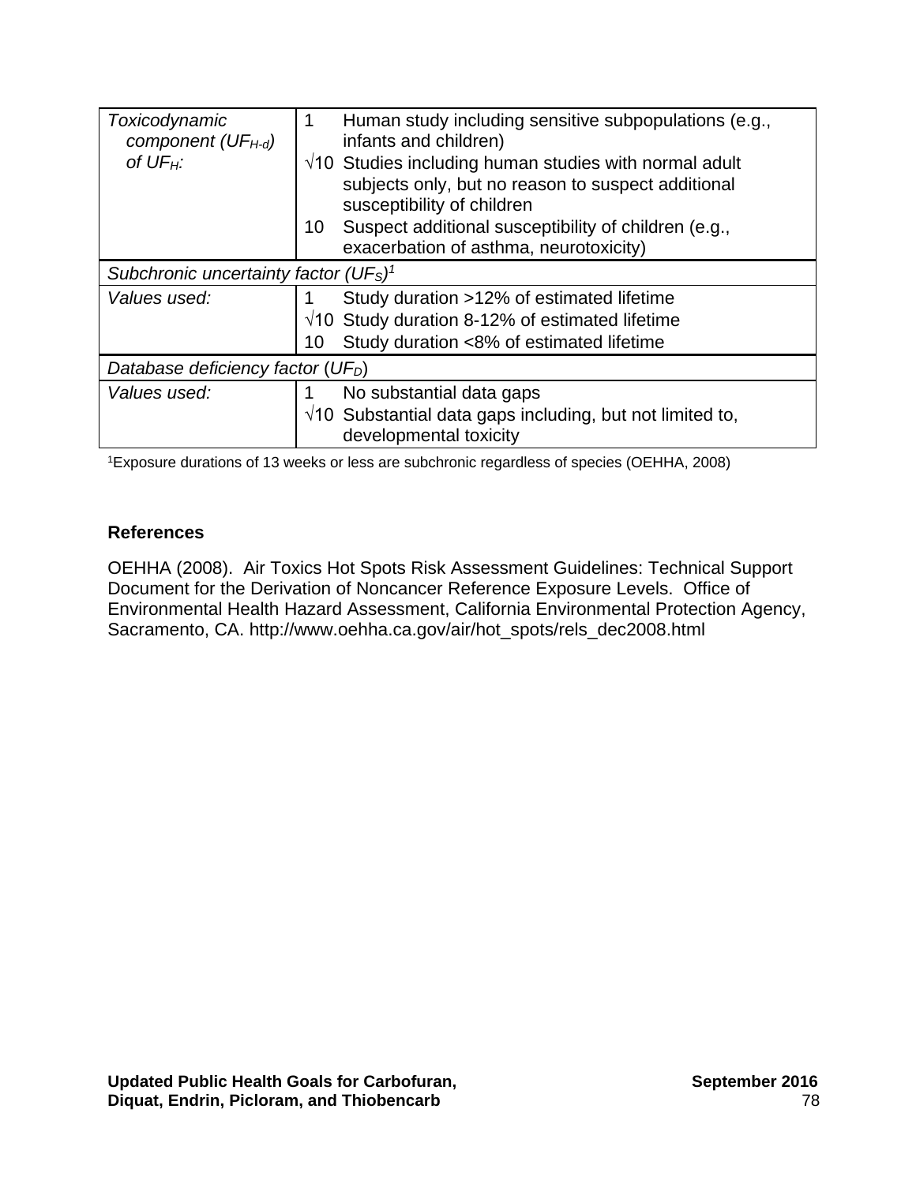| | |
|---|---|
| *Toxicodynamic component ($UF_{H-d}$) of $UF_H$:* | 1 Human study including sensitive subpopulations (e.g., infants and children)<br>√10 Studies including human studies with normal adult subjects only, but no reason to suspect additional susceptibility of children<br>10 Suspect additional susceptibility of children (e.g., exacerbation of asthma, neurotoxicity) |
| *Subchronic uncertainty factor ($UF_S$)[1]* | |
| *Values used:* | 1 Study duration >12% of estimated lifetime<br>√10 Study duration 8-12% of estimated lifetime<br>10 Study duration <8% of estimated lifetime |
| *Database deficiency factor ($UF_D$)* | |
| *Values used:* | 1 No substantial data gaps<br>√10 Substantial data gaps including, but not limited to, developmental toxicity |

[1]Exposure durations of 13 weeks or less are subchronic regardless of species (OEHHA, 2008)

**References**

OEHHA (2008). Air Toxics Hot Spots Risk Assessment Guidelines: Technical Support Document for the Derivation of Noncancer Reference Exposure Levels. Office of Environmental Health Hazard Assessment, California Environmental Protection Agency, Sacramento, CA. http://www.oehha.ca.gov/air/hot_spots/rels_dec2008.html